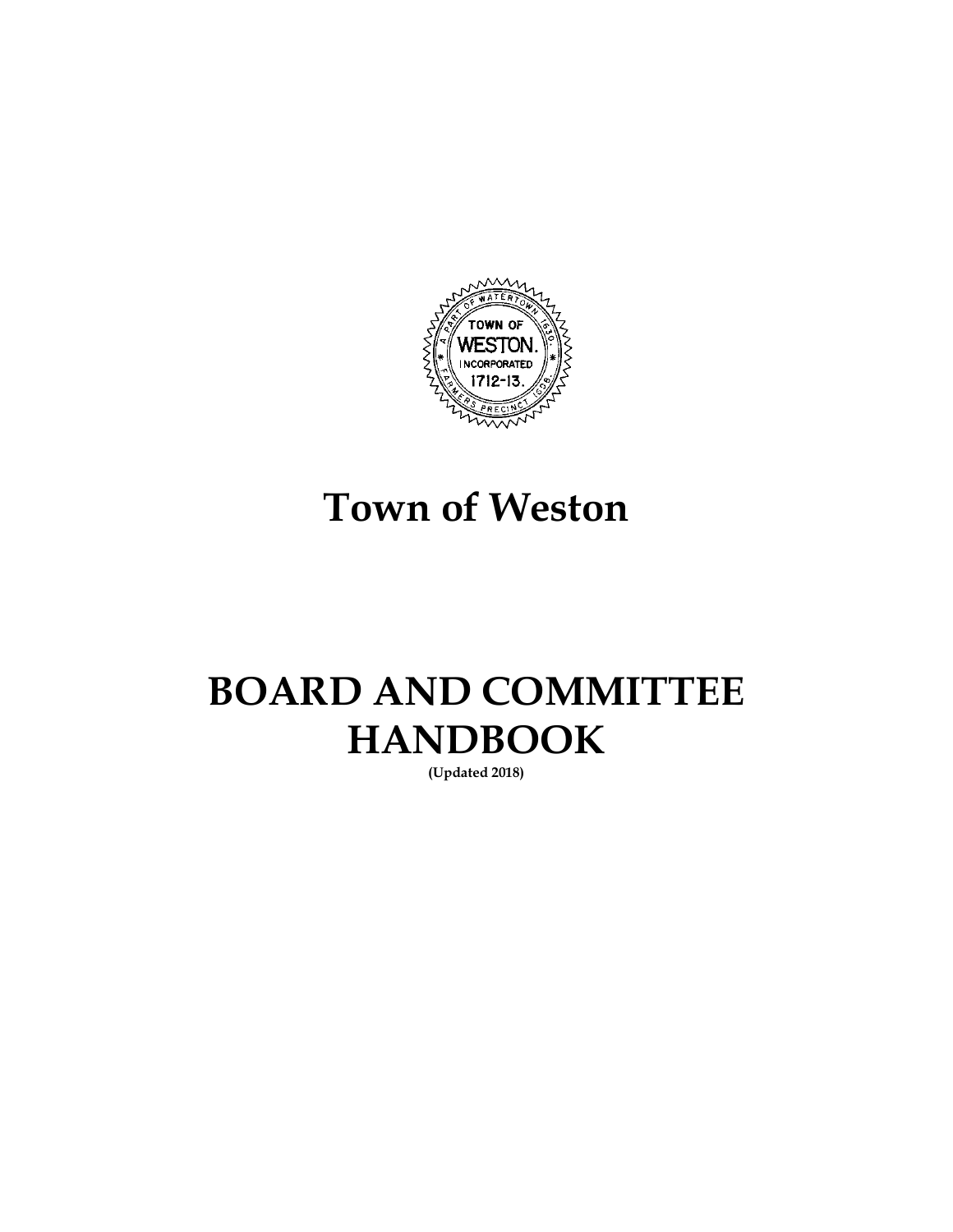# Town of Weston

# BOARD AND COMMITTEE HANDBOOK

**(Updated 2018)**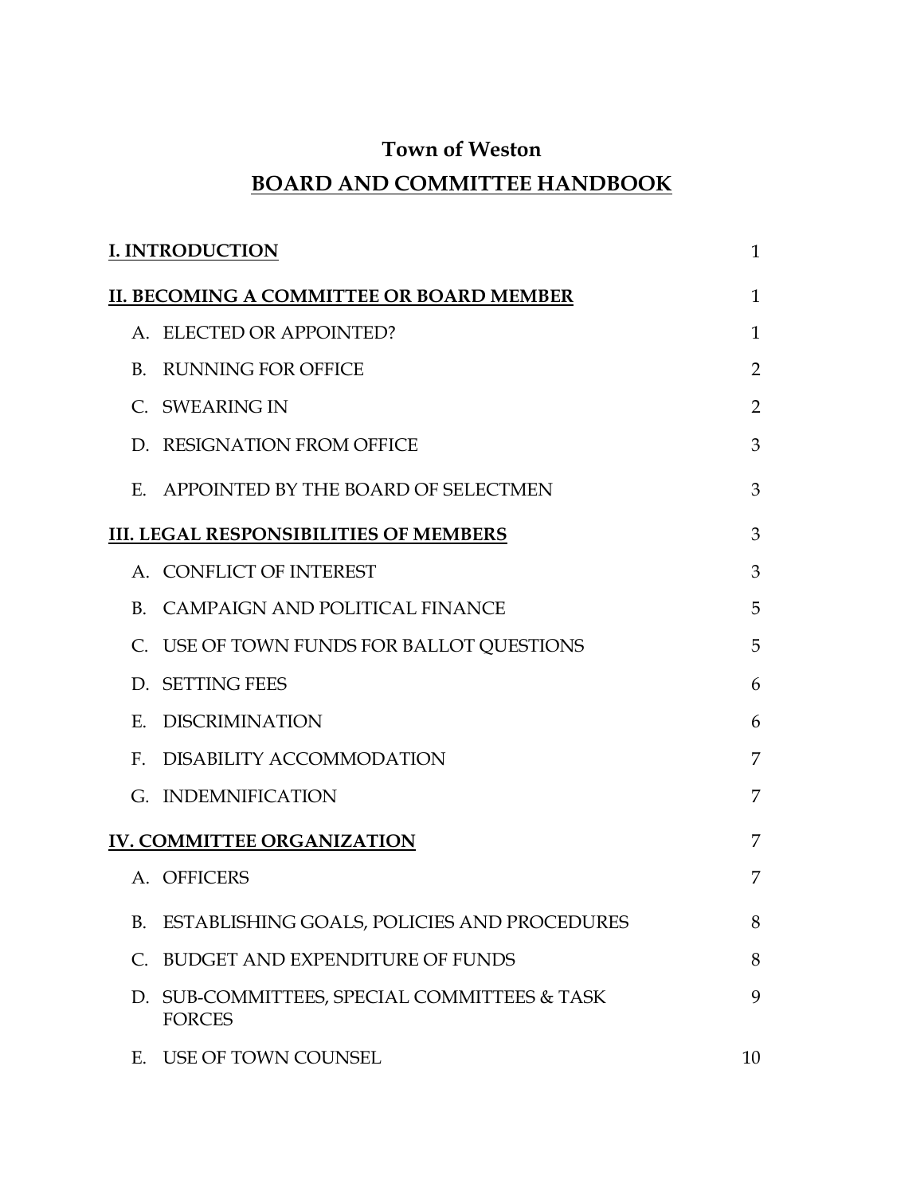# Town of Weston

## BOARD AND COMMITTEE HANDBOOK

| | |
|---|---|
| **I. INTRODUCTION** | 1 |
| **II. BECOMING A COMMITTEE OR BOARD MEMBER** | 1 |
| A. ELECTED OR APPOINTED? | 1 |
| B. RUNNING FOR OFFICE | 2 |
| C. SWEARING IN | 2 |
| D. RESIGNATION FROM OFFICE | 3 |
| E. APPOINTED BY THE BOARD OF SELECTMEN | 3 |
| **III. LEGAL RESPONSIBILITIES OF MEMBERS** | 3 |
| A. CONFLICT OF INTEREST | 3 |
| B. CAMPAIGN AND POLITICAL FINANCE | 5 |
| C. USE OF TOWN FUNDS FOR BALLOT QUESTIONS | 5 |
| D. SETTING FEES | 6 |
| E. DISCRIMINATION | 6 |
| F. DISABILITY ACCOMMODATION | 7 |
| G. INDEMNIFICATION | 7 |
| **IV. COMMITTEE ORGANIZATION** | 7 |
| A. OFFICERS | 7 |
| B. ESTABLISHING GOALS, POLICIES AND PROCEDURES | 8 |
| C. BUDGET AND EXPENDITURE OF FUNDS | 8 |
| D. SUB-COMMITTEES, SPECIAL COMMITTEES & TASK FORCES | 9 |
| E. USE OF TOWN COUNSEL | 10 |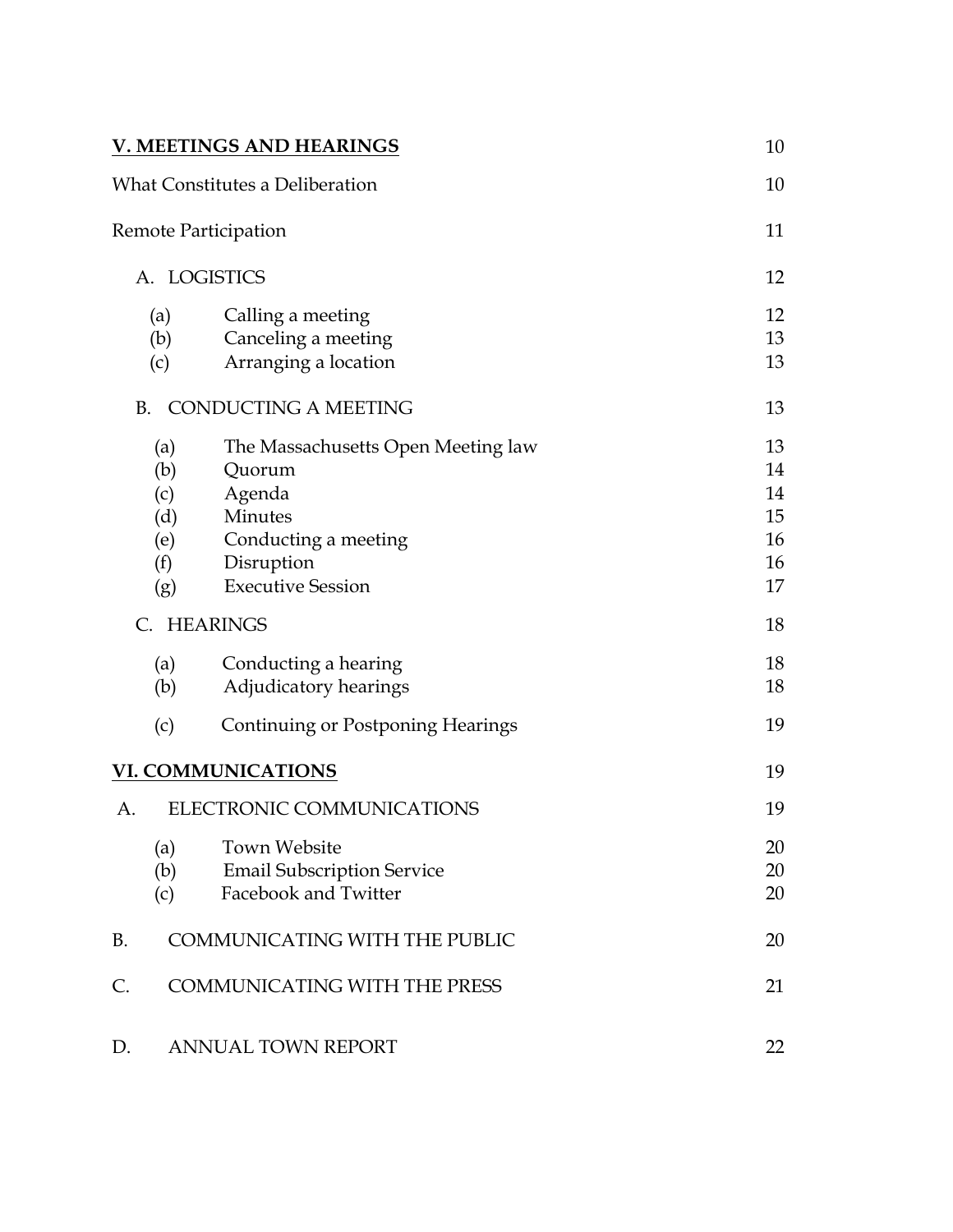| | | | |
|---|---|---|---|
| **V. MEETINGS AND HEARINGS** | | | 10 |
| What Constitutes a Deliberation | | | 10 |
| Remote Participation | | | 11 |
| A. LOGISTICS | | | 12 |
| | (a) | Calling a meeting | 12 |
| | (b) | Canceling a meeting | 13 |
| | (c) | Arranging a location | 13 |
| B. CONDUCTING A MEETING | | | 13 |
| | (a) | The Massachusetts Open Meeting law | 13 |
| | (b) | Quorum | 14 |
| | (c) | Agenda | 14 |
| | (d) | Minutes | 15 |
| | (e) | Conducting a meeting | 16 |
| | (f) | Disruption | 16 |
| | (g) | Executive Session | 17 |
| C. HEARINGS | | | 18 |
| | (a) | Conducting a hearing | 18 |
| | (b) | Adjudicatory hearings | 18 |
| | (c) | Continuing or Postponing Hearings | 19 |
| **VI. COMMUNICATIONS** | | | 19 |
| A. ELECTRONIC COMMUNICATIONS | | | 19 |
| | (a) | Town Website | 20 |
| | (b) | Email Subscription Service | 20 |
| | (c) | Facebook and Twitter | 20 |
| B. COMMUNICATING WITH THE PUBLIC | | | 20 |
| C. COMMUNICATING WITH THE PRESS | | | 21 |
| D. ANNUAL TOWN REPORT | | | 22 |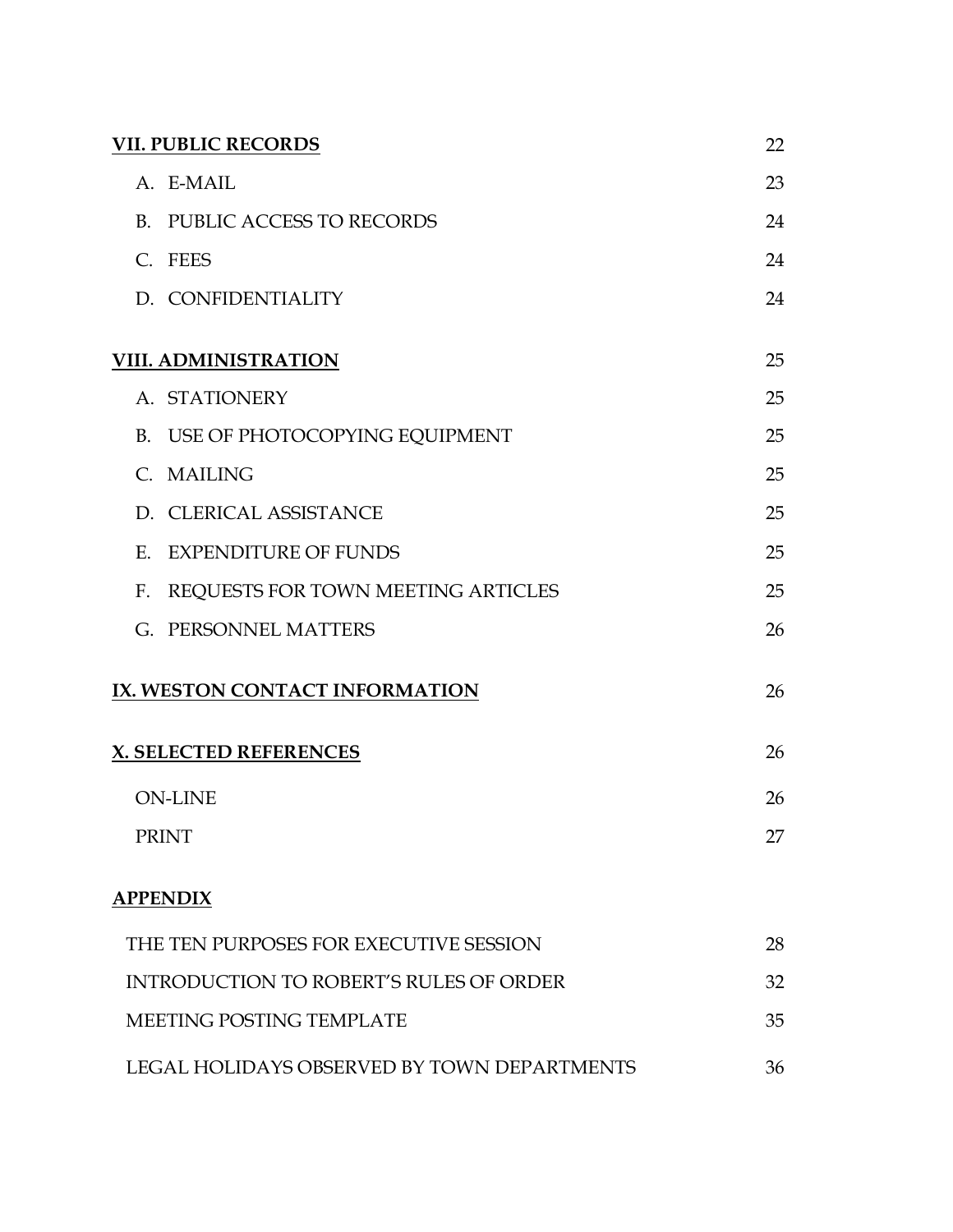**VII. PUBLIC RECORDS** 22

- A. E-MAIL 23
- B. PUBLIC ACCESS TO RECORDS 24
- C. FEES 24
- D. CONFIDENTIALITY 24

**VIII. ADMINISTRATION** 25

- A. STATIONERY 25
- B. USE OF PHOTOCOPYING EQUIPMENT 25
- C. MAILING 25
- D. CLERICAL ASSISTANCE 25
- E. EXPENDITURE OF FUNDS 25
- F. REQUESTS FOR TOWN MEETING ARTICLES 25
- G. PERSONNEL MATTERS 26

**IX. WESTON CONTACT INFORMATION** 26

**X. SELECTED REFERENCES** 26

- ON-LINE 26
- PRINT 27

**APPENDIX**

- THE TEN PURPOSES FOR EXECUTIVE SESSION 28
- INTRODUCTION TO ROBERT'S RULES OF ORDER 32
- MEETING POSTING TEMPLATE 35
- LEGAL HOLIDAYS OBSERVED BY TOWN DEPARTMENTS 36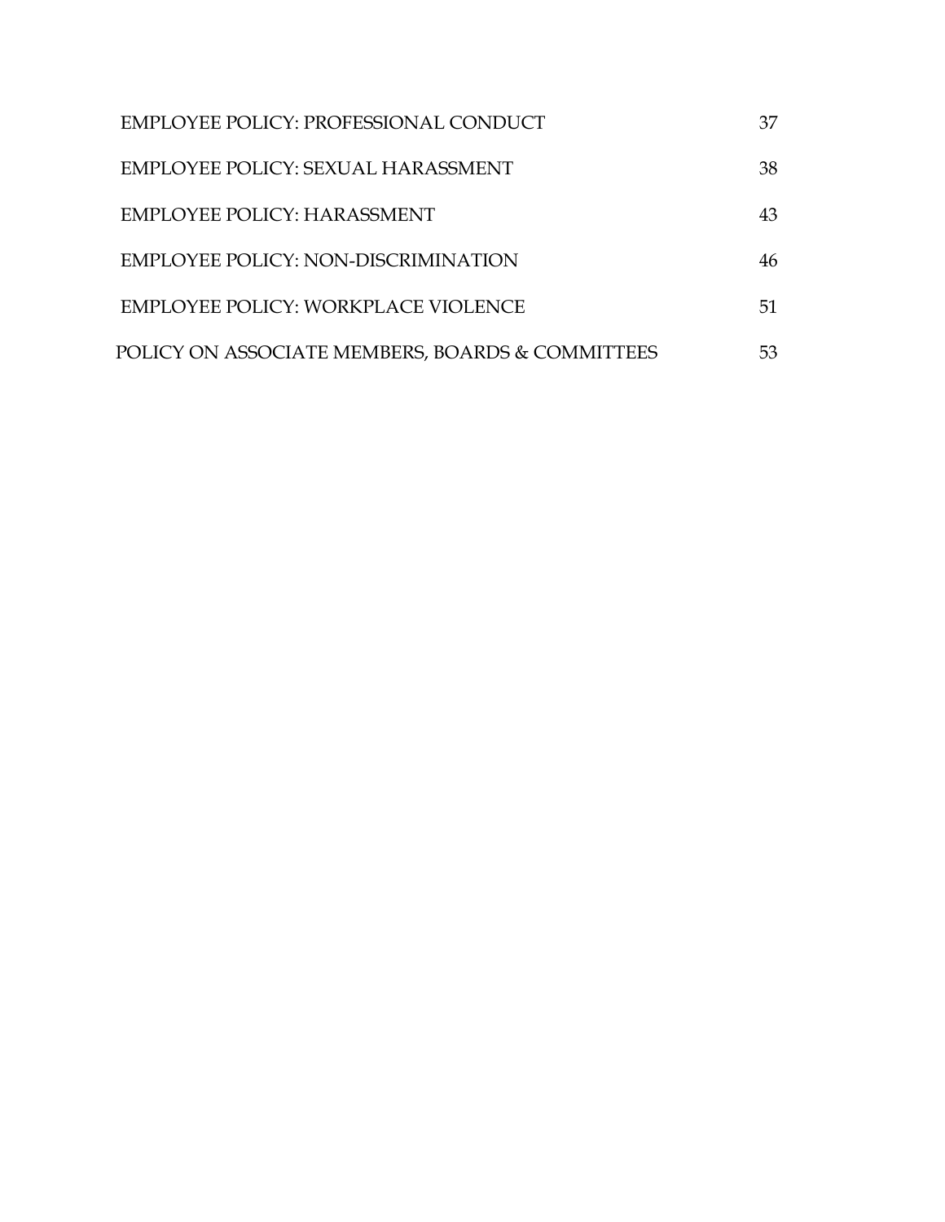| | |
|---|---|
| EMPLOYEE POLICY: PROFESSIONAL CONDUCT | 37 |
| EMPLOYEE POLICY: SEXUAL HARASSMENT | 38 |
| EMPLOYEE POLICY: HARASSMENT | 43 |
| EMPLOYEE POLICY: NON-DISCRIMINATION | 46 |
| EMPLOYEE POLICY: WORKPLACE VIOLENCE | 51 |
| POLICY ON ASSOCIATE MEMBERS, BOARDS & COMMITTEES | 53 |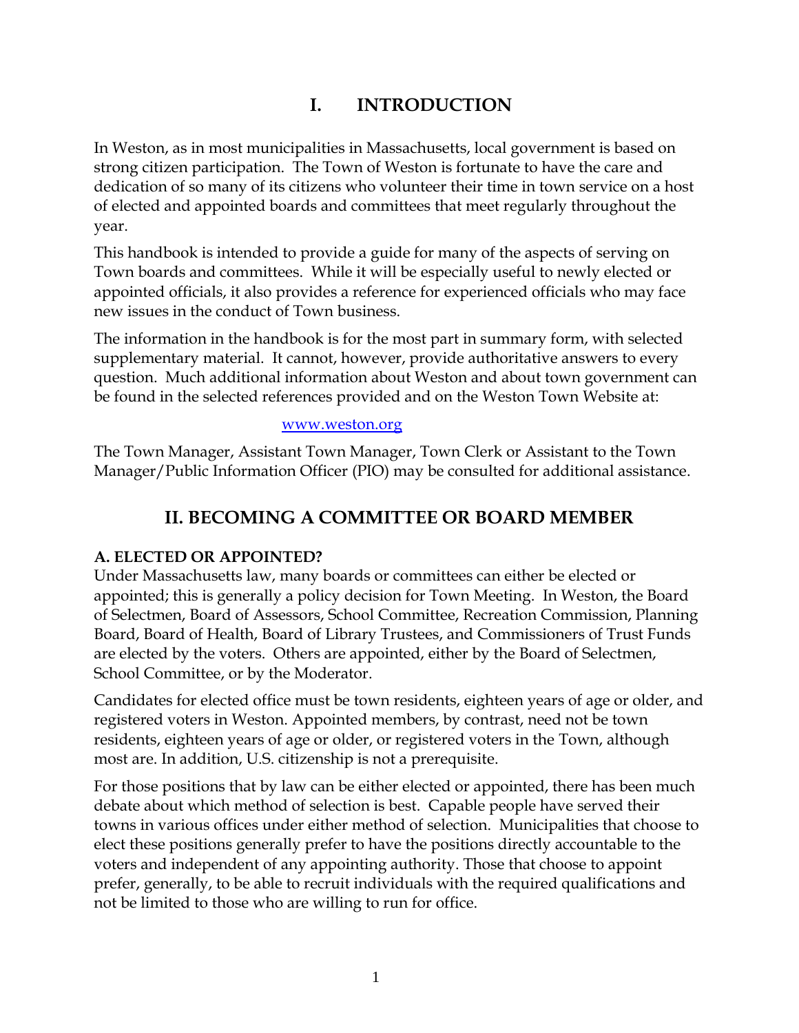# I. INTRODUCTION

In Weston, as in most municipalities in Massachusetts, local government is based on strong citizen participation. The Town of Weston is fortunate to have the care and dedication of so many of its citizens who volunteer their time in town service on a host of elected and appointed boards and committees that meet regularly throughout the year.

This handbook is intended to provide a guide for many of the aspects of serving on Town boards and committees. While it will be especially useful to newly elected or appointed officials, it also provides a reference for experienced officials who may face new issues in the conduct of Town business.

The information in the handbook is for the most part in summary form, with selected supplementary material. It cannot, however, provide authoritative answers to every question. Much additional information about Weston and about town government can be found in the selected references provided and on the Weston Town Website at:

www.weston.org

The Town Manager, Assistant Town Manager, Town Clerk or Assistant to the Town Manager/Public Information Officer (PIO) may be consulted for additional assistance.

# II. BECOMING A COMMITTEE OR BOARD MEMBER

### A. ELECTED OR APPOINTED?

Under Massachusetts law, many boards or committees can either be elected or appointed; this is generally a policy decision for Town Meeting. In Weston, the Board of Selectmen, Board of Assessors, School Committee, Recreation Commission, Planning Board, Board of Health, Board of Library Trustees, and Commissioners of Trust Funds are elected by the voters. Others are appointed, either by the Board of Selectmen, School Committee, or by the Moderator.

Candidates for elected office must be town residents, eighteen years of age or older, and registered voters in Weston. Appointed members, by contrast, need not be town residents, eighteen years of age or older, or registered voters in the Town, although most are. In addition, U.S. citizenship is not a prerequisite.

For those positions that by law can be either elected or appointed, there has been much debate about which method of selection is best. Capable people have served their towns in various offices under either method of selection. Municipalities that choose to elect these positions generally prefer to have the positions directly accountable to the voters and independent of any appointing authority. Those that choose to appoint prefer, generally, to be able to recruit individuals with the required qualifications and not be limited to those who are willing to run for office.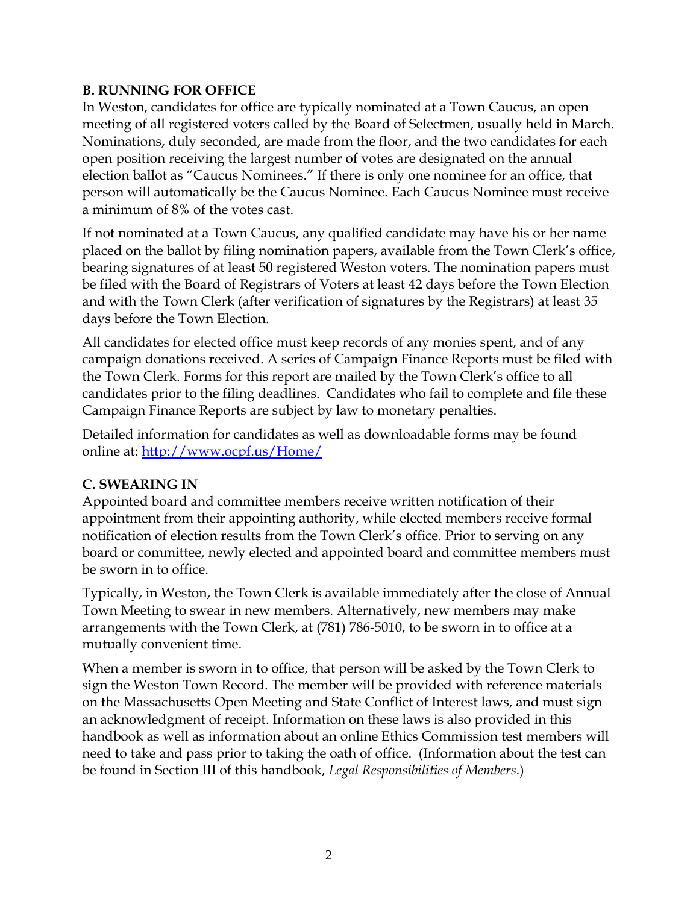## B. RUNNING FOR OFFICE

In Weston, candidates for office are typically nominated at a Town Caucus, an open meeting of all registered voters called by the Board of Selectmen, usually held in March. Nominations, duly seconded, are made from the floor, and the two candidates for each open position receiving the largest number of votes are designated on the annual election ballot as "Caucus Nominees." If there is only one nominee for an office, that person will automatically be the Caucus Nominee. Each Caucus Nominee must receive a minimum of 8% of the votes cast.

If not nominated at a Town Caucus, any qualified candidate may have his or her name placed on the ballot by filing nomination papers, available from the Town Clerk's office, bearing signatures of at least 50 registered Weston voters. The nomination papers must be filed with the Board of Registrars of Voters at least 42 days before the Town Election and with the Town Clerk (after verification of signatures by the Registrars) at least 35 days before the Town Election.

All candidates for elected office must keep records of any monies spent, and of any campaign donations received. A series of Campaign Finance Reports must be filed with the Town Clerk. Forms for this report are mailed by the Town Clerk's office to all candidates prior to the filing deadlines. Candidates who fail to complete and file these Campaign Finance Reports are subject by law to monetary penalties.

Detailed information for candidates as well as downloadable forms may be found online at: http://www.ocpf.us/Home/

## C. SWEARING IN

Appointed board and committee members receive written notification of their appointment from their appointing authority, while elected members receive formal notification of election results from the Town Clerk's office. Prior to serving on any board or committee, newly elected and appointed board and committee members must be sworn in to office.

Typically, in Weston, the Town Clerk is available immediately after the close of Annual Town Meeting to swear in new members. Alternatively, new members may make arrangements with the Town Clerk, at (781) 786-5010, to be sworn in to office at a mutually convenient time.

When a member is sworn in to office, that person will be asked by the Town Clerk to sign the Weston Town Record. The member will be provided with reference materials on the Massachusetts Open Meeting and State Conflict of Interest laws, and must sign an acknowledgment of receipt. Information on these laws is also provided in this handbook as well as information about an online Ethics Commission test members will need to take and pass prior to taking the oath of office. (Information about the test can be found in Section III of this handbook, *Legal Responsibilities of Members*.)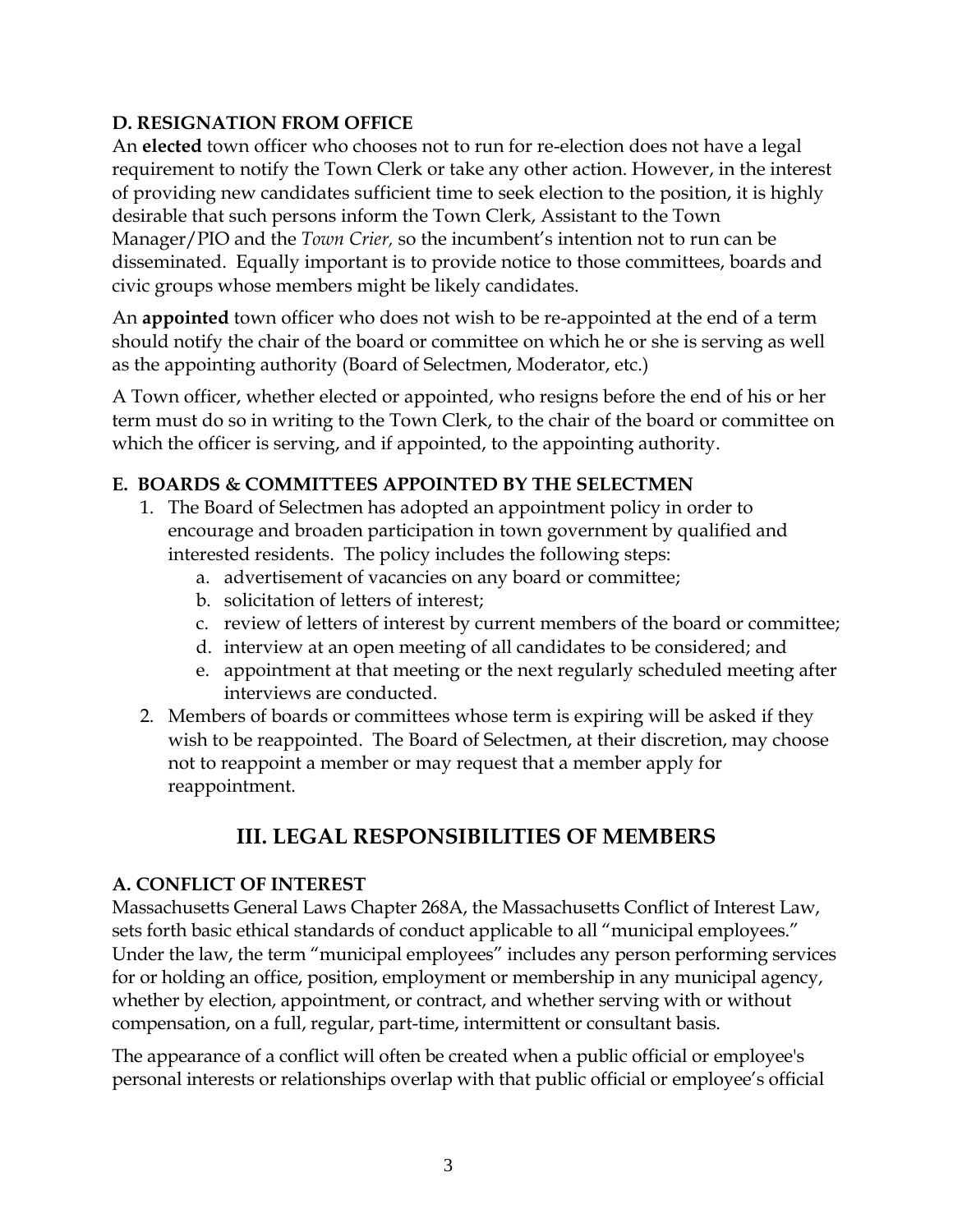### D. RESIGNATION FROM OFFICE

An **elected** town officer who chooses not to run for re-election does not have a legal requirement to notify the Town Clerk or take any other action. However, in the interest of providing new candidates sufficient time to seek election to the position, it is highly desirable that such persons inform the Town Clerk, Assistant to the Town Manager/PIO and the *Town Crier,* so the incumbent's intention not to run can be disseminated. Equally important is to provide notice to those committees, boards and civic groups whose members might be likely candidates.

An **appointed** town officer who does not wish to be re-appointed at the end of a term should notify the chair of the board or committee on which he or she is serving as well as the appointing authority (Board of Selectmen, Moderator, etc.)

A Town officer, whether elected or appointed, who resigns before the end of his or her term must do so in writing to the Town Clerk, to the chair of the board or committee on which the officer is serving, and if appointed, to the appointing authority.

### E. BOARDS & COMMITTEES APPOINTED BY THE SELECTMEN

1. The Board of Selectmen has adopted an appointment policy in order to encourage and broaden participation in town government by qualified and interested residents. The policy includes the following steps:
   a. advertisement of vacancies on any board or committee;
   b. solicitation of letters of interest;
   c. review of letters of interest by current members of the board or committee;
   d. interview at an open meeting of all candidates to be considered; and
   e. appointment at that meeting or the next regularly scheduled meeting after interviews are conducted.
2. Members of boards or committees whose term is expiring will be asked if they wish to be reappointed. The Board of Selectmen, at their discretion, may choose not to reappoint a member or may request that a member apply for reappointment.

## III. LEGAL RESPONSIBILITIES OF MEMBERS

### A. CONFLICT OF INTEREST

Massachusetts General Laws Chapter 268A, the Massachusetts Conflict of Interest Law, sets forth basic ethical standards of conduct applicable to all "municipal employees." Under the law, the term "municipal employees" includes any person performing services for or holding an office, position, employment or membership in any municipal agency, whether by election, appointment, or contract, and whether serving with or without compensation, on a full, regular, part-time, intermittent or consultant basis.

The appearance of a conflict will often be created when a public official or employee's personal interests or relationships overlap with that public official or employee's official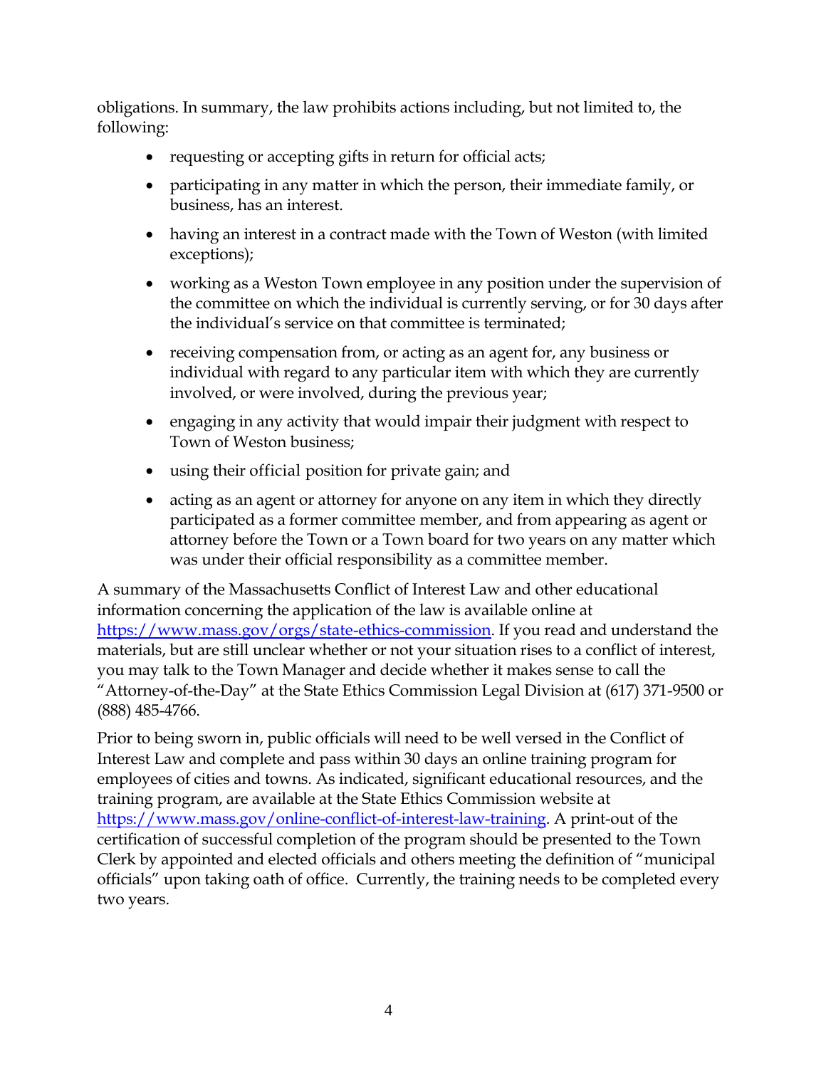obligations. In summary, the law prohibits actions including, but not limited to, the following:

- requesting or accepting gifts in return for official acts;
- participating in any matter in which the person, their immediate family, or business, has an interest.
- having an interest in a contract made with the Town of Weston (with limited exceptions);
- working as a Weston Town employee in any position under the supervision of the committee on which the individual is currently serving, or for 30 days after the individual's service on that committee is terminated;
- receiving compensation from, or acting as an agent for, any business or individual with regard to any particular item with which they are currently involved, or were involved, during the previous year;
- engaging in any activity that would impair their judgment with respect to Town of Weston business;
- using their official position for private gain; and
- acting as an agent or attorney for anyone on any item in which they directly participated as a former committee member, and from appearing as agent or attorney before the Town or a Town board for two years on any matter which was under their official responsibility as a committee member.

A summary of the Massachusetts Conflict of Interest Law and other educational information concerning the application of the law is available online at https://www.mass.gov/orgs/state-ethics-commission. If you read and understand the materials, but are still unclear whether or not your situation rises to a conflict of interest, you may talk to the Town Manager and decide whether it makes sense to call the "Attorney-of-the-Day" at the State Ethics Commission Legal Division at (617) 371-9500 or (888) 485-4766.

Prior to being sworn in, public officials will need to be well versed in the Conflict of Interest Law and complete and pass within 30 days an online training program for employees of cities and towns. As indicated, significant educational resources, and the training program, are available at the State Ethics Commission website at https://www.mass.gov/online-conflict-of-interest-law-training. A print-out of the certification of successful completion of the program should be presented to the Town Clerk by appointed and elected officials and others meeting the definition of "municipal officials" upon taking oath of office. Currently, the training needs to be completed every two years.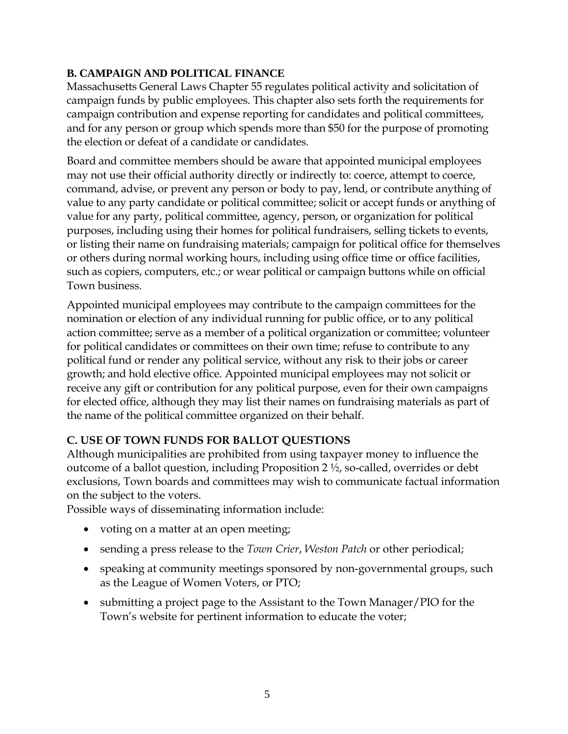## B. CAMPAIGN AND POLITICAL FINANCE

Massachusetts General Laws Chapter 55 regulates political activity and solicitation of campaign funds by public employees. This chapter also sets forth the requirements for campaign contribution and expense reporting for candidates and political committees, and for any person or group which spends more than $50 for the purpose of promoting the election or defeat of a candidate or candidates.

Board and committee members should be aware that appointed municipal employees may not use their official authority directly or indirectly to: coerce, attempt to coerce, command, advise, or prevent any person or body to pay, lend, or contribute anything of value to any party candidate or political committee; solicit or accept funds or anything of value for any party, political committee, agency, person, or organization for political purposes, including using their homes for political fundraisers, selling tickets to events, or listing their name on fundraising materials; campaign for political office for themselves or others during normal working hours, including using office time or office facilities, such as copiers, computers, etc.; or wear political or campaign buttons while on official Town business.

Appointed municipal employees may contribute to the campaign committees for the nomination or election of any individual running for public office, or to any political action committee; serve as a member of a political organization or committee; volunteer for political candidates or committees on their own time; refuse to contribute to any political fund or render any political service, without any risk to their jobs or career growth; and hold elective office. Appointed municipal employees may not solicit or receive any gift or contribution for any political purpose, even for their own campaigns for elected office, although they may list their names on fundraising materials as part of the name of the political committee organized on their behalf.

## C. USE OF TOWN FUNDS FOR BALLOT QUESTIONS

Although municipalities are prohibited from using taxpayer money to influence the outcome of a ballot question, including Proposition 2 ½, so-called, overrides or debt exclusions, Town boards and committees may wish to communicate factual information on the subject to the voters.

Possible ways of disseminating information include:

- voting on a matter at an open meeting;
- sending a press release to the *Town Crier*, *Weston Patch* or other periodical;
- speaking at community meetings sponsored by non-governmental groups, such as the League of Women Voters, or PTO;
- submitting a project page to the Assistant to the Town Manager/PIO for the Town's website for pertinent information to educate the voter;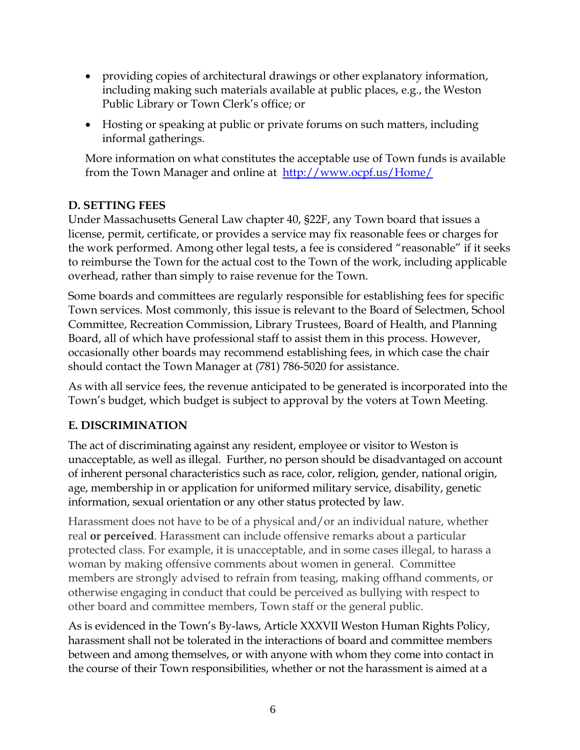- providing copies of architectural drawings or other explanatory information, including making such materials available at public places, e.g., the Weston Public Library or Town Clerk's office; or
- Hosting or speaking at public or private forums on such matters, including informal gatherings.

More information on what constitutes the acceptable use of Town funds is available from the Town Manager and online at http://www.ocpf.us/Home/

**D. SETTING FEES**

Under Massachusetts General Law chapter 40, §22F, any Town board that issues a license, permit, certificate, or provides a service may fix reasonable fees or charges for the work performed. Among other legal tests, a fee is considered "reasonable" if it seeks to reimburse the Town for the actual cost to the Town of the work, including applicable overhead, rather than simply to raise revenue for the Town.

Some boards and committees are regularly responsible for establishing fees for specific Town services. Most commonly, this issue is relevant to the Board of Selectmen, School Committee, Recreation Commission, Library Trustees, Board of Health, and Planning Board, all of which have professional staff to assist them in this process. However, occasionally other boards may recommend establishing fees, in which case the chair should contact the Town Manager at (781) 786-5020 for assistance.

As with all service fees, the revenue anticipated to be generated is incorporated into the Town's budget, which budget is subject to approval by the voters at Town Meeting.

**E. DISCRIMINATION**

The act of discriminating against any resident, employee or visitor to Weston is unacceptable, as well as illegal. Further, no person should be disadvantaged on account of inherent personal characteristics such as race, color, religion, gender, national origin, age, membership in or application for uniformed military service, disability, genetic information, sexual orientation or any other status protected by law.

Harassment does not have to be of a physical and/or an individual nature, whether real **or perceived**. Harassment can include offensive remarks about a particular protected class. For example, it is unacceptable, and in some cases illegal, to harass a woman by making offensive comments about women in general. Committee members are strongly advised to refrain from teasing, making offhand comments, or otherwise engaging in conduct that could be perceived as bullying with respect to other board and committee members, Town staff or the general public.

As is evidenced in the Town's By-laws, Article XXXVII Weston Human Rights Policy, harassment shall not be tolerated in the interactions of board and committee members between and among themselves, or with anyone with whom they come into contact in the course of their Town responsibilities, whether or not the harassment is aimed at a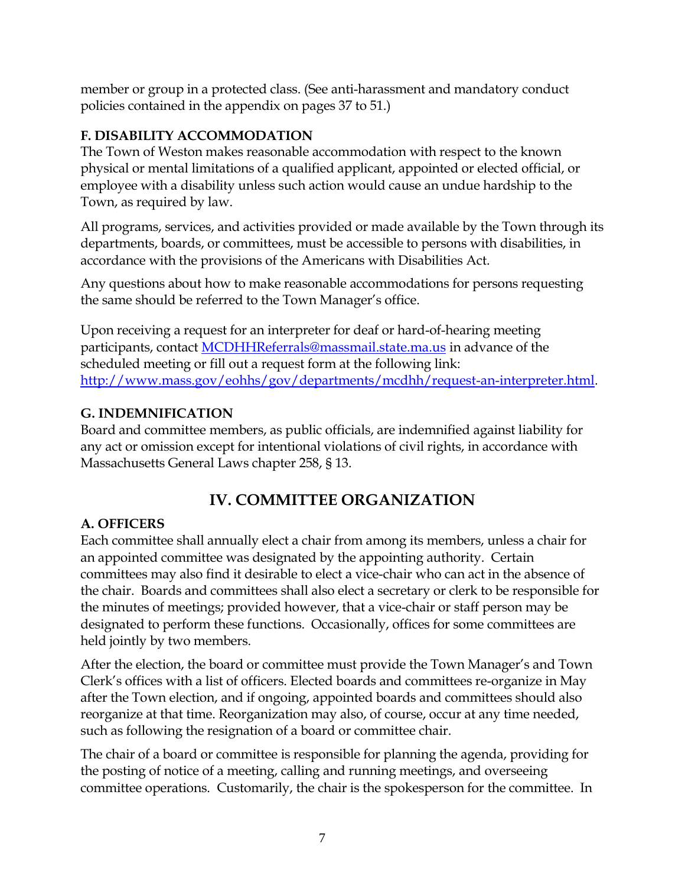member or group in a protected class. (See anti-harassment and mandatory conduct policies contained in the appendix on pages 37 to 51.)

### F. DISABILITY ACCOMMODATION

The Town of Weston makes reasonable accommodation with respect to the known physical or mental limitations of a qualified applicant, appointed or elected official, or employee with a disability unless such action would cause an undue hardship to the Town, as required by law.

All programs, services, and activities provided or made available by the Town through its departments, boards, or committees, must be accessible to persons with disabilities, in accordance with the provisions of the Americans with Disabilities Act.

Any questions about how to make reasonable accommodations for persons requesting the same should be referred to the Town Manager's office.

Upon receiving a request for an interpreter for deaf or hard-of-hearing meeting participants, contact MCDHHReferrals@massmail.state.ma.us in advance of the scheduled meeting or fill out a request form at the following link: http://www.mass.gov/eohhs/gov/departments/mcdhh/request-an-interpreter.html.

### G. INDEMNIFICATION

Board and committee members, as public officials, are indemnified against liability for any act or omission except for intentional violations of civil rights, in accordance with Massachusetts General Laws chapter 258, § 13.

## IV. COMMITTEE ORGANIZATION

### A. OFFICERS

Each committee shall annually elect a chair from among its members, unless a chair for an appointed committee was designated by the appointing authority. Certain committees may also find it desirable to elect a vice-chair who can act in the absence of the chair. Boards and committees shall also elect a secretary or clerk to be responsible for the minutes of meetings; provided however, that a vice-chair or staff person may be designated to perform these functions. Occasionally, offices for some committees are held jointly by two members.

After the election, the board or committee must provide the Town Manager's and Town Clerk's offices with a list of officers. Elected boards and committees re-organize in May after the Town election, and if ongoing, appointed boards and committees should also reorganize at that time. Reorganization may also, of course, occur at any time needed, such as following the resignation of a board or committee chair.

The chair of a board or committee is responsible for planning the agenda, providing for the posting of notice of a meeting, calling and running meetings, and overseeing committee operations. Customarily, the chair is the spokesperson for the committee. In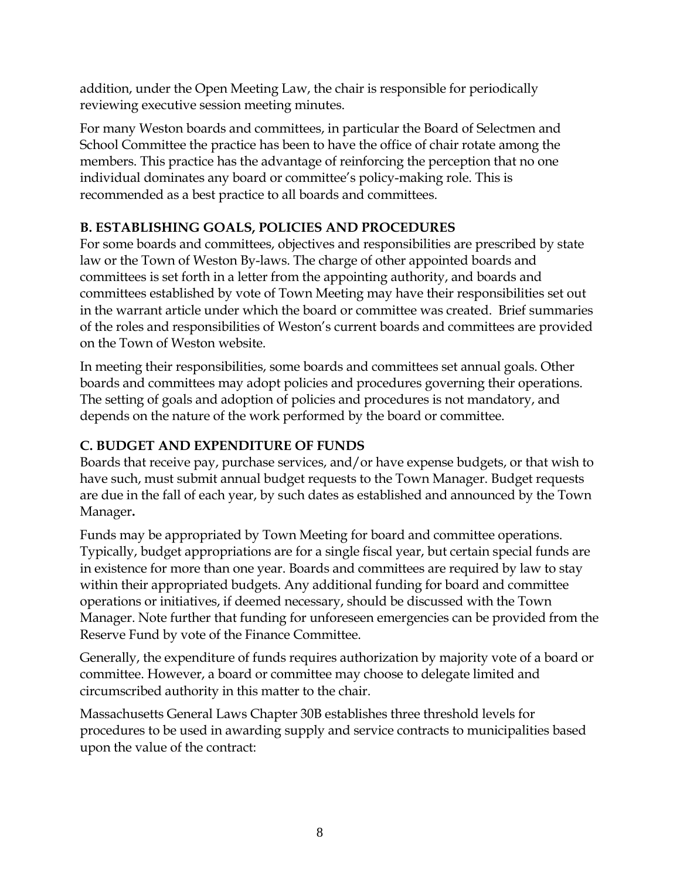addition, under the Open Meeting Law, the chair is responsible for periodically reviewing executive session meeting minutes.

For many Weston boards and committees, in particular the Board of Selectmen and School Committee the practice has been to have the office of chair rotate among the members. This practice has the advantage of reinforcing the perception that no one individual dominates any board or committee's policy-making role. This is recommended as a best practice to all boards and committees.

### B. ESTABLISHING GOALS, POLICIES AND PROCEDURES

For some boards and committees, objectives and responsibilities are prescribed by state law or the Town of Weston By-laws. The charge of other appointed boards and committees is set forth in a letter from the appointing authority, and boards and committees established by vote of Town Meeting may have their responsibilities set out in the warrant article under which the board or committee was created. Brief summaries of the roles and responsibilities of Weston's current boards and committees are provided on the Town of Weston website.

In meeting their responsibilities, some boards and committees set annual goals. Other boards and committees may adopt policies and procedures governing their operations. The setting of goals and adoption of policies and procedures is not mandatory, and depends on the nature of the work performed by the board or committee.

### C. BUDGET AND EXPENDITURE OF FUNDS

Boards that receive pay, purchase services, and/or have expense budgets, or that wish to have such, must submit annual budget requests to the Town Manager. Budget requests are due in the fall of each year, by such dates as established and announced by the Town Manager.

Funds may be appropriated by Town Meeting for board and committee operations. Typically, budget appropriations are for a single fiscal year, but certain special funds are in existence for more than one year. Boards and committees are required by law to stay within their appropriated budgets. Any additional funding for board and committee operations or initiatives, if deemed necessary, should be discussed with the Town Manager. Note further that funding for unforeseen emergencies can be provided from the Reserve Fund by vote of the Finance Committee.

Generally, the expenditure of funds requires authorization by majority vote of a board or committee. However, a board or committee may choose to delegate limited and circumscribed authority in this matter to the chair.

Massachusetts General Laws Chapter 30B establishes three threshold levels for procedures to be used in awarding supply and service contracts to municipalities based upon the value of the contract: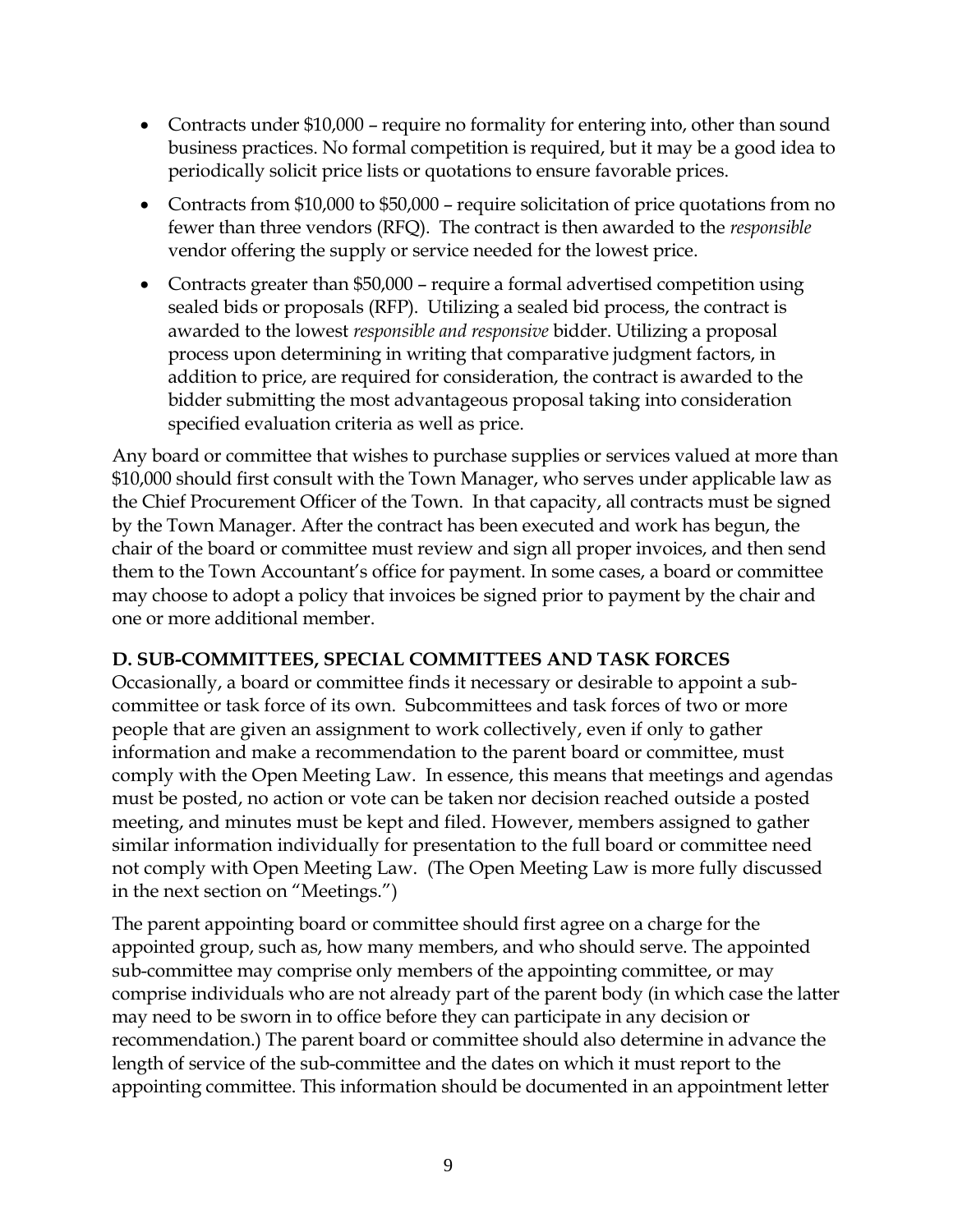- Contracts under $10,000 – require no formality for entering into, other than sound business practices. No formal competition is required, but it may be a good idea to periodically solicit price lists or quotations to ensure favorable prices.
- Contracts from $10,000 to $50,000 – require solicitation of price quotations from no fewer than three vendors (RFQ). The contract is then awarded to the *responsible* vendor offering the supply or service needed for the lowest price.
- Contracts greater than $50,000 – require a formal advertised competition using sealed bids or proposals (RFP). Utilizing a sealed bid process, the contract is awarded to the lowest *responsible and responsive* bidder. Utilizing a proposal process upon determining in writing that comparative judgment factors, in addition to price, are required for consideration, the contract is awarded to the bidder submitting the most advantageous proposal taking into consideration specified evaluation criteria as well as price.

Any board or committee that wishes to purchase supplies or services valued at more than $10,000 should first consult with the Town Manager, who serves under applicable law as the Chief Procurement Officer of the Town. In that capacity, all contracts must be signed by the Town Manager. After the contract has been executed and work has begun, the chair of the board or committee must review and sign all proper invoices, and then send them to the Town Accountant's office for payment. In some cases, a board or committee may choose to adopt a policy that invoices be signed prior to payment by the chair and one or more additional member.

**D. SUB-COMMITTEES, SPECIAL COMMITTEES AND TASK FORCES**

Occasionally, a board or committee finds it necessary or desirable to appoint a sub-committee or task force of its own. Subcommittees and task forces of two or more people that are given an assignment to work collectively, even if only to gather information and make a recommendation to the parent board or committee, must comply with the Open Meeting Law. In essence, this means that meetings and agendas must be posted, no action or vote can be taken nor decision reached outside a posted meeting, and minutes must be kept and filed. However, members assigned to gather similar information individually for presentation to the full board or committee need not comply with Open Meeting Law. (The Open Meeting Law is more fully discussed in the next section on "Meetings.")

The parent appointing board or committee should first agree on a charge for the appointed group, such as, how many members, and who should serve. The appointed sub-committee may comprise only members of the appointing committee, or may comprise individuals who are not already part of the parent body (in which case the latter may need to be sworn in to office before they can participate in any decision or recommendation.) The parent board or committee should also determine in advance the length of service of the sub-committee and the dates on which it must report to the appointing committee. This information should be documented in an appointment letter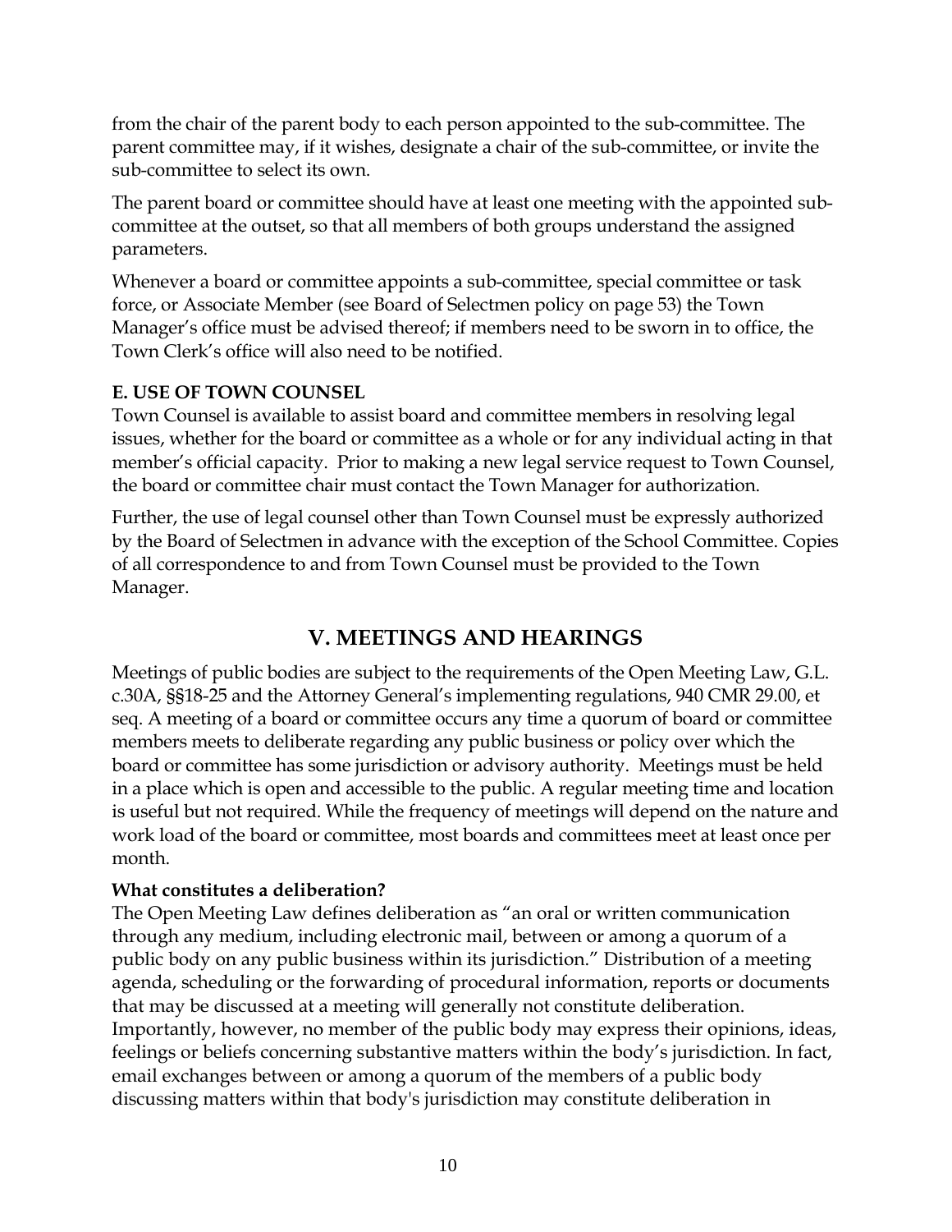from the chair of the parent body to each person appointed to the sub-committee. The parent committee may, if it wishes, designate a chair of the sub-committee, or invite the sub-committee to select its own.

The parent board or committee should have at least one meeting with the appointed sub-committee at the outset, so that all members of both groups understand the assigned parameters.

Whenever a board or committee appoints a sub-committee, special committee or task force, or Associate Member (see Board of Selectmen policy on page 53) the Town Manager's office must be advised thereof; if members need to be sworn in to office, the Town Clerk's office will also need to be notified.

**E. USE OF TOWN COUNSEL**

Town Counsel is available to assist board and committee members in resolving legal issues, whether for the board or committee as a whole or for any individual acting in that member's official capacity. Prior to making a new legal service request to Town Counsel, the board or committee chair must contact the Town Manager for authorization.

Further, the use of legal counsel other than Town Counsel must be expressly authorized by the Board of Selectmen in advance with the exception of the School Committee. Copies of all correspondence to and from Town Counsel must be provided to the Town Manager.

## V. MEETINGS AND HEARINGS

Meetings of public bodies are subject to the requirements of the Open Meeting Law, G.L. c.30A, §§18-25 and the Attorney General's implementing regulations, 940 CMR 29.00, et seq. A meeting of a board or committee occurs any time a quorum of board or committee members meets to deliberate regarding any public business or policy over which the board or committee has some jurisdiction or advisory authority. Meetings must be held in a place which is open and accessible to the public. A regular meeting time and location is useful but not required. While the frequency of meetings will depend on the nature and work load of the board or committee, most boards and committees meet at least once per month.

**What constitutes a deliberation?**

The Open Meeting Law defines deliberation as "an oral or written communication through any medium, including electronic mail, between or among a quorum of a public body on any public business within its jurisdiction." Distribution of a meeting agenda, scheduling or the forwarding of procedural information, reports or documents that may be discussed at a meeting will generally not constitute deliberation. Importantly, however, no member of the public body may express their opinions, ideas, feelings or beliefs concerning substantive matters within the body's jurisdiction. In fact, email exchanges between or among a quorum of the members of a public body discussing matters within that body's jurisdiction may constitute deliberation in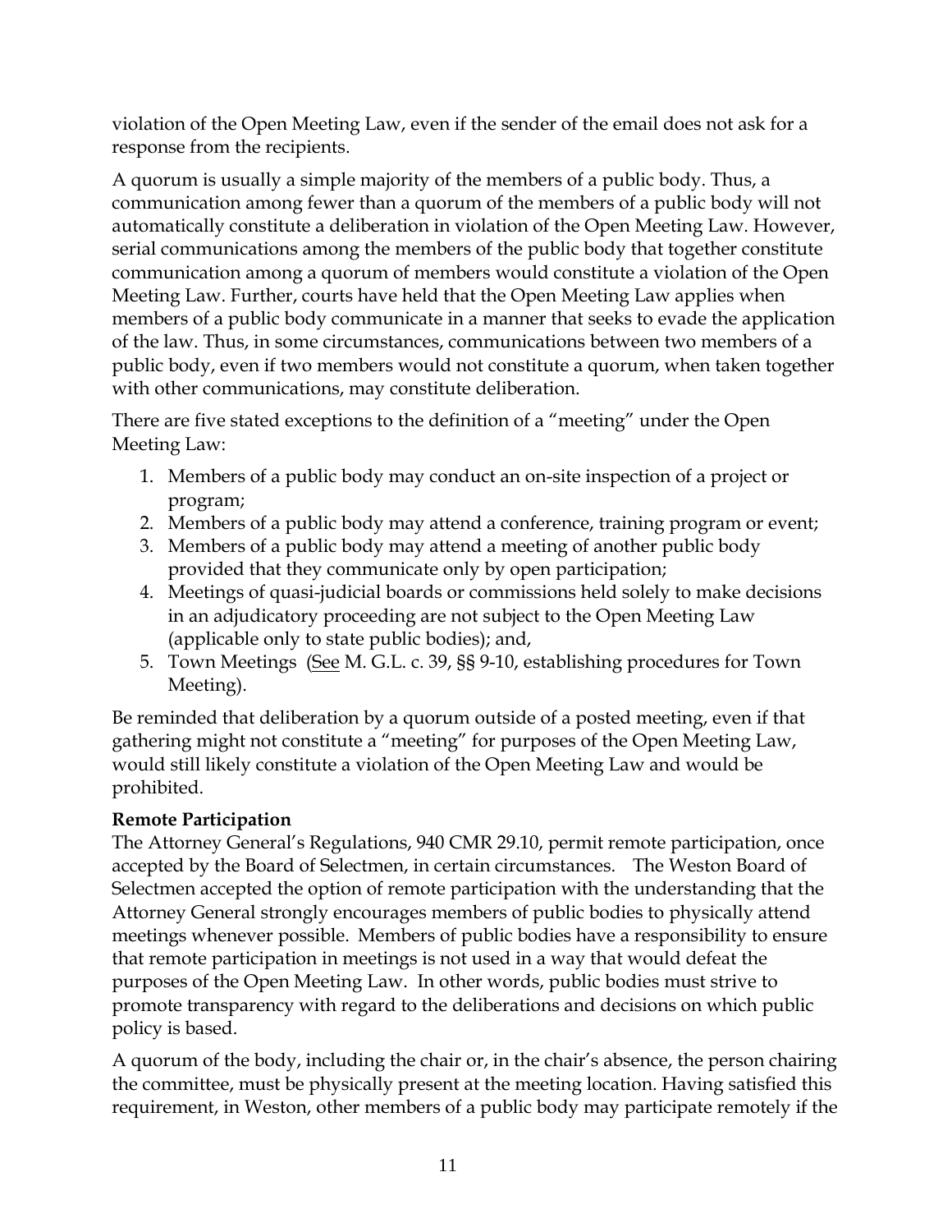violation of the Open Meeting Law, even if the sender of the email does not ask for a response from the recipients.

A quorum is usually a simple majority of the members of a public body. Thus, a communication among fewer than a quorum of the members of a public body will not automatically constitute a deliberation in violation of the Open Meeting Law. However, serial communications among the members of the public body that together constitute communication among a quorum of members would constitute a violation of the Open Meeting Law. Further, courts have held that the Open Meeting Law applies when members of a public body communicate in a manner that seeks to evade the application of the law. Thus, in some circumstances, communications between two members of a public body, even if two members would not constitute a quorum, when taken together with other communications, may constitute deliberation.

There are five stated exceptions to the definition of a "meeting" under the Open Meeting Law:

1. Members of a public body may conduct an on-site inspection of a project or program;
2. Members of a public body may attend a conference, training program or event;
3. Members of a public body may attend a meeting of another public body provided that they communicate only by open participation;
4. Meetings of quasi-judicial boards or commissions held solely to make decisions in an adjudicatory proceeding are not subject to the Open Meeting Law (applicable only to state public bodies); and,
5. Town Meetings (See M. G.L. c. 39, §§ 9-10, establishing procedures for Town Meeting).

Be reminded that deliberation by a quorum outside of a posted meeting, even if that gathering might not constitute a "meeting" for purposes of the Open Meeting Law, would still likely constitute a violation of the Open Meeting Law and would be prohibited.

**Remote Participation**

The Attorney General's Regulations, 940 CMR 29.10, permit remote participation, once accepted by the Board of Selectmen, in certain circumstances. The Weston Board of Selectmen accepted the option of remote participation with the understanding that the Attorney General strongly encourages members of public bodies to physically attend meetings whenever possible. Members of public bodies have a responsibility to ensure that remote participation in meetings is not used in a way that would defeat the purposes of the Open Meeting Law. In other words, public bodies must strive to promote transparency with regard to the deliberations and decisions on which public policy is based.

A quorum of the body, including the chair or, in the chair's absence, the person chairing the committee, must be physically present at the meeting location. Having satisfied this requirement, in Weston, other members of a public body may participate remotely if the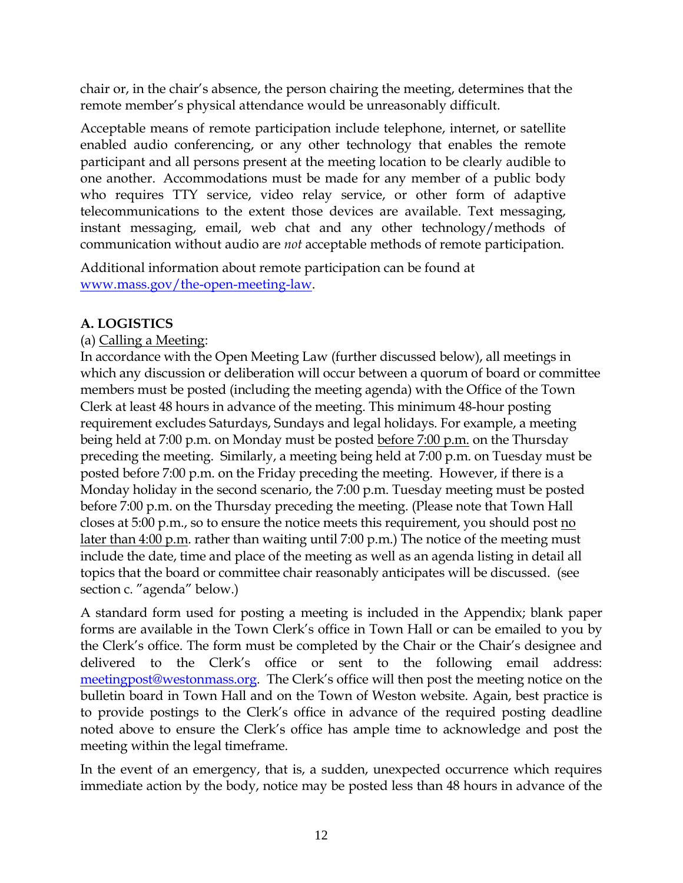chair or, in the chair's absence, the person chairing the meeting, determines that the remote member's physical attendance would be unreasonably difficult.

Acceptable means of remote participation include telephone, internet, or satellite enabled audio conferencing, or any other technology that enables the remote participant and all persons present at the meeting location to be clearly audible to one another. Accommodations must be made for any member of a public body who requires TTY service, video relay service, or other form of adaptive telecommunications to the extent those devices are available. Text messaging, instant messaging, email, web chat and any other technology/methods of communication without audio are *not* acceptable methods of remote participation.

Additional information about remote participation can be found at [www.mass.gov/the-open-meeting-law](www.mass.gov/the-open-meeting-law).

**A. LOGISTICS**

(a) Calling a Meeting:

In accordance with the Open Meeting Law (further discussed below), all meetings in which any discussion or deliberation will occur between a quorum of board or committee members must be posted (including the meeting agenda) with the Office of the Town Clerk at least 48 hours in advance of the meeting. This minimum 48-hour posting requirement excludes Saturdays, Sundays and legal holidays. For example, a meeting being held at 7:00 p.m. on Monday must be posted before 7:00 p.m. on the Thursday preceding the meeting. Similarly, a meeting being held at 7:00 p.m. on Tuesday must be posted before 7:00 p.m. on the Friday preceding the meeting. However, if there is a Monday holiday in the second scenario, the 7:00 p.m. Tuesday meeting must be posted before 7:00 p.m. on the Thursday preceding the meeting. (Please note that Town Hall closes at 5:00 p.m., so to ensure the notice meets this requirement, you should post no later than 4:00 p.m. rather than waiting until 7:00 p.m.) The notice of the meeting must include the date, time and place of the meeting as well as an agenda listing in detail all topics that the board or committee chair reasonably anticipates will be discussed. (see section c. "agenda" below.)

A standard form used for posting a meeting is included in the Appendix; blank paper forms are available in the Town Clerk's office in Town Hall or can be emailed to you by the Clerk's office. The form must be completed by the Chair or the Chair's designee and delivered to the Clerk's office or sent to the following email address: [meetingpost@westonmass.org](mailto:meetingpost@westonmass.org). The Clerk's office will then post the meeting notice on the bulletin board in Town Hall and on the Town of Weston website. Again, best practice is to provide postings to the Clerk's office in advance of the required posting deadline noted above to ensure the Clerk's office has ample time to acknowledge and post the meeting within the legal timeframe.

In the event of an emergency, that is, a sudden, unexpected occurrence which requires immediate action by the body, notice may be posted less than 48 hours in advance of the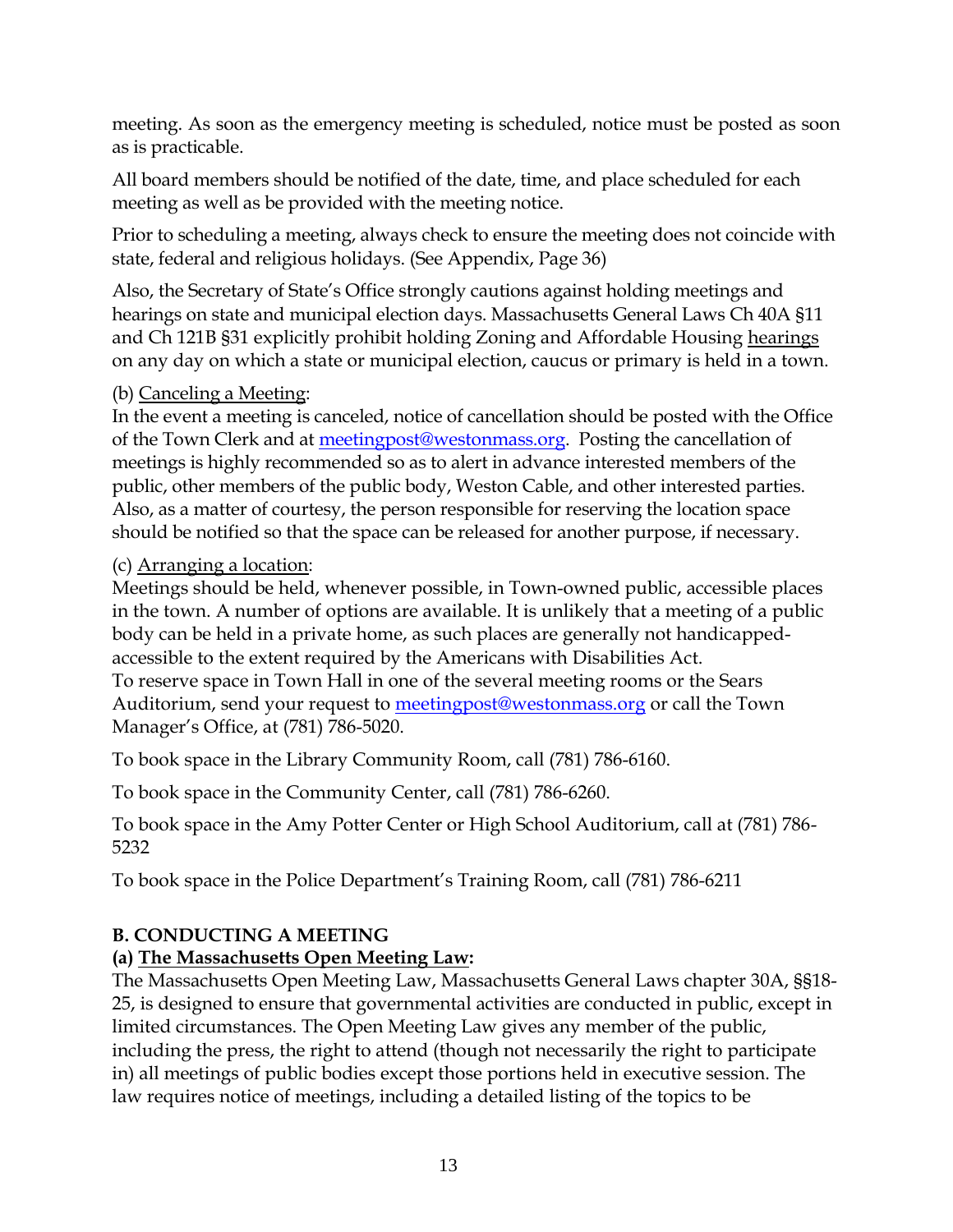meeting. As soon as the emergency meeting is scheduled, notice must be posted as soon as is practicable.

All board members should be notified of the date, time, and place scheduled for each meeting as well as be provided with the meeting notice.

Prior to scheduling a meeting, always check to ensure the meeting does not coincide with state, federal and religious holidays. (See Appendix, Page 36)

Also, the Secretary of State's Office strongly cautions against holding meetings and hearings on state and municipal election days. Massachusetts General Laws Ch 40A §11 and Ch 121B §31 explicitly prohibit holding Zoning and Affordable Housing hearings on any day on which a state or municipal election, caucus or primary is held in a town.

(b) Canceling a Meeting:
In the event a meeting is canceled, notice of cancellation should be posted with the Office of the Town Clerk and at meetingpost@westonmass.org. Posting the cancellation of meetings is highly recommended so as to alert in advance interested members of the public, other members of the public body, Weston Cable, and other interested parties. Also, as a matter of courtesy, the person responsible for reserving the location space should be notified so that the space can be released for another purpose, if necessary.

(c) Arranging a location:
Meetings should be held, whenever possible, in Town-owned public, accessible places in the town. A number of options are available. It is unlikely that a meeting of a public body can be held in a private home, as such places are generally not handicapped-accessible to the extent required by the Americans with Disabilities Act.
To reserve space in Town Hall in one of the several meeting rooms or the Sears Auditorium, send your request to meetingpost@westonmass.org or call the Town Manager's Office, at (781) 786-5020.

To book space in the Library Community Room, call (781) 786-6160.

To book space in the Community Center, call (781) 786-6260.

To book space in the Amy Potter Center or High School Auditorium, call at (781) 786-5232

To book space in the Police Department's Training Room, call (781) 786-6211

## B. CONDUCTING A MEETING

### (a) The Massachusetts Open Meeting Law:

The Massachusetts Open Meeting Law, Massachusetts General Laws chapter 30A, §§18-25, is designed to ensure that governmental activities are conducted in public, except in limited circumstances. The Open Meeting Law gives any member of the public, including the press, the right to attend (though not necessarily the right to participate in) all meetings of public bodies except those portions held in executive session. The law requires notice of meetings, including a detailed listing of the topics to be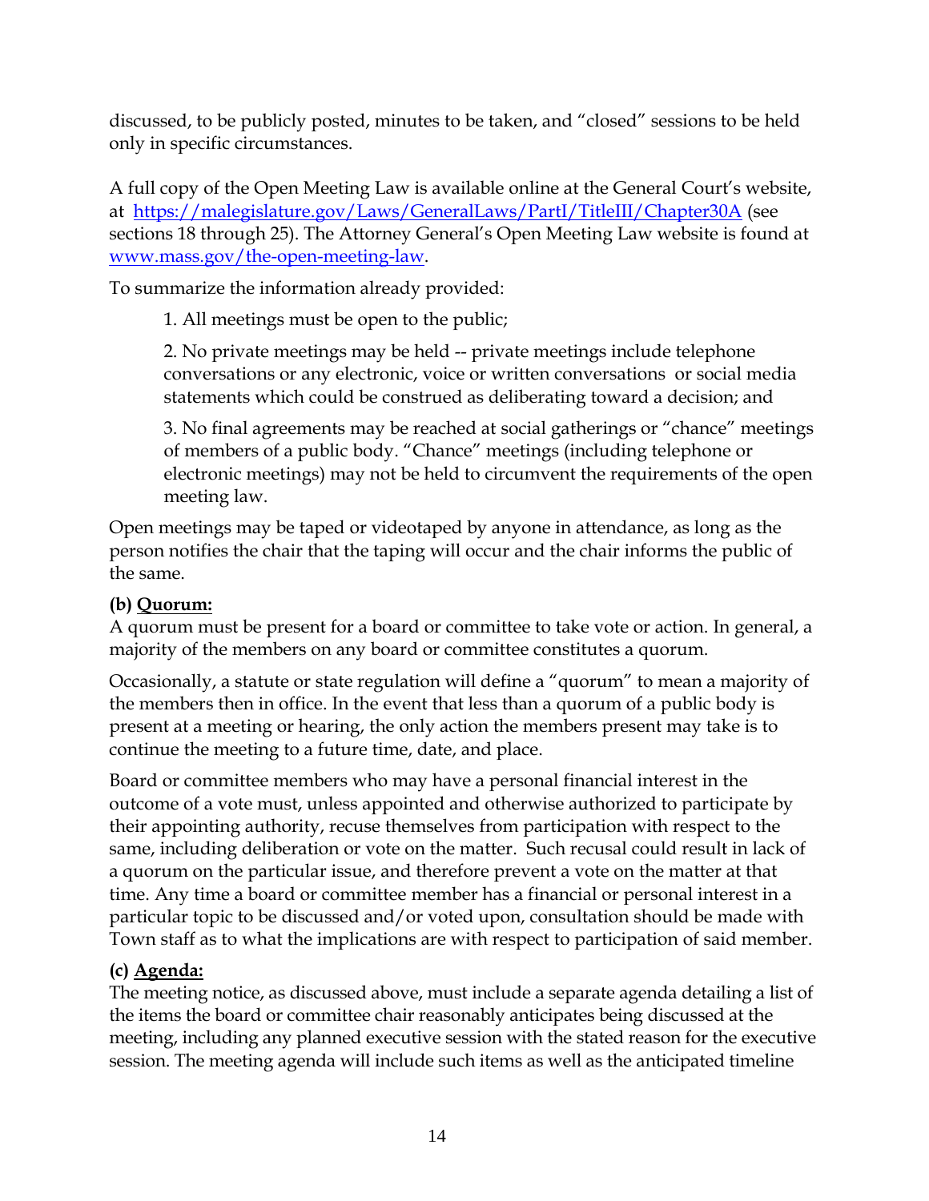discussed, to be publicly posted, minutes to be taken, and "closed" sessions to be held only in specific circumstances.

A full copy of the Open Meeting Law is available online at the General Court's website, at [https://malegislature.gov/Laws/GeneralLaws/PartI/TitleIII/Chapter30A](https://malegislature.gov/Laws/GeneralLaws/PartI/TitleIII/Chapter30A) (see sections 18 through 25). The Attorney General's Open Meeting Law website is found at [www.mass.gov/the-open-meeting-law](www.mass.gov/the-open-meeting-law).

To summarize the information already provided:

> 1. All meetings must be open to the public;
>
> 2. No private meetings may be held -- private meetings include telephone conversations or any electronic, voice or written conversations or social media statements which could be construed as deliberating toward a decision; and
>
> 3. No final agreements may be reached at social gatherings or "chance" meetings of members of a public body. "Chance" meetings (including telephone or electronic meetings) may not be held to circumvent the requirements of the open meeting law.

Open meetings may be taped or videotaped by anyone in attendance, as long as the person notifies the chair that the taping will occur and the chair informs the public of the same.

**(b) Quorum:**

A quorum must be present for a board or committee to take vote or action. In general, a majority of the members on any board or committee constitutes a quorum.

Occasionally, a statute or state regulation will define a "quorum" to mean a majority of the members then in office. In the event that less than a quorum of a public body is present at a meeting or hearing, the only action the members present may take is to continue the meeting to a future time, date, and place.

Board or committee members who may have a personal financial interest in the outcome of a vote must, unless appointed and otherwise authorized to participate by their appointing authority, recuse themselves from participation with respect to the same, including deliberation or vote on the matter. Such recusal could result in lack of a quorum on the particular issue, and therefore prevent a vote on the matter at that time. Any time a board or committee member has a financial or personal interest in a particular topic to be discussed and/or voted upon, consultation should be made with Town staff as to what the implications are with respect to participation of said member.

**(c) Agenda:**

The meeting notice, as discussed above, must include a separate agenda detailing a list of the items the board or committee chair reasonably anticipates being discussed at the meeting, including any planned executive session with the stated reason for the executive session. The meeting agenda will include such items as well as the anticipated timeline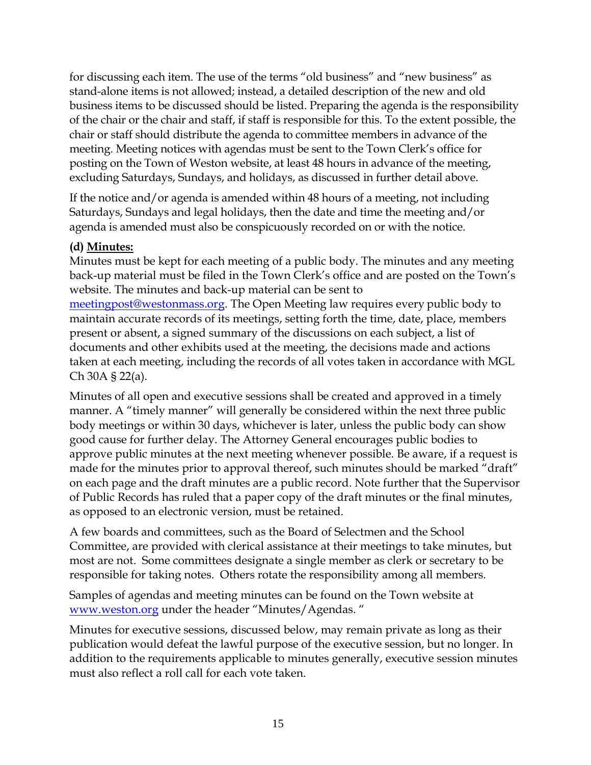for discussing each item. The use of the terms “old business” and “new business” as stand-alone items is not allowed; instead, a detailed description of the new and old business items to be discussed should be listed. Preparing the agenda is the responsibility of the chair or the chair and staff, if staff is responsible for this. To the extent possible, the chair or staff should distribute the agenda to committee members in advance of the meeting. Meeting notices with agendas must be sent to the Town Clerk’s office for posting on the Town of Weston website, at least 48 hours in advance of the meeting, excluding Saturdays, Sundays, and holidays, as discussed in further detail above.

If the notice and/or agenda is amended within 48 hours of a meeting, not including Saturdays, Sundays and legal holidays, then the date and time the meeting and/or agenda is amended must also be conspicuously recorded on or with the notice.

**(d) <u>Minutes:</u>**

Minutes must be kept for each meeting of a public body. The minutes and any meeting back-up material must be filed in the Town Clerk’s office and are posted on the Town’s website. The minutes and back-up material can be sent to meetingpost@westonmass.org. The Open Meeting law requires every public body to maintain accurate records of its meetings, setting forth the time, date, place, members present or absent, a signed summary of the discussions on each subject, a list of documents and other exhibits used at the meeting, the decisions made and actions taken at each meeting, including the records of all votes taken in accordance with MGL Ch 30A § 22(a).

Minutes of all open and executive sessions shall be created and approved in a timely manner. A “timely manner” will generally be considered within the next three public body meetings or within 30 days, whichever is later, unless the public body can show good cause for further delay. The Attorney General encourages public bodies to approve public minutes at the next meeting whenever possible. Be aware, if a request is made for the minutes prior to approval thereof, such minutes should be marked “draft” on each page and the draft minutes are a public record. Note further that the Supervisor of Public Records has ruled that a paper copy of the draft minutes or the final minutes, as opposed to an electronic version, must be retained.

A few boards and committees, such as the Board of Selectmen and the School Committee, are provided with clerical assistance at their meetings to take minutes, but most are not. Some committees designate a single member as clerk or secretary to be responsible for taking notes. Others rotate the responsibility among all members.

Samples of agendas and meeting minutes can be found on the Town website at www.weston.org under the header “Minutes/Agendas. “

Minutes for executive sessions, discussed below, may remain private as long as their publication would defeat the lawful purpose of the executive session, but no longer. In addition to the requirements applicable to minutes generally, executive session minutes must also reflect a roll call for each vote taken.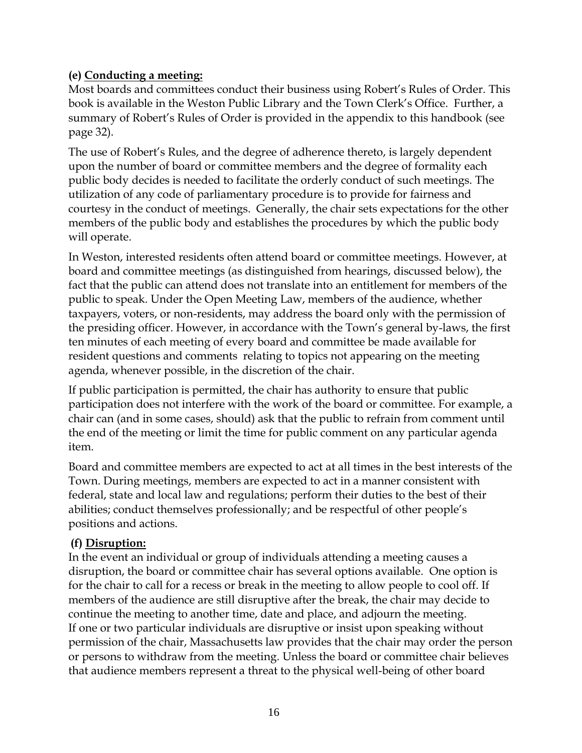**(e) Conducting a meeting:**

Most boards and committees conduct their business using Robert's Rules of Order. This book is available in the Weston Public Library and the Town Clerk's Office. Further, a summary of Robert's Rules of Order is provided in the appendix to this handbook (see page 32).

The use of Robert's Rules, and the degree of adherence thereto, is largely dependent upon the number of board or committee members and the degree of formality each public body decides is needed to facilitate the orderly conduct of such meetings. The utilization of any code of parliamentary procedure is to provide for fairness and courtesy in the conduct of meetings. Generally, the chair sets expectations for the other members of the public body and establishes the procedures by which the public body will operate.

In Weston, interested residents often attend board or committee meetings. However, at board and committee meetings (as distinguished from hearings, discussed below), the fact that the public can attend does not translate into an entitlement for members of the public to speak. Under the Open Meeting Law, members of the audience, whether taxpayers, voters, or non-residents, may address the board only with the permission of the presiding officer. However, in accordance with the Town's general by-laws, the first ten minutes of each meeting of every board and committee be made available for resident questions and comments relating to topics not appearing on the meeting agenda, whenever possible, in the discretion of the chair.

If public participation is permitted, the chair has authority to ensure that public participation does not interfere with the work of the board or committee. For example, a chair can (and in some cases, should) ask that the public to refrain from comment until the end of the meeting or limit the time for public comment on any particular agenda item.

Board and committee members are expected to act at all times in the best interests of the Town. During meetings, members are expected to act in a manner consistent with federal, state and local law and regulations; perform their duties to the best of their abilities; conduct themselves professionally; and be respectful of other people's positions and actions.

**(f) Disruption:**

In the event an individual or group of individuals attending a meeting causes a disruption, the board or committee chair has several options available. One option is for the chair to call for a recess or break in the meeting to allow people to cool off. If members of the audience are still disruptive after the break, the chair may decide to continue the meeting to another time, date and place, and adjourn the meeting. If one or two particular individuals are disruptive or insist upon speaking without permission of the chair, Massachusetts law provides that the chair may order the person or persons to withdraw from the meeting. Unless the board or committee chair believes that audience members represent a threat to the physical well-being of other board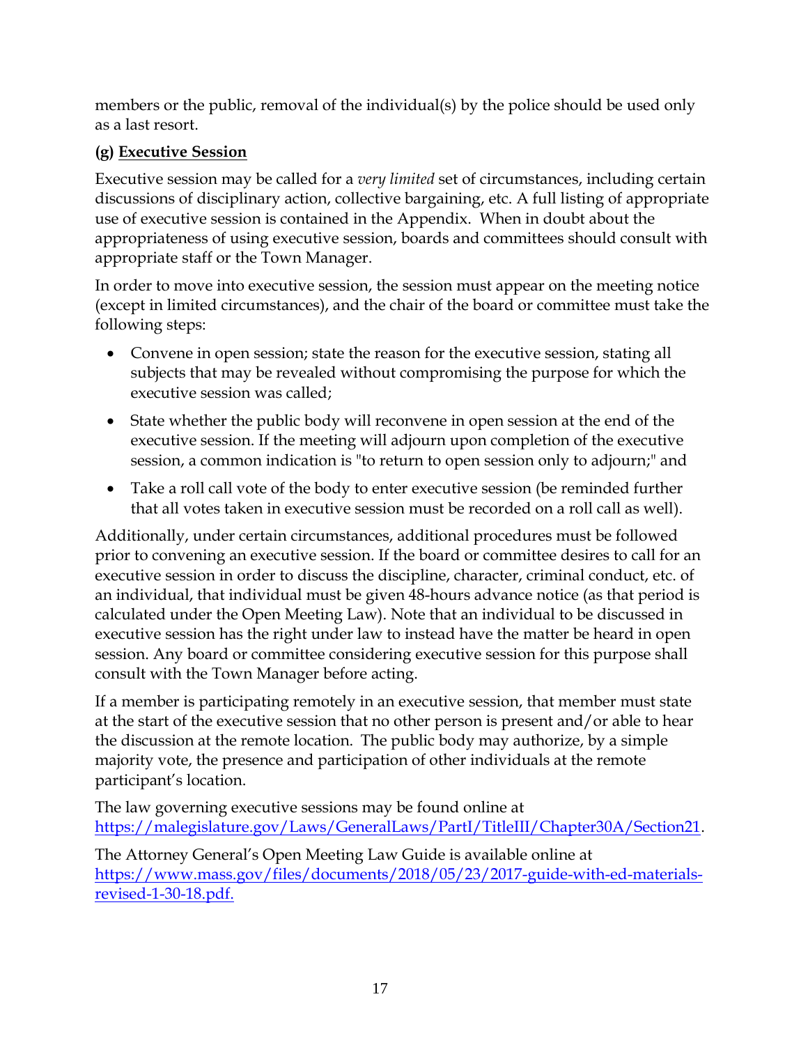members or the public, removal of the individual(s) by the police should be used only as a last resort.

**(g) Executive Session**

Executive session may be called for a *very limited* set of circumstances, including certain discussions of disciplinary action, collective bargaining, etc. A full listing of appropriate use of executive session is contained in the Appendix. When in doubt about the appropriateness of using executive session, boards and committees should consult with appropriate staff or the Town Manager.

In order to move into executive session, the session must appear on the meeting notice (except in limited circumstances), and the chair of the board or committee must take the following steps:

- Convene in open session; state the reason for the executive session, stating all subjects that may be revealed without compromising the purpose for which the executive session was called;
- State whether the public body will reconvene in open session at the end of the executive session. If the meeting will adjourn upon completion of the executive session, a common indication is "to return to open session only to adjourn;" and
- Take a roll call vote of the body to enter executive session (be reminded further that all votes taken in executive session must be recorded on a roll call as well).

Additionally, under certain circumstances, additional procedures must be followed prior to convening an executive session. If the board or committee desires to call for an executive session in order to discuss the discipline, character, criminal conduct, etc. of an individual, that individual must be given 48-hours advance notice (as that period is calculated under the Open Meeting Law). Note that an individual to be discussed in executive session has the right under law to instead have the matter be heard in open session. Any board or committee considering executive session for this purpose shall consult with the Town Manager before acting.

If a member is participating remotely in an executive session, that member must state at the start of the executive session that no other person is present and/or able to hear the discussion at the remote location. The public body may authorize, by a simple majority vote, the presence and participation of other individuals at the remote participant's location.

The law governing executive sessions may be found online at https://malegislature.gov/Laws/GeneralLaws/PartI/TitleIII/Chapter30A/Section21.

The Attorney General's Open Meeting Law Guide is available online at https://www.mass.gov/files/documents/2018/05/23/2017-guide-with-ed-materials-revised-1-30-18.pdf.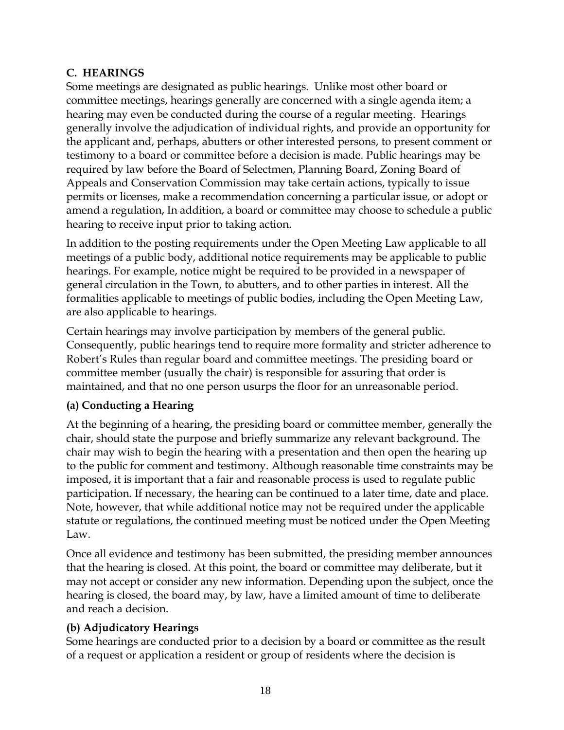### C. HEARINGS

Some meetings are designated as public hearings. Unlike most other board or committee meetings, hearings generally are concerned with a single agenda item; a hearing may even be conducted during the course of a regular meeting. Hearings generally involve the adjudication of individual rights, and provide an opportunity for the applicant and, perhaps, abutters or other interested persons, to present comment or testimony to a board or committee before a decision is made. Public hearings may be required by law before the Board of Selectmen, Planning Board, Zoning Board of Appeals and Conservation Commission may take certain actions, typically to issue permits or licenses, make a recommendation concerning a particular issue, or adopt or amend a regulation, In addition, a board or committee may choose to schedule a public hearing to receive input prior to taking action.

In addition to the posting requirements under the Open Meeting Law applicable to all meetings of a public body, additional notice requirements may be applicable to public hearings. For example, notice might be required to be provided in a newspaper of general circulation in the Town, to abutters, and to other parties in interest. All the formalities applicable to meetings of public bodies, including the Open Meeting Law, are also applicable to hearings.

Certain hearings may involve participation by members of the general public. Consequently, public hearings tend to require more formality and stricter adherence to Robert's Rules than regular board and committee meetings. The presiding board or committee member (usually the chair) is responsible for assuring that order is maintained, and that no one person usurps the floor for an unreasonable period.

#### (a) Conducting a Hearing

At the beginning of a hearing, the presiding board or committee member, generally the chair, should state the purpose and briefly summarize any relevant background. The chair may wish to begin the hearing with a presentation and then open the hearing up to the public for comment and testimony. Although reasonable time constraints may be imposed, it is important that a fair and reasonable process is used to regulate public participation. If necessary, the hearing can be continued to a later time, date and place. Note, however, that while additional notice may not be required under the applicable statute or regulations, the continued meeting must be noticed under the Open Meeting Law.

Once all evidence and testimony has been submitted, the presiding member announces that the hearing is closed. At this point, the board or committee may deliberate, but it may not accept or consider any new information. Depending upon the subject, once the hearing is closed, the board may, by law, have a limited amount of time to deliberate and reach a decision.

#### (b) Adjudicatory Hearings

Some hearings are conducted prior to a decision by a board or committee as the result of a request or application a resident or group of residents where the decision is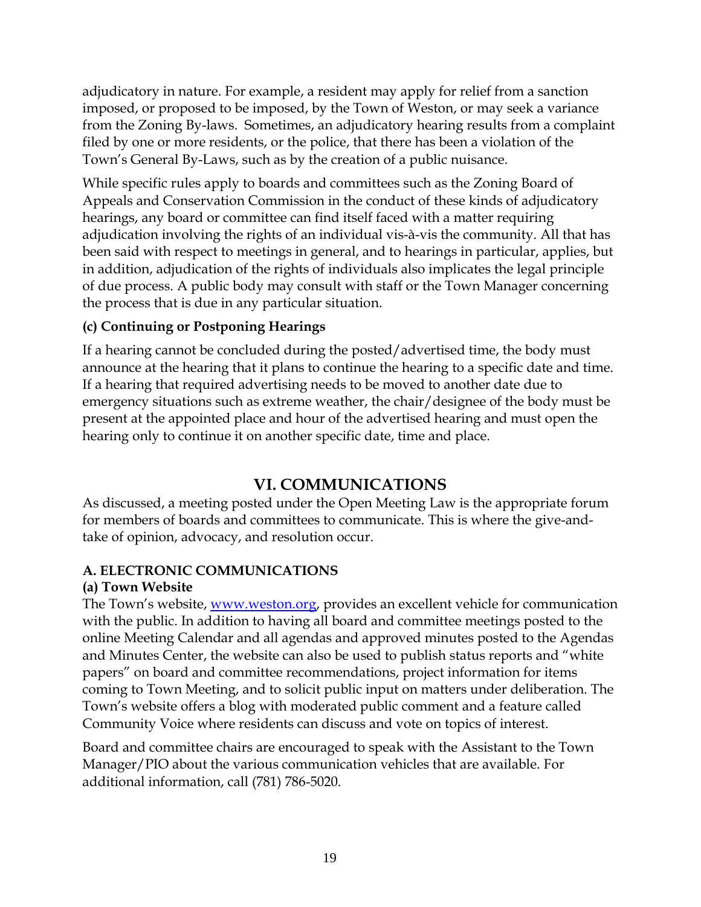adjudicatory in nature. For example, a resident may apply for relief from a sanction imposed, or proposed to be imposed, by the Town of Weston, or may seek a variance from the Zoning By-laws. Sometimes, an adjudicatory hearing results from a complaint filed by one or more residents, or the police, that there has been a violation of the Town's General By-Laws, such as by the creation of a public nuisance.

While specific rules apply to boards and committees such as the Zoning Board of Appeals and Conservation Commission in the conduct of these kinds of adjudicatory hearings, any board or committee can find itself faced with a matter requiring adjudication involving the rights of an individual vis-à-vis the community. All that has been said with respect to meetings in general, and to hearings in particular, applies, but in addition, adjudication of the rights of individuals also implicates the legal principle of due process. A public body may consult with staff or the Town Manager concerning the process that is due in any particular situation.

**(c) Continuing or Postponing Hearings**

If a hearing cannot be concluded during the posted/advertised time, the body must announce at the hearing that it plans to continue the hearing to a specific date and time. If a hearing that required advertising needs to be moved to another date due to emergency situations such as extreme weather, the chair/designee of the body must be present at the appointed place and hour of the advertised hearing and must open the hearing only to continue it on another specific date, time and place.

# VI. COMMUNICATIONS

As discussed, a meeting posted under the Open Meeting Law is the appropriate forum for members of boards and committees to communicate. This is where the give-and-take of opinion, advocacy, and resolution occur.

## A. ELECTRONIC COMMUNICATIONS

**(a) Town Website**

The Town's website, [www.weston.org](http://www.weston.org), provides an excellent vehicle for communication with the public. In addition to having all board and committee meetings posted to the online Meeting Calendar and all agendas and approved minutes posted to the Agendas and Minutes Center, the website can also be used to publish status reports and "white papers" on board and committee recommendations, project information for items coming to Town Meeting, and to solicit public input on matters under deliberation. The Town's website offers a blog with moderated public comment and a feature called Community Voice where residents can discuss and vote on topics of interest.

Board and committee chairs are encouraged to speak with the Assistant to the Town Manager/PIO about the various communication vehicles that are available. For additional information, call (781) 786-5020.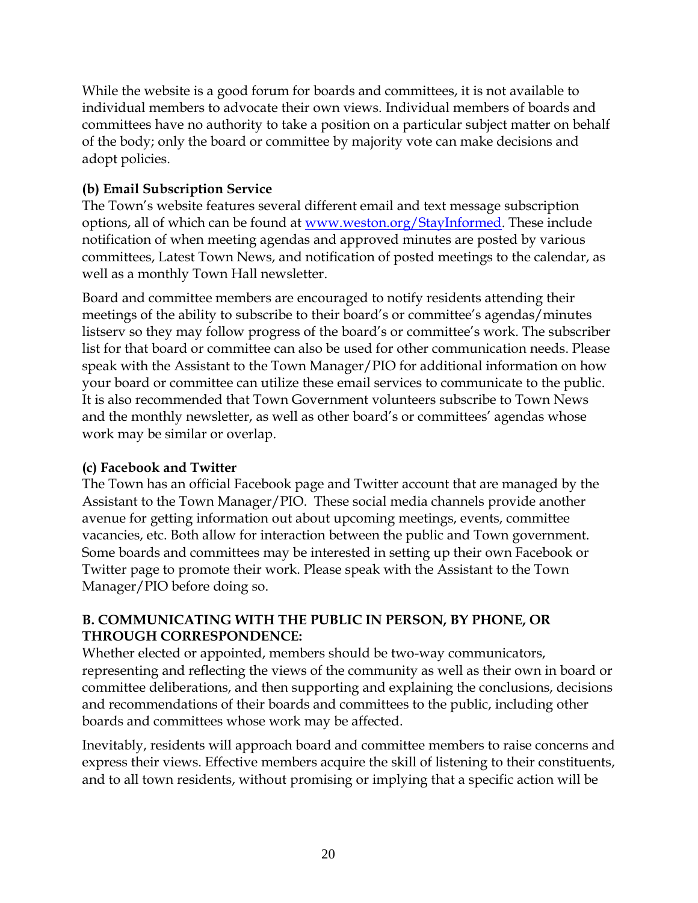While the website is a good forum for boards and committees, it is not available to individual members to advocate their own views. Individual members of boards and committees have no authority to take a position on a particular subject matter on behalf of the body; only the board or committee by majority vote can make decisions and adopt policies.

**(b) Email Subscription Service**

The Town's website features several different email and text message subscription options, all of which can be found at [www.weston.org/StayInformed](www.weston.org/StayInformed). These include notification of when meeting agendas and approved minutes are posted by various committees, Latest Town News, and notification of posted meetings to the calendar, as well as a monthly Town Hall newsletter.

Board and committee members are encouraged to notify residents attending their meetings of the ability to subscribe to their board's or committee's agendas/minutes listserv so they may follow progress of the board's or committee's work. The subscriber list for that board or committee can also be used for other communication needs. Please speak with the Assistant to the Town Manager/PIO for additional information on how your board or committee can utilize these email services to communicate to the public. It is also recommended that Town Government volunteers subscribe to Town News and the monthly newsletter, as well as other board's or committees' agendas whose work may be similar or overlap.

**(c) Facebook and Twitter**

The Town has an official Facebook page and Twitter account that are managed by the Assistant to the Town Manager/PIO. These social media channels provide another avenue for getting information out about upcoming meetings, events, committee vacancies, etc. Both allow for interaction between the public and Town government. Some boards and committees may be interested in setting up their own Facebook or Twitter page to promote their work. Please speak with the Assistant to the Town Manager/PIO before doing so.

**B. COMMUNICATING WITH THE PUBLIC IN PERSON, BY PHONE, OR THROUGH CORRESPONDENCE:**

Whether elected or appointed, members should be two-way communicators, representing and reflecting the views of the community as well as their own in board or committee deliberations, and then supporting and explaining the conclusions, decisions and recommendations of their boards and committees to the public, including other boards and committees whose work may be affected.

Inevitably, residents will approach board and committee members to raise concerns and express their views. Effective members acquire the skill of listening to their constituents, and to all town residents, without promising or implying that a specific action will be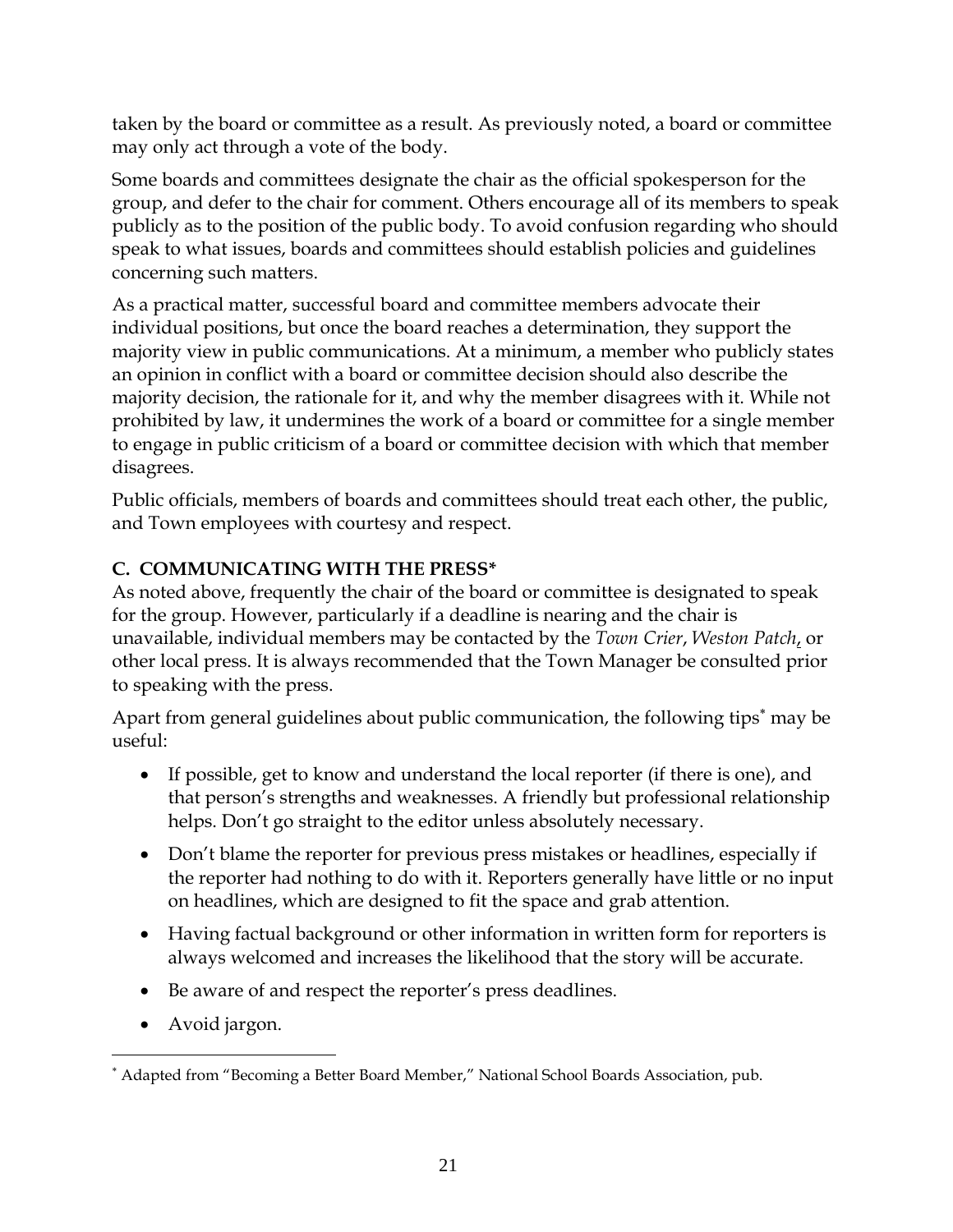taken by the board or committee as a result. As previously noted, a board or committee may only act through a vote of the body.

Some boards and committees designate the chair as the official spokesperson for the group, and defer to the chair for comment. Others encourage all of its members to speak publicly as to the position of the public body. To avoid confusion regarding who should speak to what issues, boards and committees should establish policies and guidelines concerning such matters.

As a practical matter, successful board and committee members advocate their individual positions, but once the board reaches a determination, they support the majority view in public communications. At a minimum, a member who publicly states an opinion in conflict with a board or committee decision should also describe the majority decision, the rationale for it, and why the member disagrees with it. While not prohibited by law, it undermines the work of a board or committee for a single member to engage in public criticism of a board or committee decision with which that member disagrees.

Public officials, members of boards and committees should treat each other, the public, and Town employees with courtesy and respect.

### C. COMMUNICATING WITH THE PRESS*

As noted above, frequently the chair of the board or committee is designated to speak for the group. However, particularly if a deadline is nearing and the chair is unavailable, individual members may be contacted by the *Town Crier*, *Weston Patch*, or other local press. It is always recommended that the Town Manager be consulted prior to speaking with the press.

Apart from general guidelines about public communication, the following tips* may be useful:

- If possible, get to know and understand the local reporter (if there is one), and that person's strengths and weaknesses. A friendly but professional relationship helps. Don't go straight to the editor unless absolutely necessary.
- Don't blame the reporter for previous press mistakes or headlines, especially if the reporter had nothing to do with it. Reporters generally have little or no input on headlines, which are designed to fit the space and grab attention.
- Having factual background or other information in written form for reporters is always welcomed and increases the likelihood that the story will be accurate.
- Be aware of and respect the reporter's press deadlines.
- Avoid jargon.

---

* Adapted from "Becoming a Better Board Member," National School Boards Association, pub.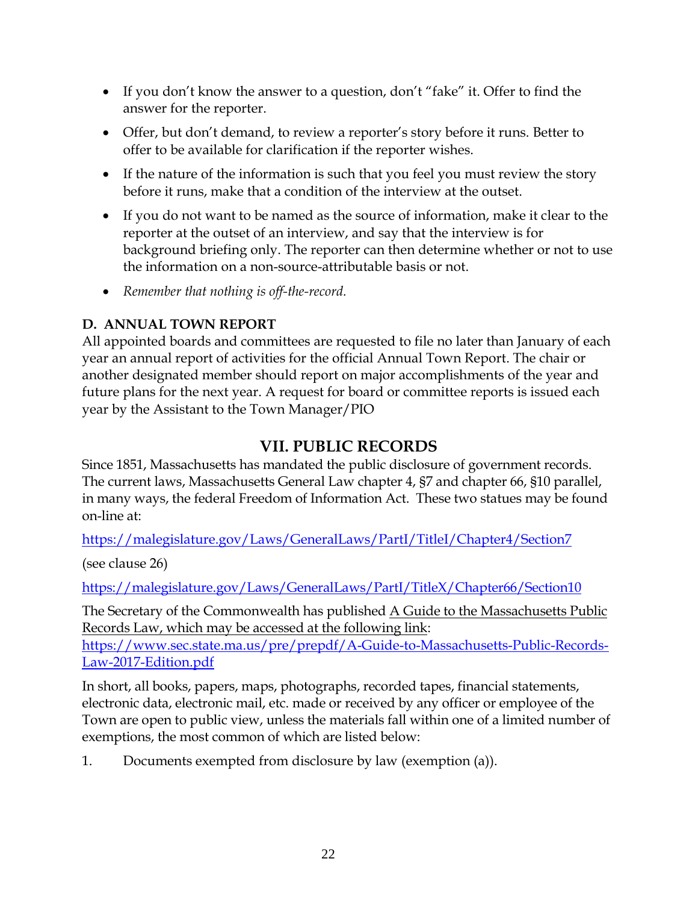- If you don't know the answer to a question, don't "fake" it. Offer to find the answer for the reporter.
- Offer, but don't demand, to review a reporter's story before it runs. Better to offer to be available for clarification if the reporter wishes.
- If the nature of the information is such that you feel you must review the story before it runs, make that a condition of the interview at the outset.
- If you do not want to be named as the source of information, make it clear to the reporter at the outset of an interview, and say that the interview is for background briefing only. The reporter can then determine whether or not to use the information on a non-source-attributable basis or not.
- *Remember that nothing is off-the-record.*

### D. ANNUAL TOWN REPORT

All appointed boards and committees are requested to file no later than January of each year an annual report of activities for the official Annual Town Report. The chair or another designated member should report on major accomplishments of the year and future plans for the next year. A request for board or committee reports is issued each year by the Assistant to the Town Manager/PIO

## VII. PUBLIC RECORDS

Since 1851, Massachusetts has mandated the public disclosure of government records. The current laws, Massachusetts General Law chapter 4, §7 and chapter 66, §10 parallel, in many ways, the federal Freedom of Information Act. These two statues may be found on-line at:

https://malegislature.gov/Laws/GeneralLaws/PartI/TitleI/Chapter4/Section7

(see clause 26)

https://malegislature.gov/Laws/GeneralLaws/PartI/TitleX/Chapter66/Section10

The Secretary of the Commonwealth has published A Guide to the Massachusetts Public Records Law, which may be accessed at the following link:
https://www.sec.state.ma.us/pre/prepdf/A-Guide-to-Massachusetts-Public-Records-Law-2017-Edition.pdf

In short, all books, papers, maps, photographs, recorded tapes, financial statements, electronic data, electronic mail, etc. made or received by any officer or employee of the Town are open to public view, unless the materials fall within one of a limited number of exemptions, the most common of which are listed below:

1. Documents exempted from disclosure by law (exemption (a)).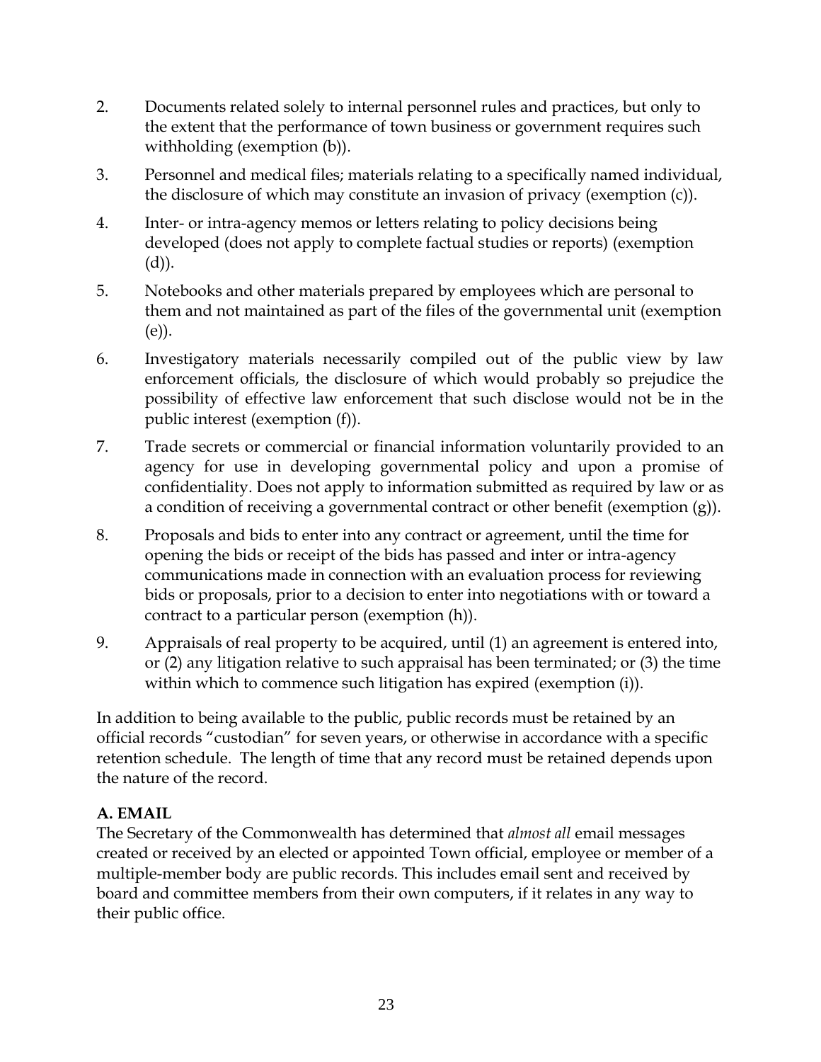2. Documents related solely to internal personnel rules and practices, but only to the extent that the performance of town business or government requires such withholding (exemption (b)).

3. Personnel and medical files; materials relating to a specifically named individual, the disclosure of which may constitute an invasion of privacy (exemption (c)).

4. Inter- or intra-agency memos or letters relating to policy decisions being developed (does not apply to complete factual studies or reports) (exemption (d)).

5. Notebooks and other materials prepared by employees which are personal to them and not maintained as part of the files of the governmental unit (exemption (e)).

6. Investigatory materials necessarily compiled out of the public view by law enforcement officials, the disclosure of which would probably so prejudice the possibility of effective law enforcement that such disclose would not be in the public interest (exemption (f)).

7. Trade secrets or commercial or financial information voluntarily provided to an agency for use in developing governmental policy and upon a promise of confidentiality. Does not apply to information submitted as required by law or as a condition of receiving a governmental contract or other benefit (exemption (g)).

8. Proposals and bids to enter into any contract or agreement, until the time for opening the bids or receipt of the bids has passed and inter or intra-agency communications made in connection with an evaluation process for reviewing bids or proposals, prior to a decision to enter into negotiations with or toward a contract to a particular person (exemption (h)).

9. Appraisals of real property to be acquired, until (1) an agreement is entered into, or (2) any litigation relative to such appraisal has been terminated; or (3) the time within which to commence such litigation has expired (exemption (i)).

In addition to being available to the public, public records must be retained by an official records "custodian" for seven years, or otherwise in accordance with a specific retention schedule. The length of time that any record must be retained depends upon the nature of the record.

### A. EMAIL

The Secretary of the Commonwealth has determined that *almost all* email messages created or received by an elected or appointed Town official, employee or member of a multiple-member body are public records. This includes email sent and received by board and committee members from their own computers, if it relates in any way to their public office.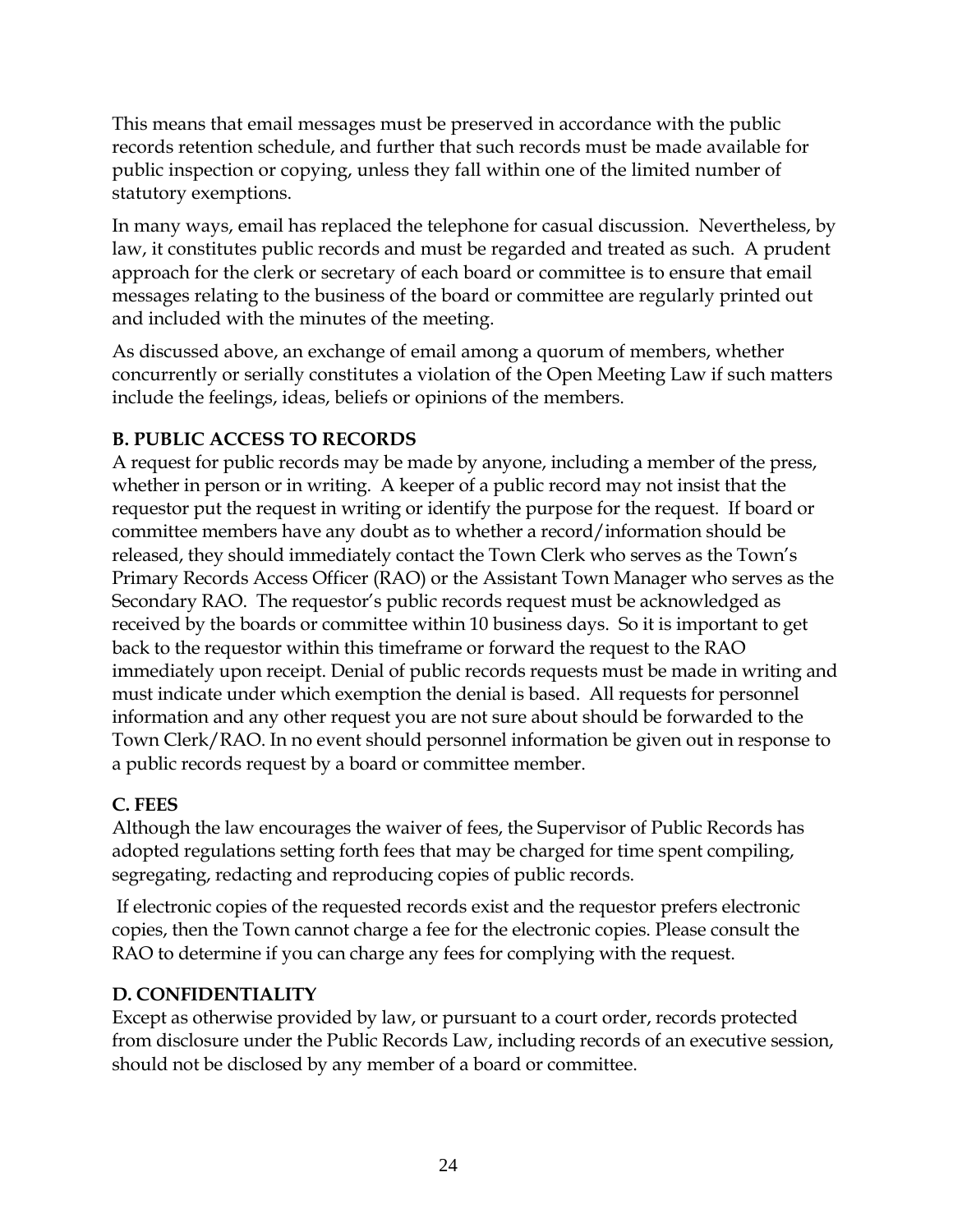This means that email messages must be preserved in accordance with the public records retention schedule, and further that such records must be made available for public inspection or copying, unless they fall within one of the limited number of statutory exemptions.

In many ways, email has replaced the telephone for casual discussion. Nevertheless, by law, it constitutes public records and must be regarded and treated as such. A prudent approach for the clerk or secretary of each board or committee is to ensure that email messages relating to the business of the board or committee are regularly printed out and included with the minutes of the meeting.

As discussed above, an exchange of email among a quorum of members, whether concurrently or serially constitutes a violation of the Open Meeting Law if such matters include the feelings, ideas, beliefs or opinions of the members.

**B. PUBLIC ACCESS TO RECORDS**

A request for public records may be made by anyone, including a member of the press, whether in person or in writing. A keeper of a public record may not insist that the requestor put the request in writing or identify the purpose for the request. If board or committee members have any doubt as to whether a record/information should be released, they should immediately contact the Town Clerk who serves as the Town's Primary Records Access Officer (RAO) or the Assistant Town Manager who serves as the Secondary RAO. The requestor's public records request must be acknowledged as received by the boards or committee within 10 business days. So it is important to get back to the requestor within this timeframe or forward the request to the RAO immediately upon receipt. Denial of public records requests must be made in writing and must indicate under which exemption the denial is based. All requests for personnel information and any other request you are not sure about should be forwarded to the Town Clerk/RAO. In no event should personnel information be given out in response to a public records request by a board or committee member.

**C. FEES**

Although the law encourages the waiver of fees, the Supervisor of Public Records has adopted regulations setting forth fees that may be charged for time spent compiling, segregating, redacting and reproducing copies of public records.

If electronic copies of the requested records exist and the requestor prefers electronic copies, then the Town cannot charge a fee for the electronic copies. Please consult the RAO to determine if you can charge any fees for complying with the request.

**D. CONFIDENTIALITY**

Except as otherwise provided by law, or pursuant to a court order, records protected from disclosure under the Public Records Law, including records of an executive session, should not be disclosed by any member of a board or committee.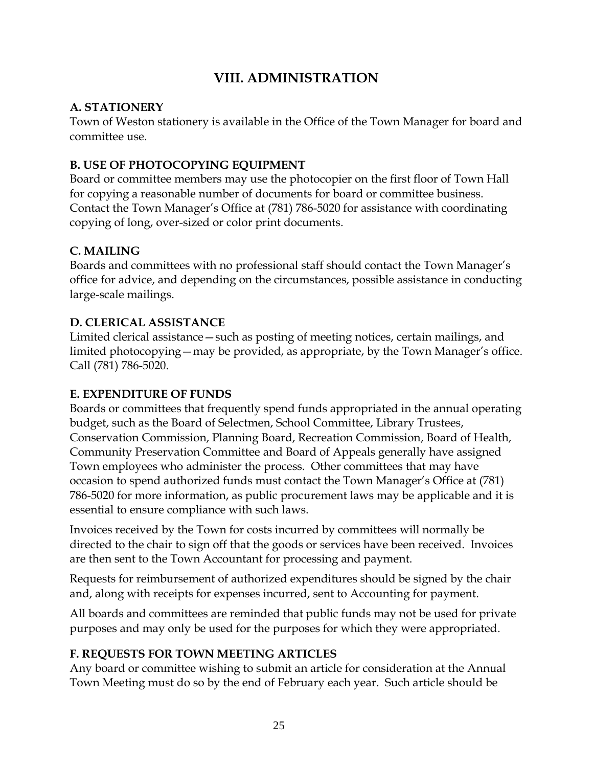# VIII. ADMINISTRATION

## A. STATIONERY

Town of Weston stationery is available in the Office of the Town Manager for board and committee use.

## B. USE OF PHOTOCOPYING EQUIPMENT

Board or committee members may use the photocopier on the first floor of Town Hall for copying a reasonable number of documents for board or committee business. Contact the Town Manager's Office at (781) 786-5020 for assistance with coordinating copying of long, over-sized or color print documents.

## C. MAILING

Boards and committees with no professional staff should contact the Town Manager's office for advice, and depending on the circumstances, possible assistance in conducting large-scale mailings.

## D. CLERICAL ASSISTANCE

Limited clerical assistance—such as posting of meeting notices, certain mailings, and limited photocopying—may be provided, as appropriate, by the Town Manager's office. Call (781) 786-5020.

## E. EXPENDITURE OF FUNDS

Boards or committees that frequently spend funds appropriated in the annual operating budget, such as the Board of Selectmen, School Committee, Library Trustees, Conservation Commission, Planning Board, Recreation Commission, Board of Health, Community Preservation Committee and Board of Appeals generally have assigned Town employees who administer the process. Other committees that may have occasion to spend authorized funds must contact the Town Manager's Office at (781) 786-5020 for more information, as public procurement laws may be applicable and it is essential to ensure compliance with such laws.

Invoices received by the Town for costs incurred by committees will normally be directed to the chair to sign off that the goods or services have been received. Invoices are then sent to the Town Accountant for processing and payment.

Requests for reimbursement of authorized expenditures should be signed by the chair and, along with receipts for expenses incurred, sent to Accounting for payment.

All boards and committees are reminded that public funds may not be used for private purposes and may only be used for the purposes for which they were appropriated.

## F. REQUESTS FOR TOWN MEETING ARTICLES

Any board or committee wishing to submit an article for consideration at the Annual Town Meeting must do so by the end of February each year. Such article should be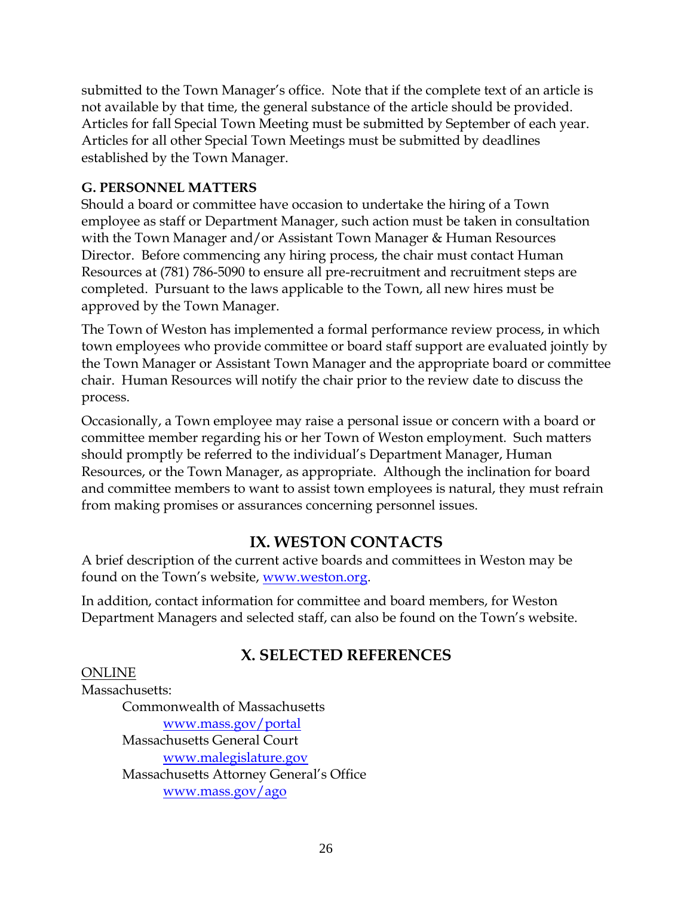submitted to the Town Manager's office. Note that if the complete text of an article is not available by that time, the general substance of the article should be provided. Articles for fall Special Town Meeting must be submitted by September of each year. Articles for all other Special Town Meetings must be submitted by deadlines established by the Town Manager.

### G. PERSONNEL MATTERS

Should a board or committee have occasion to undertake the hiring of a Town employee as staff or Department Manager, such action must be taken in consultation with the Town Manager and/or Assistant Town Manager & Human Resources Director. Before commencing any hiring process, the chair must contact Human Resources at (781) 786-5090 to ensure all pre-recruitment and recruitment steps are completed. Pursuant to the laws applicable to the Town, all new hires must be approved by the Town Manager.

The Town of Weston has implemented a formal performance review process, in which town employees who provide committee or board staff support are evaluated jointly by the Town Manager or Assistant Town Manager and the appropriate board or committee chair. Human Resources will notify the chair prior to the review date to discuss the process.

Occasionally, a Town employee may raise a personal issue or concern with a board or committee member regarding his or her Town of Weston employment. Such matters should promptly be referred to the individual's Department Manager, Human Resources, or the Town Manager, as appropriate. Although the inclination for board and committee members to want to assist town employees is natural, they must refrain from making promises or assurances concerning personnel issues.

## IX. WESTON CONTACTS

A brief description of the current active boards and committees in Weston may be found on the Town's website, www.weston.org.

In addition, contact information for committee and board members, for Weston Department Managers and selected staff, can also be found on the Town's website.

## X. SELECTED REFERENCES

ONLINE

Massachusetts:

- Commonwealth of Massachusetts
  - www.mass.gov/portal
- Massachusetts General Court
  - www.malegislature.gov
- Massachusetts Attorney General's Office
  - www.mass.gov/ago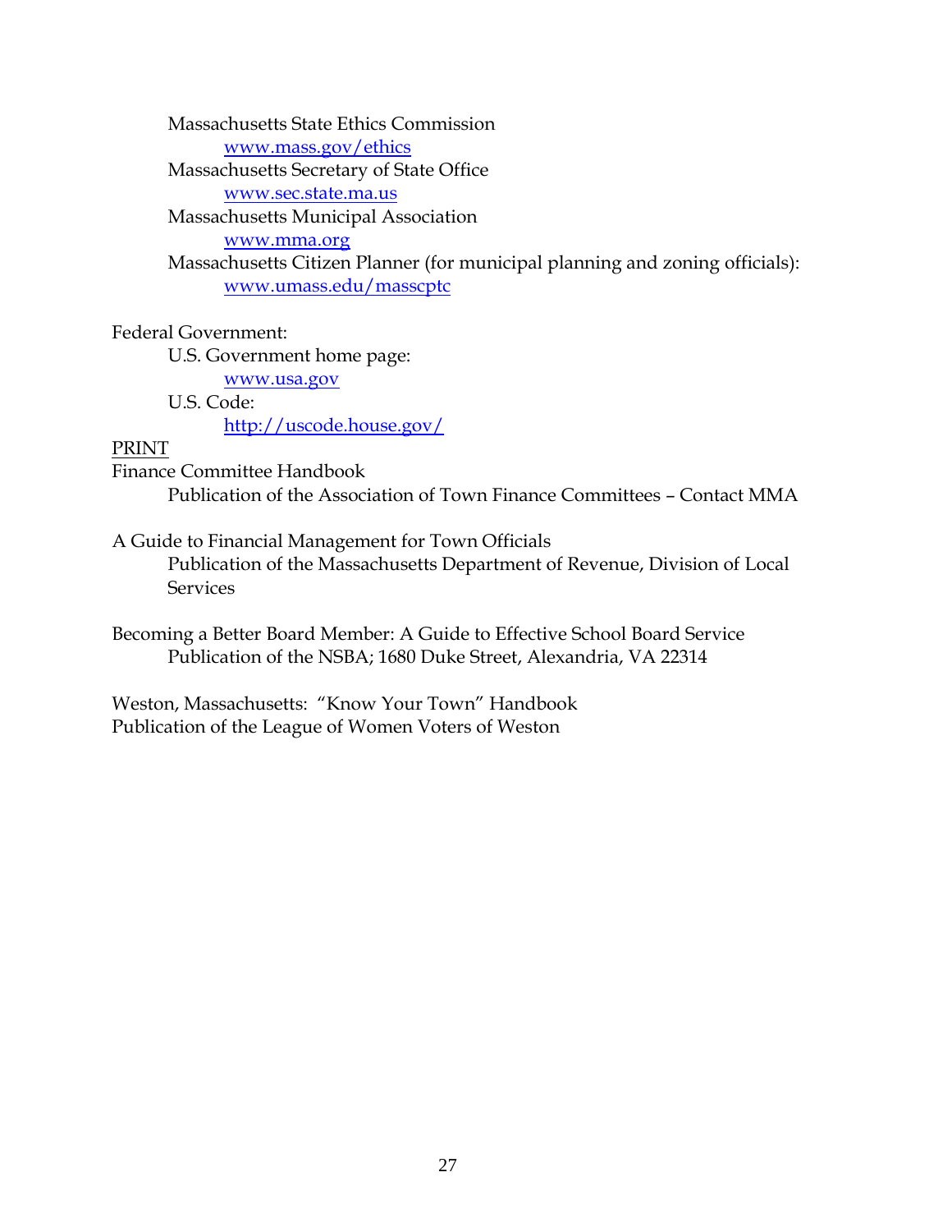Massachusetts State Ethics Commission
   www.mass.gov/ethics
Massachusetts Secretary of State Office
   www.sec.state.ma.us
Massachusetts Municipal Association
   www.mma.org
Massachusetts Citizen Planner (for municipal planning and zoning officials):
   www.umass.edu/masscptc

Federal Government:
   U.S. Government home page:
      www.usa.gov
   U.S. Code:
      http://uscode.house.gov/

PRINT

Finance Committee Handbook
   Publication of the Association of Town Finance Committees – Contact MMA

A Guide to Financial Management for Town Officials
   Publication of the Massachusetts Department of Revenue, Division of Local Services

Becoming a Better Board Member: A Guide to Effective School Board Service
   Publication of the NSBA; 1680 Duke Street, Alexandria, VA 22314

Weston, Massachusetts: "Know Your Town" Handbook
Publication of the League of Women Voters of Weston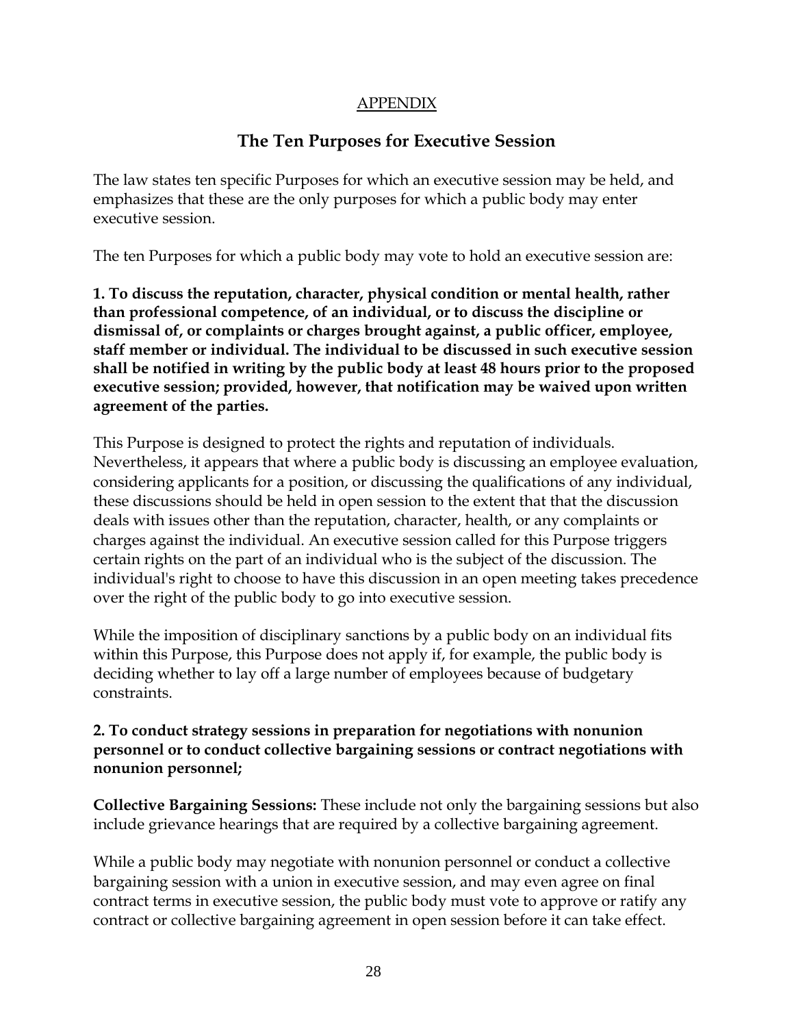APPENDIX

## The Ten Purposes for Executive Session

The law states ten specific Purposes for which an executive session may be held, and emphasizes that these are the only purposes for which a public body may enter executive session.

The ten Purposes for which a public body may vote to hold an executive session are:

**1. To discuss the reputation, character, physical condition or mental health, rather than professional competence, of an individual, or to discuss the discipline or dismissal of, or complaints or charges brought against, a public officer, employee, staff member or individual. The individual to be discussed in such executive session shall be notified in writing by the public body at least 48 hours prior to the proposed executive session; provided, however, that notification may be waived upon written agreement of the parties.**

This Purpose is designed to protect the rights and reputation of individuals. Nevertheless, it appears that where a public body is discussing an employee evaluation, considering applicants for a position, or discussing the qualifications of any individual, these discussions should be held in open session to the extent that that the discussion deals with issues other than the reputation, character, health, or any complaints or charges against the individual. An executive session called for this Purpose triggers certain rights on the part of an individual who is the subject of the discussion. The individual's right to choose to have this discussion in an open meeting takes precedence over the right of the public body to go into executive session.

While the imposition of disciplinary sanctions by a public body on an individual fits within this Purpose, this Purpose does not apply if, for example, the public body is deciding whether to lay off a large number of employees because of budgetary constraints.

**2. To conduct strategy sessions in preparation for negotiations with nonunion personnel or to conduct collective bargaining sessions or contract negotiations with nonunion personnel;**

**Collective Bargaining Sessions:** These include not only the bargaining sessions but also include grievance hearings that are required by a collective bargaining agreement.

While a public body may negotiate with nonunion personnel or conduct a collective bargaining session with a union in executive session, and may even agree on final contract terms in executive session, the public body must vote to approve or ratify any contract or collective bargaining agreement in open session before it can take effect.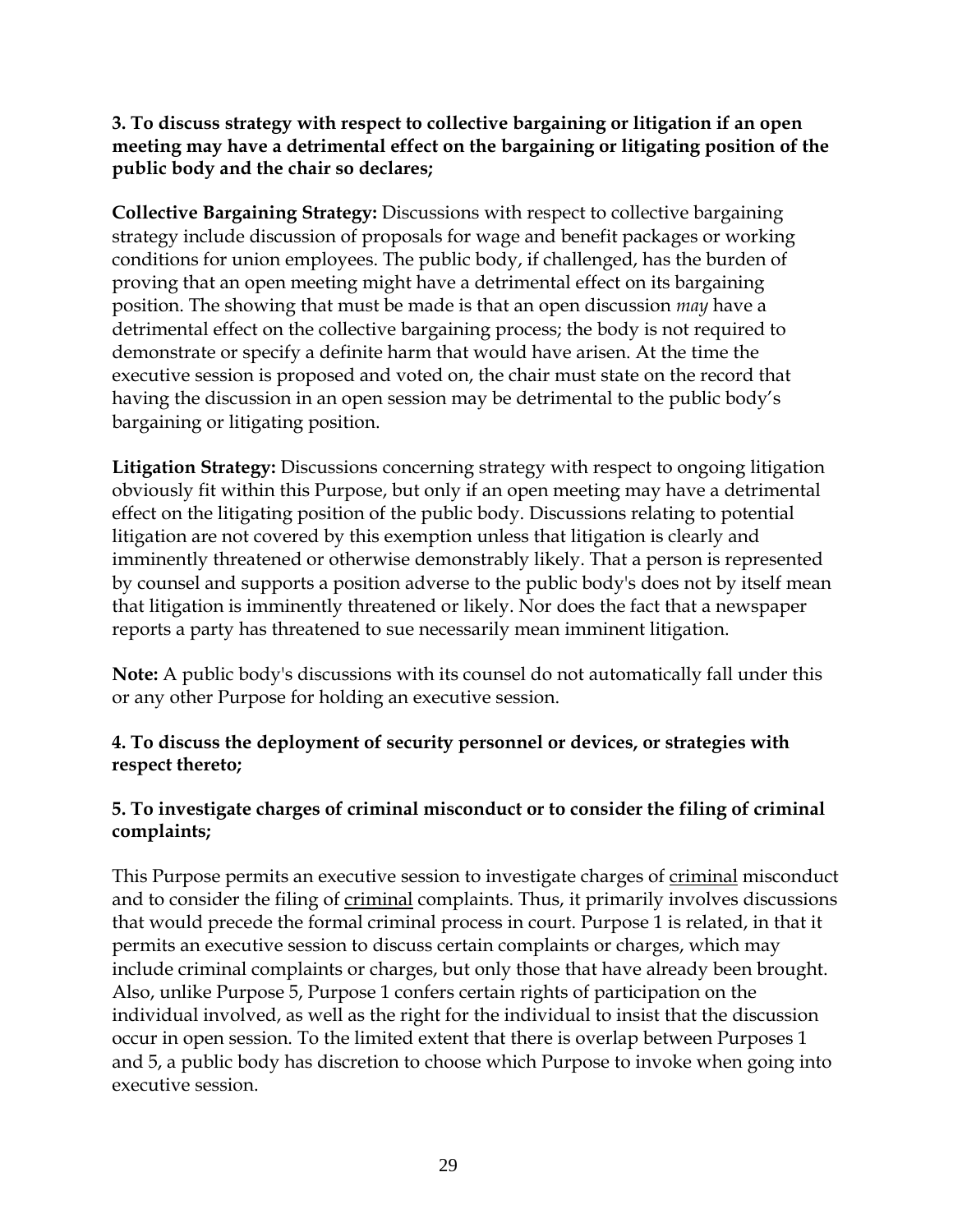**3. To discuss strategy with respect to collective bargaining or litigation if an open meeting may have a detrimental effect on the bargaining or litigating position of the public body and the chair so declares;**

**Collective Bargaining Strategy:** Discussions with respect to collective bargaining strategy include discussion of proposals for wage and benefit packages or working conditions for union employees. The public body, if challenged, has the burden of proving that an open meeting might have a detrimental effect on its bargaining position. The showing that must be made is that an open discussion *may* have a detrimental effect on the collective bargaining process; the body is not required to demonstrate or specify a definite harm that would have arisen. At the time the executive session is proposed and voted on, the chair must state on the record that having the discussion in an open session may be detrimental to the public body's bargaining or litigating position.

**Litigation Strategy:** Discussions concerning strategy with respect to ongoing litigation obviously fit within this Purpose, but only if an open meeting may have a detrimental effect on the litigating position of the public body. Discussions relating to potential litigation are not covered by this exemption unless that litigation is clearly and imminently threatened or otherwise demonstrably likely. That a person is represented by counsel and supports a position adverse to the public body's does not by itself mean that litigation is imminently threatened or likely. Nor does the fact that a newspaper reports a party has threatened to sue necessarily mean imminent litigation.

**Note:** A public body's discussions with its counsel do not automatically fall under this or any other Purpose for holding an executive session.

**4. To discuss the deployment of security personnel or devices, or strategies with respect thereto;**

**5. To investigate charges of criminal misconduct or to consider the filing of criminal complaints;**

This Purpose permits an executive session to investigate charges of criminal misconduct and to consider the filing of criminal complaints. Thus, it primarily involves discussions that would precede the formal criminal process in court. Purpose 1 is related, in that it permits an executive session to discuss certain complaints or charges, which may include criminal complaints or charges, but only those that have already been brought. Also, unlike Purpose 5, Purpose 1 confers certain rights of participation on the individual involved, as well as the right for the individual to insist that the discussion occur in open session. To the limited extent that there is overlap between Purposes 1 and 5, a public body has discretion to choose which Purpose to invoke when going into executive session.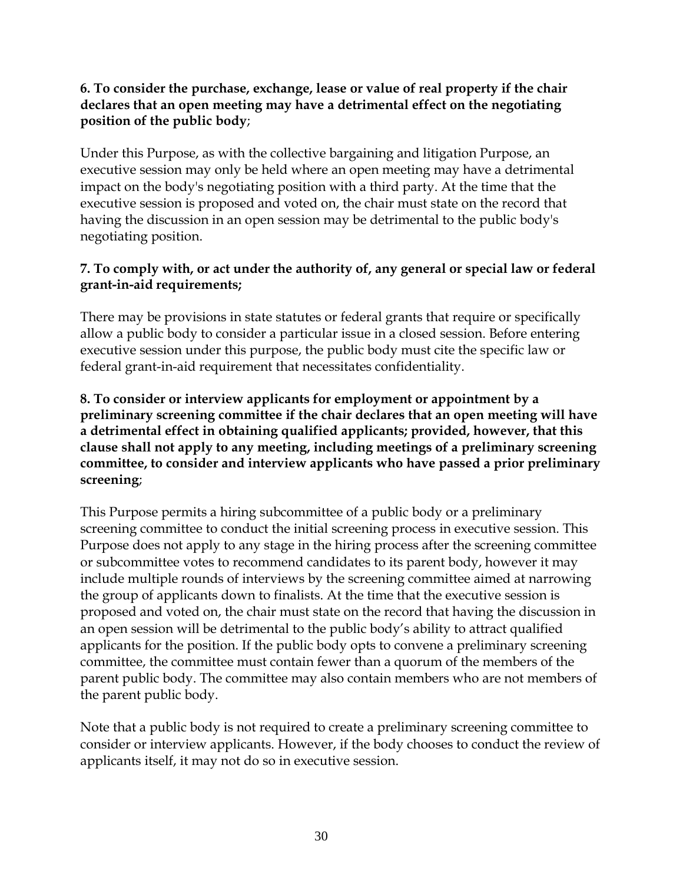**6. To consider the purchase, exchange, lease or value of real property if the chair declares that an open meeting may have a detrimental effect on the negotiating position of the public body**;

Under this Purpose, as with the collective bargaining and litigation Purpose, an executive session may only be held where an open meeting may have a detrimental impact on the body's negotiating position with a third party. At the time that the executive session is proposed and voted on, the chair must state on the record that having the discussion in an open session may be detrimental to the public body's negotiating position.

**7. To comply with, or act under the authority of, any general or special law or federal grant-in-aid requirements;**

There may be provisions in state statutes or federal grants that require or specifically allow a public body to consider a particular issue in a closed session. Before entering executive session under this purpose, the public body must cite the specific law or federal grant-in-aid requirement that necessitates confidentiality.

**8. To consider or interview applicants for employment or appointment by a preliminary screening committee if the chair declares that an open meeting will have a detrimental effect in obtaining qualified applicants; provided, however, that this clause shall not apply to any meeting, including meetings of a preliminary screening committee, to consider and interview applicants who have passed a prior preliminary screening**;

This Purpose permits a hiring subcommittee of a public body or a preliminary screening committee to conduct the initial screening process in executive session. This Purpose does not apply to any stage in the hiring process after the screening committee or subcommittee votes to recommend candidates to its parent body, however it may include multiple rounds of interviews by the screening committee aimed at narrowing the group of applicants down to finalists. At the time that the executive session is proposed and voted on, the chair must state on the record that having the discussion in an open session will be detrimental to the public body's ability to attract qualified applicants for the position. If the public body opts to convene a preliminary screening committee, the committee must contain fewer than a quorum of the members of the parent public body. The committee may also contain members who are not members of the parent public body.

Note that a public body is not required to create a preliminary screening committee to consider or interview applicants. However, if the body chooses to conduct the review of applicants itself, it may not do so in executive session.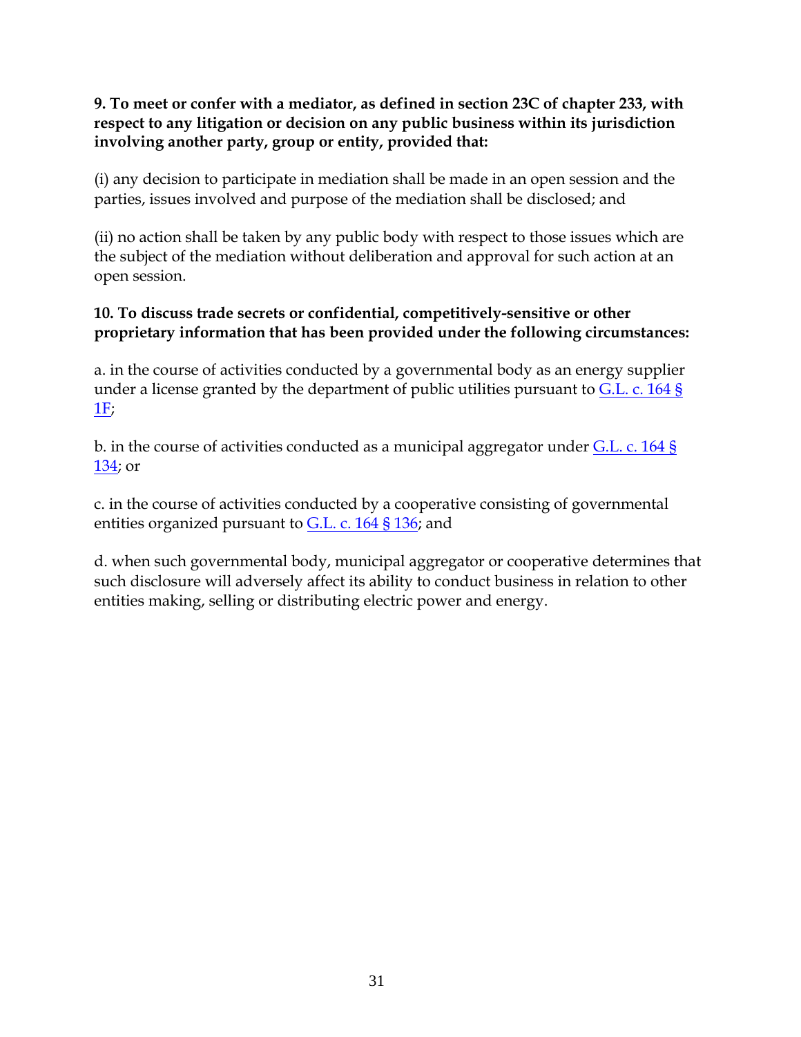**9. To meet or confer with a mediator, as defined in section 23C of chapter 233, with respect to any litigation or decision on any public business within its jurisdiction involving another party, group or entity, provided that:**

(i) any decision to participate in mediation shall be made in an open session and the parties, issues involved and purpose of the mediation shall be disclosed; and

(ii) no action shall be taken by any public body with respect to those issues which are the subject of the mediation without deliberation and approval for such action at an open session.

**10. To discuss trade secrets or confidential, competitively-sensitive or other proprietary information that has been provided under the following circumstances:**

a. in the course of activities conducted by a governmental body as an energy supplier under a license granted by the department of public utilities pursuant to G.L. c. 164 § 1F;

b. in the course of activities conducted as a municipal aggregator under G.L. c. 164 § 134; or

c. in the course of activities conducted by a cooperative consisting of governmental entities organized pursuant to G.L. c. 164 § 136; and

d. when such governmental body, municipal aggregator or cooperative determines that such disclosure will adversely affect its ability to conduct business in relation to other entities making, selling or distributing electric power and energy.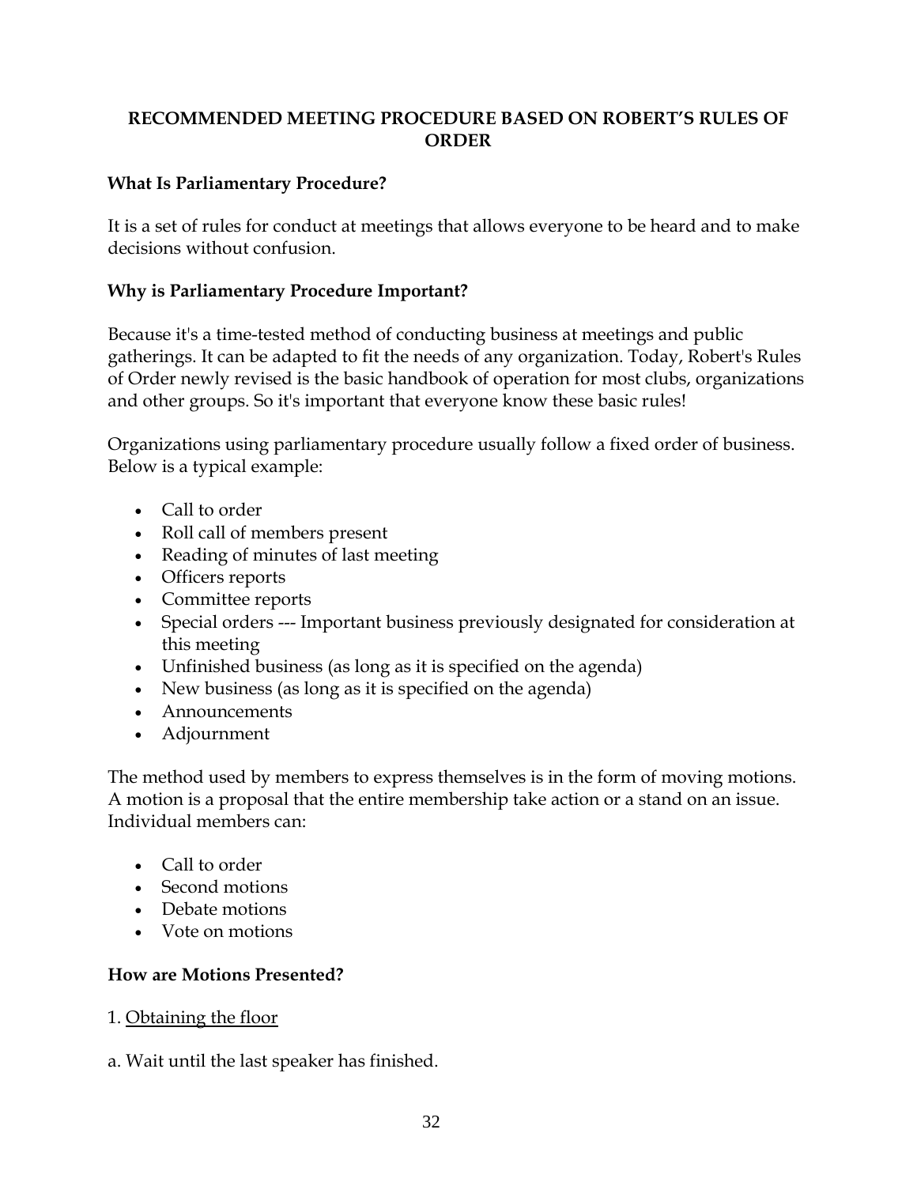**RECOMMENDED MEETING PROCEDURE BASED ON ROBERT'S RULES OF ORDER**

**What Is Parliamentary Procedure?**

It is a set of rules for conduct at meetings that allows everyone to be heard and to make decisions without confusion.

**Why is Parliamentary Procedure Important?**

Because it's a time-tested method of conducting business at meetings and public gatherings. It can be adapted to fit the needs of any organization. Today, Robert's Rules of Order newly revised is the basic handbook of operation for most clubs, organizations and other groups. So it's important that everyone know these basic rules!

Organizations using parliamentary procedure usually follow a fixed order of business. Below is a typical example:

- Call to order
- Roll call of members present
- Reading of minutes of last meeting
- Officers reports
- Committee reports
- Special orders --- Important business previously designated for consideration at this meeting
- Unfinished business (as long as it is specified on the agenda)
- New business (as long as it is specified on the agenda)
- Announcements
- Adjournment

The method used by members to express themselves is in the form of moving motions. A motion is a proposal that the entire membership take action or a stand on an issue. Individual members can:

- Call to order
- Second motions
- Debate motions
- Vote on motions

**How are Motions Presented?**

1. Obtaining the floor

a. Wait until the last speaker has finished.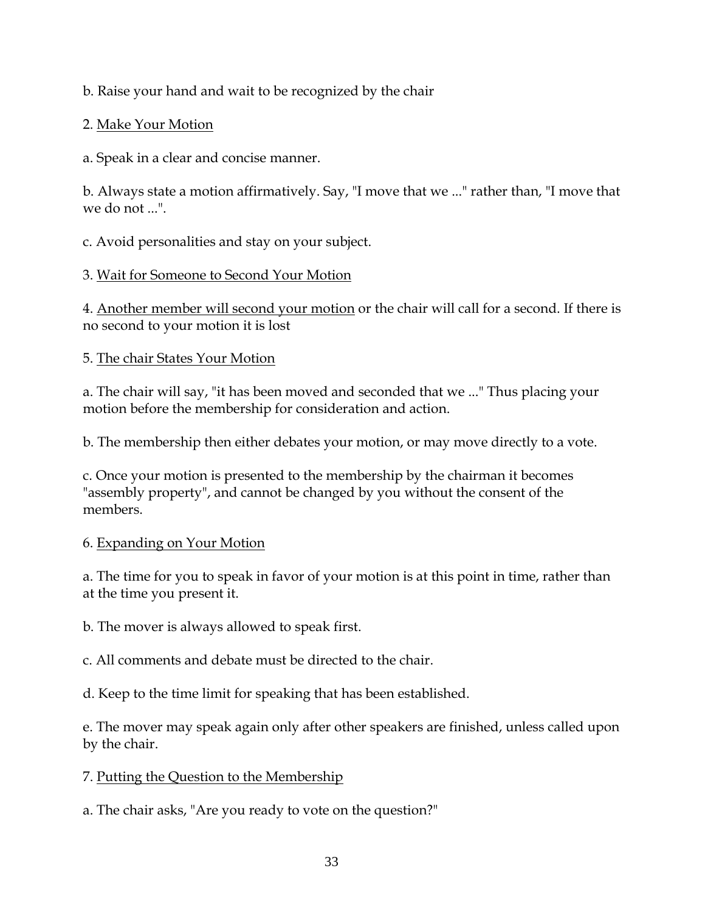b. Raise your hand and wait to be recognized by the chair

2. <u>Make Your Motion</u>

a. Speak in a clear and concise manner.

b. Always state a motion affirmatively. Say, "I move that we ..." rather than, "I move that we do not ...".

c. Avoid personalities and stay on your subject.

3. <u>Wait for Someone to Second Your Motion</u>

4. <u>Another member will second your motion</u> or the chair will call for a second. If there is no second to your motion it is lost

5. <u>The chair States Your Motion</u>

a. The chair will say, "it has been moved and seconded that we ..." Thus placing your motion before the membership for consideration and action.

b. The membership then either debates your motion, or may move directly to a vote.

c. Once your motion is presented to the membership by the chairman it becomes "assembly property", and cannot be changed by you without the consent of the members.

6. <u>Expanding on Your Motion</u>

a. The time for you to speak in favor of your motion is at this point in time, rather than at the time you present it.

b. The mover is always allowed to speak first.

c. All comments and debate must be directed to the chair.

d. Keep to the time limit for speaking that has been established.

e. The mover may speak again only after other speakers are finished, unless called upon by the chair.

7. <u>Putting the Question to the Membership</u>

a. The chair asks, "Are you ready to vote on the question?"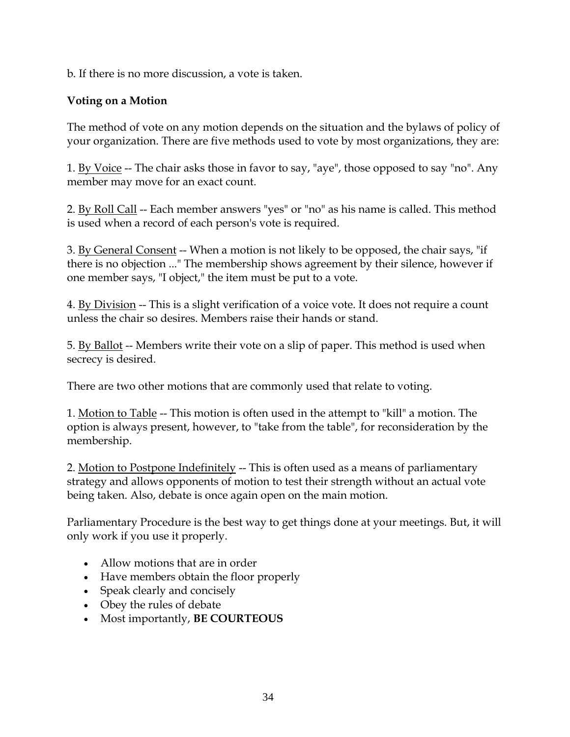b. If there is no more discussion, a vote is taken.

**Voting on a Motion**

The method of vote on any motion depends on the situation and the bylaws of policy of your organization. There are five methods used to vote by most organizations, they are:

1. By Voice -- The chair asks those in favor to say, "aye", those opposed to say "no". Any member may move for an exact count.

2. By Roll Call -- Each member answers "yes" or "no" as his name is called. This method is used when a record of each person's vote is required.

3. By General Consent -- When a motion is not likely to be opposed, the chair says, "if there is no objection ..." The membership shows agreement by their silence, however if one member says, "I object," the item must be put to a vote.

4. By Division -- This is a slight verification of a voice vote. It does not require a count unless the chair so desires. Members raise their hands or stand.

5. By Ballot -- Members write their vote on a slip of paper. This method is used when secrecy is desired.

There are two other motions that are commonly used that relate to voting.

1. Motion to Table -- This motion is often used in the attempt to "kill" a motion. The option is always present, however, to "take from the table", for reconsideration by the membership.

2. Motion to Postpone Indefinitely -- This is often used as a means of parliamentary strategy and allows opponents of motion to test their strength without an actual vote being taken. Also, debate is once again open on the main motion.

Parliamentary Procedure is the best way to get things done at your meetings. But, it will only work if you use it properly.

- Allow motions that are in order
- Have members obtain the floor properly
- Speak clearly and concisely
- Obey the rules of debate
- Most importantly, **BE COURTEOUS**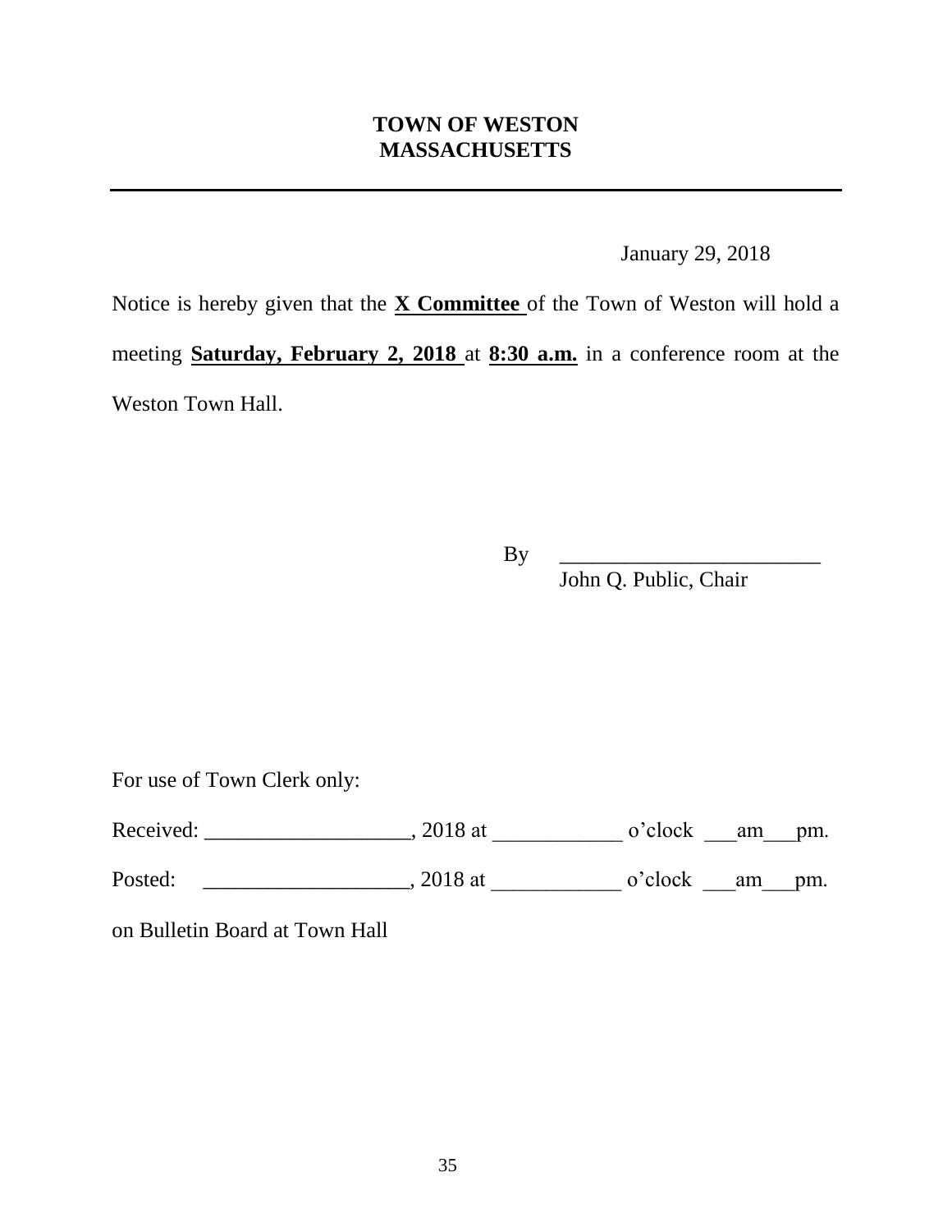**TOWN OF WESTON**
**MASSACHUSETTS**

---

January 29, 2018

Notice is hereby given that the **X Committee** of the Town of Weston will hold a meeting **Saturday, February 2, 2018** at **8:30 a.m.** in a conference room at the Weston Town Hall.

By ________________________
John Q. Public, Chair

For use of Town Clerk only:

Received: ___________________, 2018 at ____________ o'clock ___am___pm.

Posted: ___________________, 2018 at ____________ o'clock ___am___pm.

on Bulletin Board at Town Hall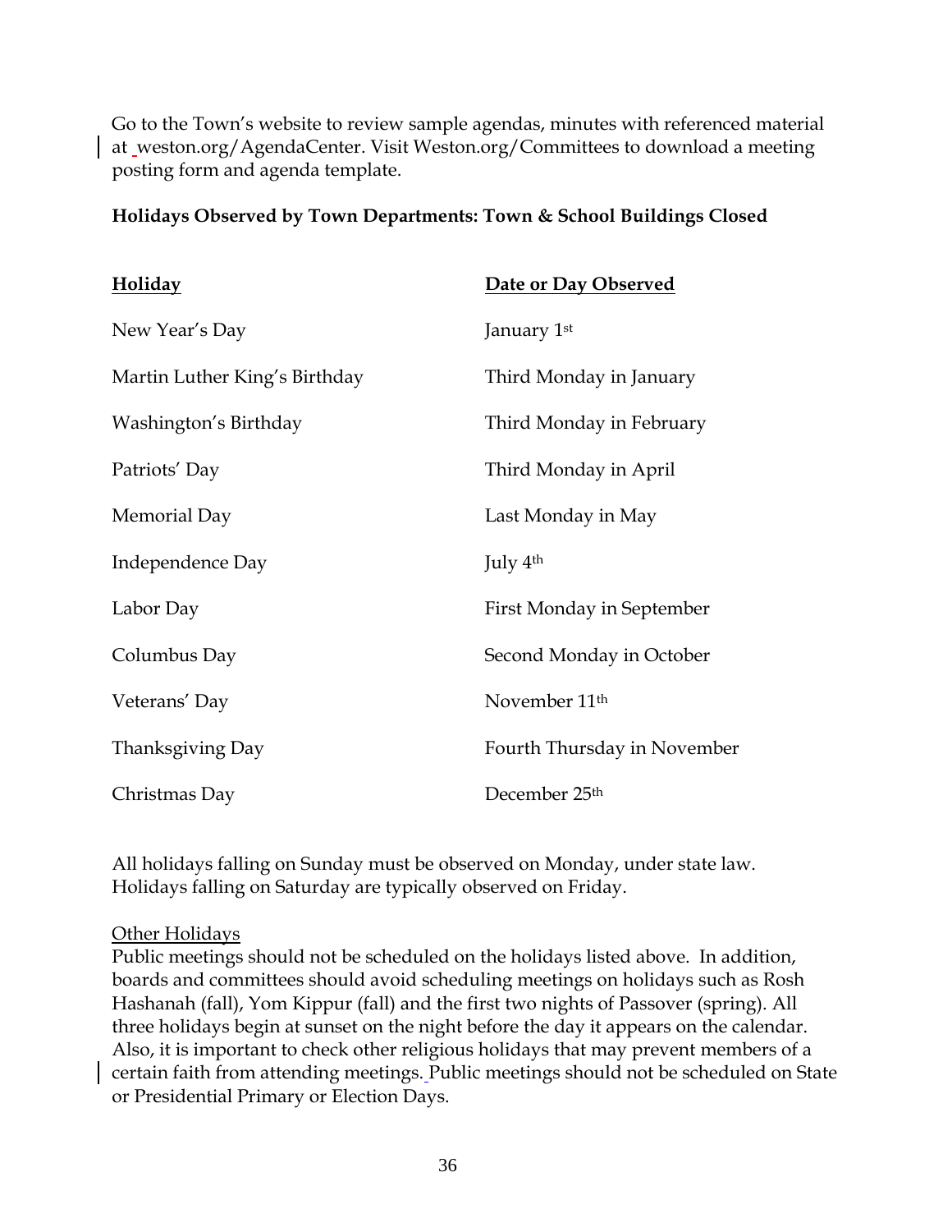Go to the Town's website to review sample agendas, minutes with referenced material at weston.org/AgendaCenter. Visit Weston.org/Committees to download a meeting posting form and agenda template.

**Holidays Observed by Town Departments: Town & School Buildings Closed**

| Holiday | Date or Day Observed |
|---|---|
| New Year's Day | January 1st |
| Martin Luther King's Birthday | Third Monday in January |
| Washington's Birthday | Third Monday in February |
| Patriots' Day | Third Monday in April |
| Memorial Day | Last Monday in May |
| Independence Day | July 4th |
| Labor Day | First Monday in September |
| Columbus Day | Second Monday in October |
| Veterans' Day | November 11th |
| Thanksgiving Day | Fourth Thursday in November |
| Christmas Day | December 25th |

All holidays falling on Sunday must be observed on Monday, under state law. Holidays falling on Saturday are typically observed on Friday.

Other Holidays

Public meetings should not be scheduled on the holidays listed above. In addition, boards and committees should avoid scheduling meetings on holidays such as Rosh Hashanah (fall), Yom Kippur (fall) and the first two nights of Passover (spring). All three holidays begin at sunset on the night before the day it appears on the calendar. Also, it is important to check other religious holidays that may prevent members of a certain faith from attending meetings. Public meetings should not be scheduled on State or Presidential Primary or Election Days.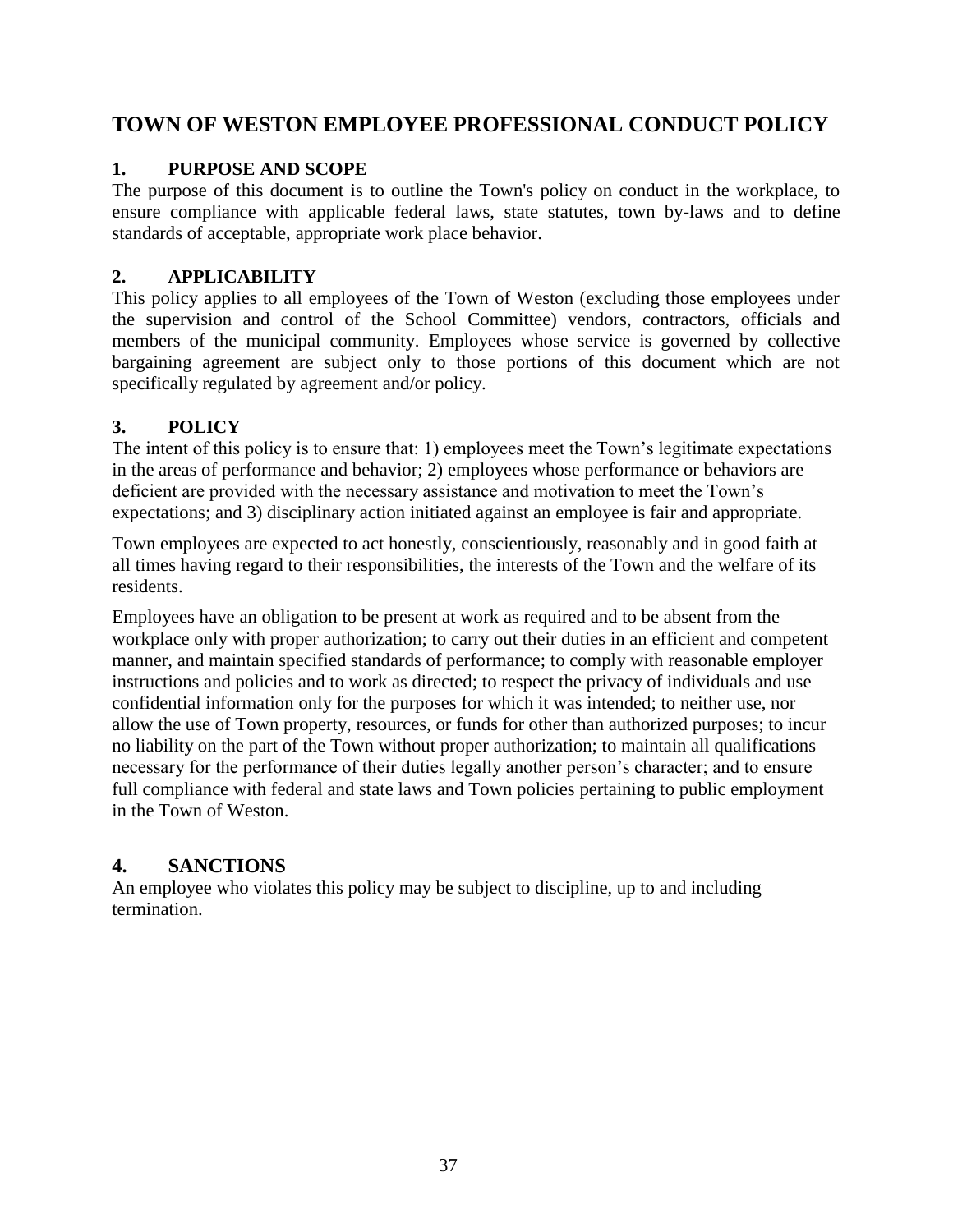# TOWN OF WESTON EMPLOYEE PROFESSIONAL CONDUCT POLICY

## 1. PURPOSE AND SCOPE

The purpose of this document is to outline the Town's policy on conduct in the workplace, to ensure compliance with applicable federal laws, state statutes, town by-laws and to define standards of acceptable, appropriate work place behavior.

## 2. APPLICABILITY

This policy applies to all employees of the Town of Weston (excluding those employees under the supervision and control of the School Committee) vendors, contractors, officials and members of the municipal community. Employees whose service is governed by collective bargaining agreement are subject only to those portions of this document which are not specifically regulated by agreement and/or policy.

## 3. POLICY

The intent of this policy is to ensure that: 1) employees meet the Town's legitimate expectations in the areas of performance and behavior; 2) employees whose performance or behaviors are deficient are provided with the necessary assistance and motivation to meet the Town's expectations; and 3) disciplinary action initiated against an employee is fair and appropriate.

Town employees are expected to act honestly, conscientiously, reasonably and in good faith at all times having regard to their responsibilities, the interests of the Town and the welfare of its residents.

Employees have an obligation to be present at work as required and to be absent from the workplace only with proper authorization; to carry out their duties in an efficient and competent manner, and maintain specified standards of performance; to comply with reasonable employer instructions and policies and to work as directed; to respect the privacy of individuals and use confidential information only for the purposes for which it was intended; to neither use, nor allow the use of Town property, resources, or funds for other than authorized purposes; to incur no liability on the part of the Town without proper authorization; to maintain all qualifications necessary for the performance of their duties legally another person's character; and to ensure full compliance with federal and state laws and Town policies pertaining to public employment in the Town of Weston.

## 4. SANCTIONS

An employee who violates this policy may be subject to discipline, up to and including termination.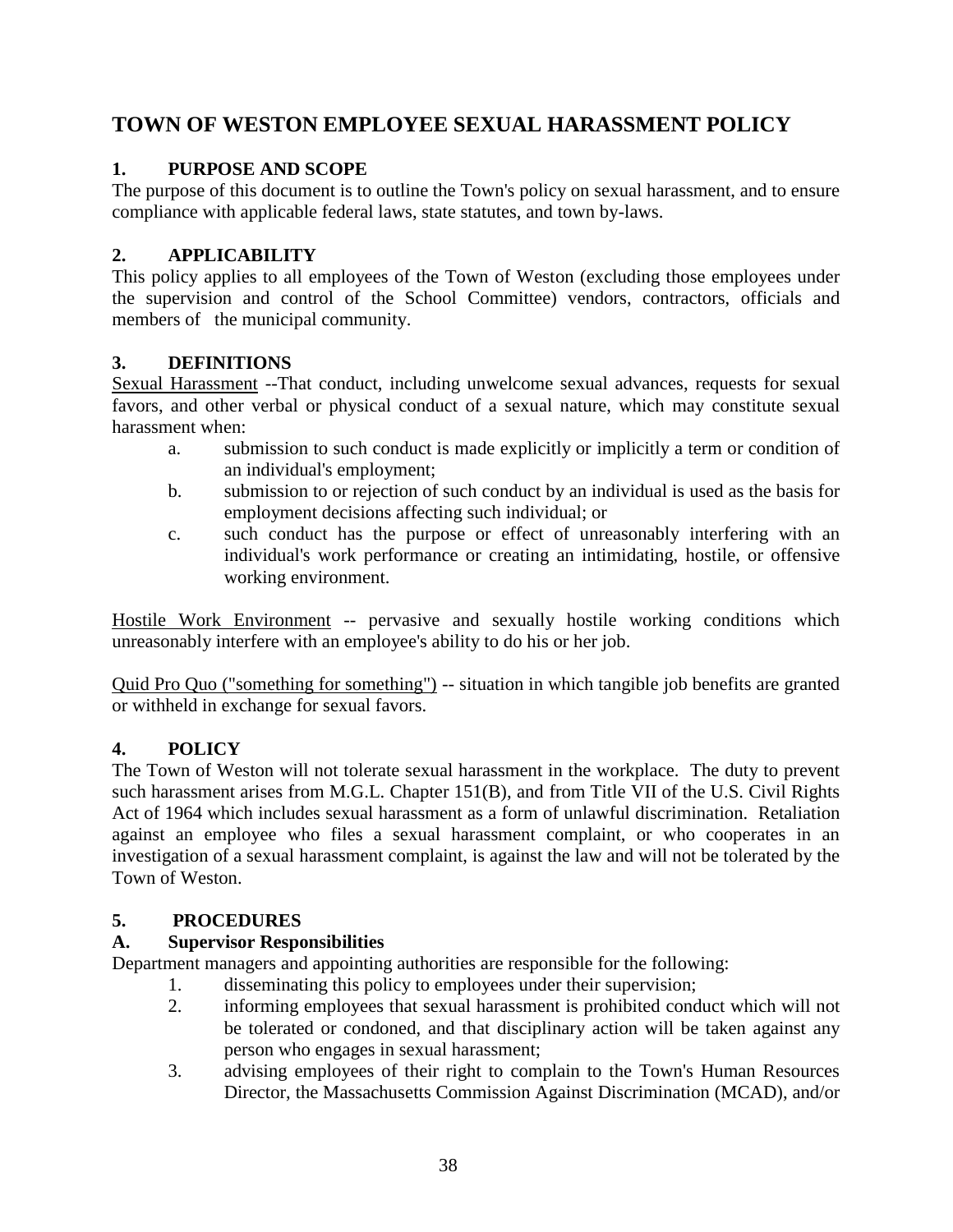# TOWN OF WESTON EMPLOYEE SEXUAL HARASSMENT POLICY

## 1. PURPOSE AND SCOPE

The purpose of this document is to outline the Town's policy on sexual harassment, and to ensure compliance with applicable federal laws, state statutes, and town by-laws.

## 2. APPLICABILITY

This policy applies to all employees of the Town of Weston (excluding those employees under the supervision and control of the School Committee) vendors, contractors, officials and members of the municipal community.

## 3. DEFINITIONS

Sexual Harassment --That conduct, including unwelcome sexual advances, requests for sexual favors, and other verbal or physical conduct of a sexual nature, which may constitute sexual harassment when:

a. submission to such conduct is made explicitly or implicitly a term or condition of an individual's employment;

b. submission to or rejection of such conduct by an individual is used as the basis for employment decisions affecting such individual; or

c. such conduct has the purpose or effect of unreasonably interfering with an individual's work performance or creating an intimidating, hostile, or offensive working environment.

Hostile Work Environment -- pervasive and sexually hostile working conditions which unreasonably interfere with an employee's ability to do his or her job.

Quid Pro Quo ("something for something") -- situation in which tangible job benefits are granted or withheld in exchange for sexual favors.

## 4. POLICY

The Town of Weston will not tolerate sexual harassment in the workplace. The duty to prevent such harassment arises from M.G.L. Chapter 151(B), and from Title VII of the U.S. Civil Rights Act of 1964 which includes sexual harassment as a form of unlawful discrimination. Retaliation against an employee who files a sexual harassment complaint, or who cooperates in an investigation of a sexual harassment complaint, is against the law and will not be tolerated by the Town of Weston.

## 5. PROCEDURES

### A. Supervisor Responsibilities

Department managers and appointing authorities are responsible for the following:

1. disseminating this policy to employees under their supervision;
2. informing employees that sexual harassment is prohibited conduct which will not be tolerated or condoned, and that disciplinary action will be taken against any person who engages in sexual harassment;
3. advising employees of their right to complain to the Town's Human Resources Director, the Massachusetts Commission Against Discrimination (MCAD), and/or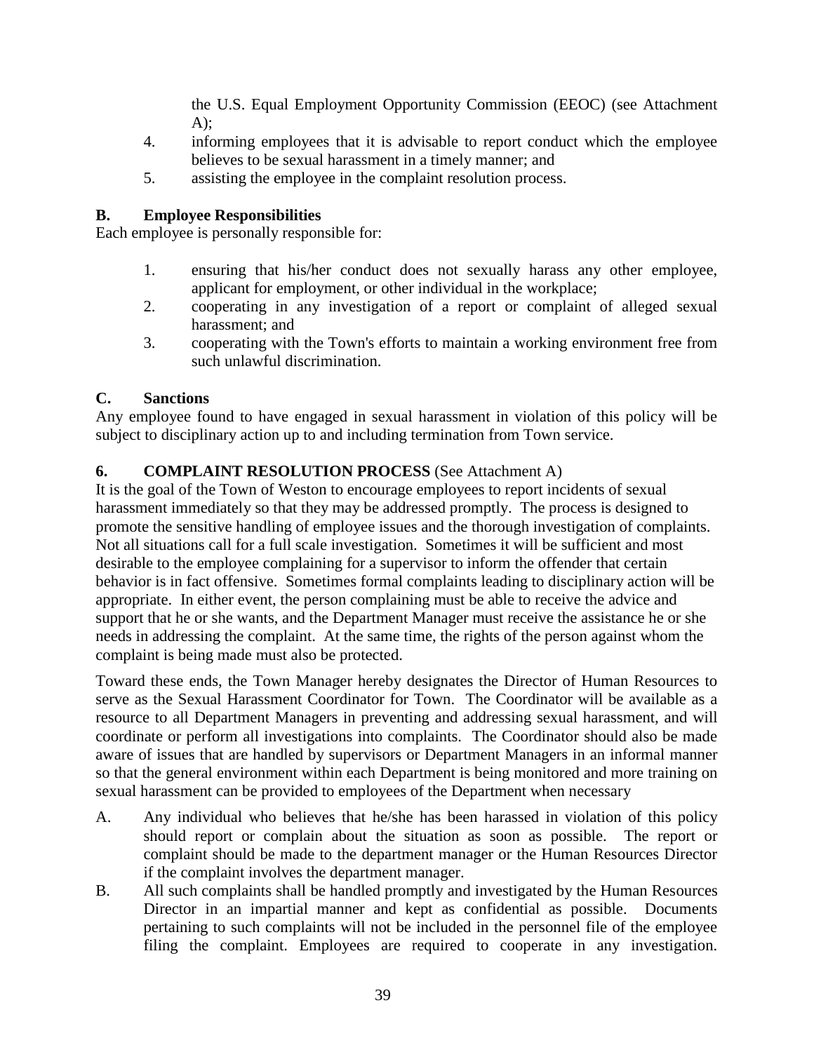the U.S. Equal Employment Opportunity Commission (EEOC) (see Attachment A);

4. informing employees that it is advisable to report conduct which the employee believes to be sexual harassment in a timely manner; and
5. assisting the employee in the complaint resolution process.

### B. Employee Responsibilities

Each employee is personally responsible for:

1. ensuring that his/her conduct does not sexually harass any other employee, applicant for employment, or other individual in the workplace;
2. cooperating in any investigation of a report or complaint of alleged sexual harassment; and
3. cooperating with the Town's efforts to maintain a working environment free from such unlawful discrimination.

### C. Sanctions

Any employee found to have engaged in sexual harassment in violation of this policy will be subject to disciplinary action up to and including termination from Town service.

## 6. COMPLAINT RESOLUTION PROCESS (See Attachment A)

It is the goal of the Town of Weston to encourage employees to report incidents of sexual harassment immediately so that they may be addressed promptly. The process is designed to promote the sensitive handling of employee issues and the thorough investigation of complaints. Not all situations call for a full scale investigation. Sometimes it will be sufficient and most desirable to the employee complaining for a supervisor to inform the offender that certain behavior is in fact offensive. Sometimes formal complaints leading to disciplinary action will be appropriate. In either event, the person complaining must be able to receive the advice and support that he or she wants, and the Department Manager must receive the assistance he or she needs in addressing the complaint. At the same time, the rights of the person against whom the complaint is being made must also be protected.

Toward these ends, the Town Manager hereby designates the Director of Human Resources to serve as the Sexual Harassment Coordinator for Town. The Coordinator will be available as a resource to all Department Managers in preventing and addressing sexual harassment, and will coordinate or perform all investigations into complaints. The Coordinator should also be made aware of issues that are handled by supervisors or Department Managers in an informal manner so that the general environment within each Department is being monitored and more training on sexual harassment can be provided to employees of the Department when necessary

A. Any individual who believes that he/she has been harassed in violation of this policy should report or complain about the situation as soon as possible. The report or complaint should be made to the department manager or the Human Resources Director if the complaint involves the department manager.

B. All such complaints shall be handled promptly and investigated by the Human Resources Director in an impartial manner and kept as confidential as possible. Documents pertaining to such complaints will not be included in the personnel file of the employee filing the complaint. Employees are required to cooperate in any investigation.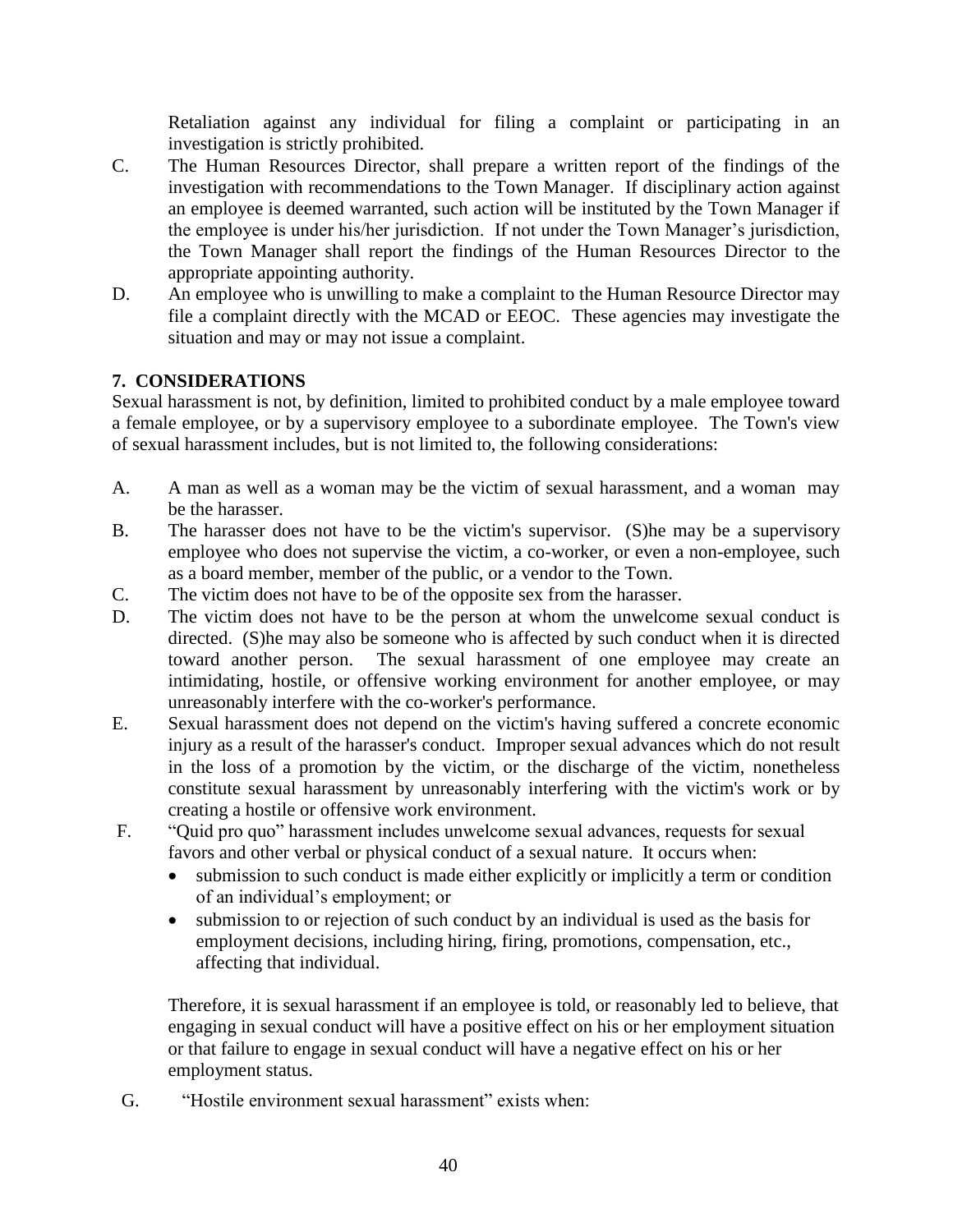Retaliation against any individual for filing a complaint or participating in an investigation is strictly prohibited.

C. The Human Resources Director, shall prepare a written report of the findings of the investigation with recommendations to the Town Manager. If disciplinary action against an employee is deemed warranted, such action will be instituted by the Town Manager if the employee is under his/her jurisdiction. If not under the Town Manager's jurisdiction, the Town Manager shall report the findings of the Human Resources Director to the appropriate appointing authority.

D. An employee who is unwilling to make a complaint to the Human Resource Director may file a complaint directly with the MCAD or EEOC. These agencies may investigate the situation and may or may not issue a complaint.

## 7. CONSIDERATIONS

Sexual harassment is not, by definition, limited to prohibited conduct by a male employee toward a female employee, or by a supervisory employee to a subordinate employee. The Town's view of sexual harassment includes, but is not limited to, the following considerations:

A. A man as well as a woman may be the victim of sexual harassment, and a woman may be the harasser.

B. The harasser does not have to be the victim's supervisor. (S)he may be a supervisory employee who does not supervise the victim, a co-worker, or even a non-employee, such as a board member, member of the public, or a vendor to the Town.

C. The victim does not have to be of the opposite sex from the harasser.

D. The victim does not have to be the person at whom the unwelcome sexual conduct is directed. (S)he may also be someone who is affected by such conduct when it is directed toward another person. The sexual harassment of one employee may create an intimidating, hostile, or offensive working environment for another employee, or may unreasonably interfere with the co-worker's performance.

E. Sexual harassment does not depend on the victim's having suffered a concrete economic injury as a result of the harasser's conduct. Improper sexual advances which do not result in the loss of a promotion by the victim, or the discharge of the victim, nonetheless constitute sexual harassment by unreasonably interfering with the victim's work or by creating a hostile or offensive work environment.

F. "Quid pro quo" harassment includes unwelcome sexual advances, requests for sexual favors and other verbal or physical conduct of a sexual nature. It occurs when:

- submission to such conduct is made either explicitly or implicitly a term or condition of an individual's employment; or
- submission to or rejection of such conduct by an individual is used as the basis for employment decisions, including hiring, firing, promotions, compensation, etc., affecting that individual.

Therefore, it is sexual harassment if an employee is told, or reasonably led to believe, that engaging in sexual conduct will have a positive effect on his or her employment situation or that failure to engage in sexual conduct will have a negative effect on his or her employment status.

G. "Hostile environment sexual harassment" exists when: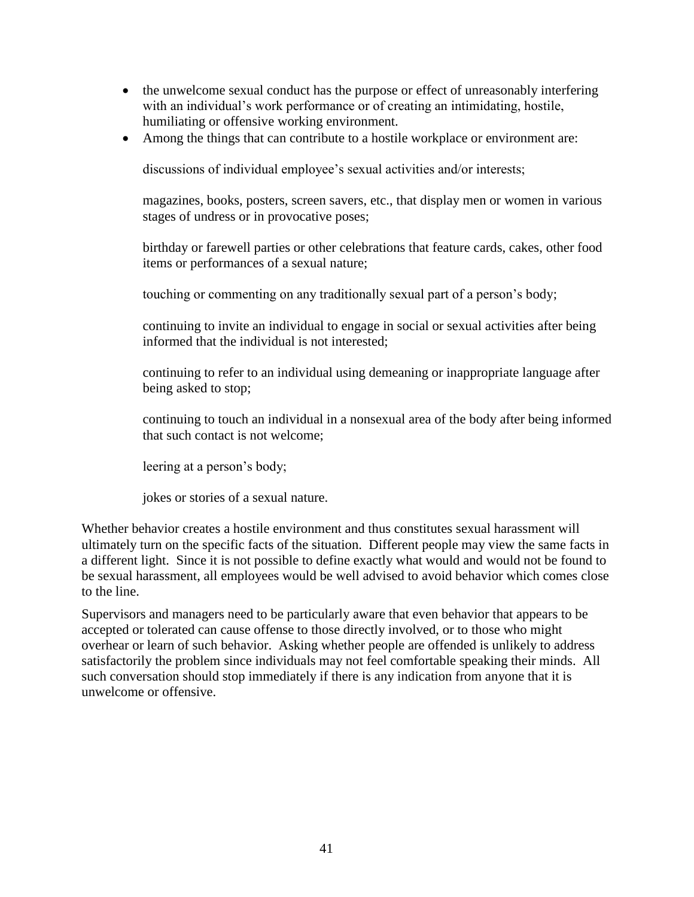- the unwelcome sexual conduct has the purpose or effect of unreasonably interfering with an individual's work performance or of creating an intimidating, hostile, humiliating or offensive working environment.
- Among the things that can contribute to a hostile workplace or environment are:

  discussions of individual employee's sexual activities and/or interests;

  magazines, books, posters, screen savers, etc., that display men or women in various stages of undress or in provocative poses;

  birthday or farewell parties or other celebrations that feature cards, cakes, other food items or performances of a sexual nature;

  touching or commenting on any traditionally sexual part of a person's body;

  continuing to invite an individual to engage in social or sexual activities after being informed that the individual is not interested;

  continuing to refer to an individual using demeaning or inappropriate language after being asked to stop;

  continuing to touch an individual in a nonsexual area of the body after being informed that such contact is not welcome;

  leering at a person's body;

  jokes or stories of a sexual nature.

Whether behavior creates a hostile environment and thus constitutes sexual harassment will ultimately turn on the specific facts of the situation. Different people may view the same facts in a different light. Since it is not possible to define exactly what would and would not be found to be sexual harassment, all employees would be well advised to avoid behavior which comes close to the line.

Supervisors and managers need to be particularly aware that even behavior that appears to be accepted or tolerated can cause offense to those directly involved, or to those who might overhear or learn of such behavior. Asking whether people are offended is unlikely to address satisfactorily the problem since individuals may not feel comfortable speaking their minds. All such conversation should stop immediately if there is any indication from anyone that it is unwelcome or offensive.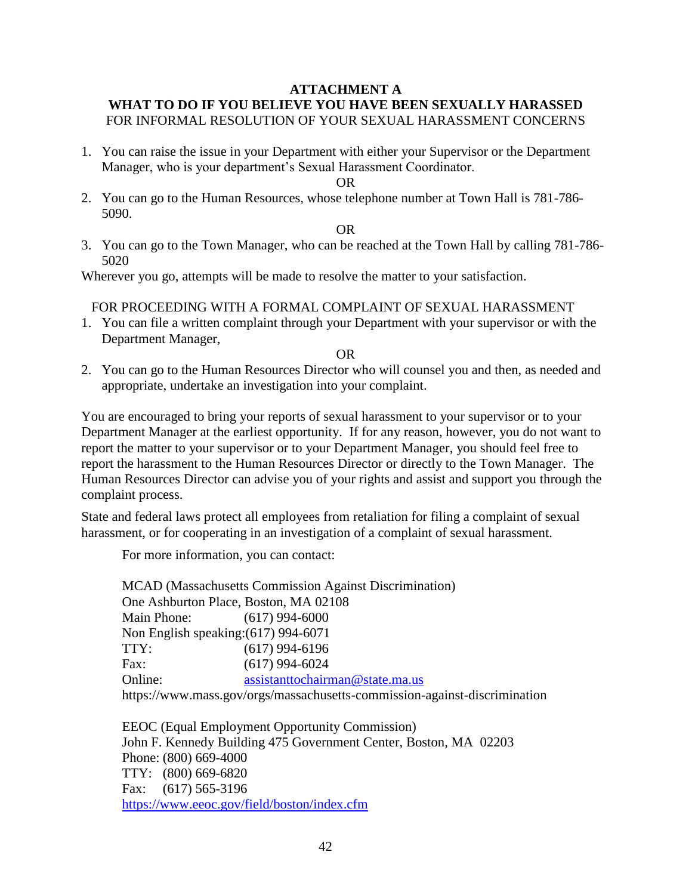# ATTACHMENT A

## WHAT TO DO IF YOU BELIEVE YOU HAVE BEEN SEXUALLY HARASSED

FOR INFORMAL RESOLUTION OF YOUR SEXUAL HARASSMENT CONCERNS

1. You can raise the issue in your Department with either your Supervisor or the Department Manager, who is your department's Sexual Harassment Coordinator.

   OR

2. You can go to the Human Resources, whose telephone number at Town Hall is 781-786-5090.

   OR

3. You can go to the Town Manager, who can be reached at the Town Hall by calling 781-786-5020

Wherever you go, attempts will be made to resolve the matter to your satisfaction.

FOR PROCEEDING WITH A FORMAL COMPLAINT OF SEXUAL HARASSMENT

1. You can file a written complaint through your Department with your supervisor or with the Department Manager,

   OR

2. You can go to the Human Resources Director who will counsel you and then, as needed and appropriate, undertake an investigation into your complaint.

You are encouraged to bring your reports of sexual harassment to your supervisor or to your Department Manager at the earliest opportunity. If for any reason, however, you do not want to report the matter to your supervisor or to your Department Manager, you should feel free to report the harassment to the Human Resources Director or directly to the Town Manager. The Human Resources Director can advise you of your rights and assist and support you through the complaint process.

State and federal laws protect all employees from retaliation for filing a complaint of sexual harassment, or for cooperating in an investigation of a complaint of sexual harassment.

For more information, you can contact:

MCAD (Massachusetts Commission Against Discrimination)
One Ashburton Place, Boston, MA 02108
Main Phone: (617) 994-6000
Non English speaking: (617) 994-6071
TTY: (617) 994-6196
Fax: (617) 994-6024
Online: assistanttochairman@state.ma.us
https://www.mass.gov/orgs/massachusetts-commission-against-discrimination

EEOC (Equal Employment Opportunity Commission)
John F. Kennedy Building 475 Government Center, Boston, MA 02203
Phone: (800) 669-4000
TTY: (800) 669-6820
Fax: (617) 565-3196
https://www.eeoc.gov/field/boston/index.cfm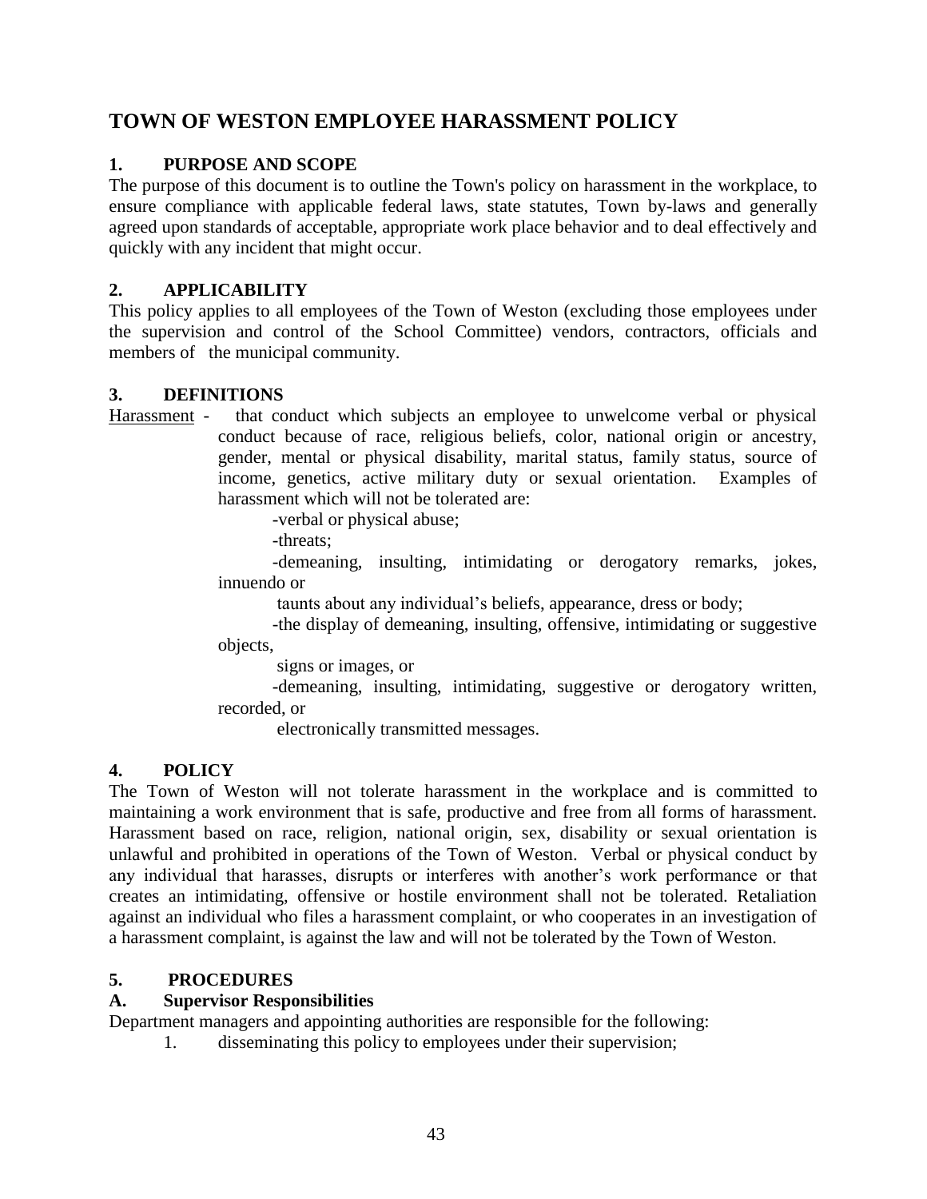# TOWN OF WESTON EMPLOYEE HARASSMENT POLICY

## 1. PURPOSE AND SCOPE

The purpose of this document is to outline the Town's policy on harassment in the workplace, to ensure compliance with applicable federal laws, state statutes, Town by-laws and generally agreed upon standards of acceptable, appropriate work place behavior and to deal effectively and quickly with any incident that might occur.

## 2. APPLICABILITY

This policy applies to all employees of the Town of Weston (excluding those employees under the supervision and control of the School Committee) vendors, contractors, officials and members of the municipal community.

## 3. DEFINITIONS

Harassment - that conduct which subjects an employee to unwelcome verbal or physical conduct because of race, religious beliefs, color, national origin or ancestry, gender, mental or physical disability, marital status, family status, source of income, genetics, active military duty or sexual orientation. Examples of harassment which will not be tolerated are:

- verbal or physical abuse;
- threats;
- demeaning, insulting, intimidating or derogatory remarks, jokes, innuendo or taunts about any individual's beliefs, appearance, dress or body;
- the display of demeaning, insulting, offensive, intimidating or suggestive objects, signs or images, or
- demeaning, insulting, intimidating, suggestive or derogatory written, recorded, or electronically transmitted messages.

## 4. POLICY

The Town of Weston will not tolerate harassment in the workplace and is committed to maintaining a work environment that is safe, productive and free from all forms of harassment. Harassment based on race, religion, national origin, sex, disability or sexual orientation is unlawful and prohibited in operations of the Town of Weston. Verbal or physical conduct by any individual that harasses, disrupts or interferes with another's work performance or that creates an intimidating, offensive or hostile environment shall not be tolerated. Retaliation against an individual who files a harassment complaint, or who cooperates in an investigation of a harassment complaint, is against the law and will not be tolerated by the Town of Weston.

## 5. PROCEDURES

### A. Supervisor Responsibilities

Department managers and appointing authorities are responsible for the following:

1. disseminating this policy to employees under their supervision;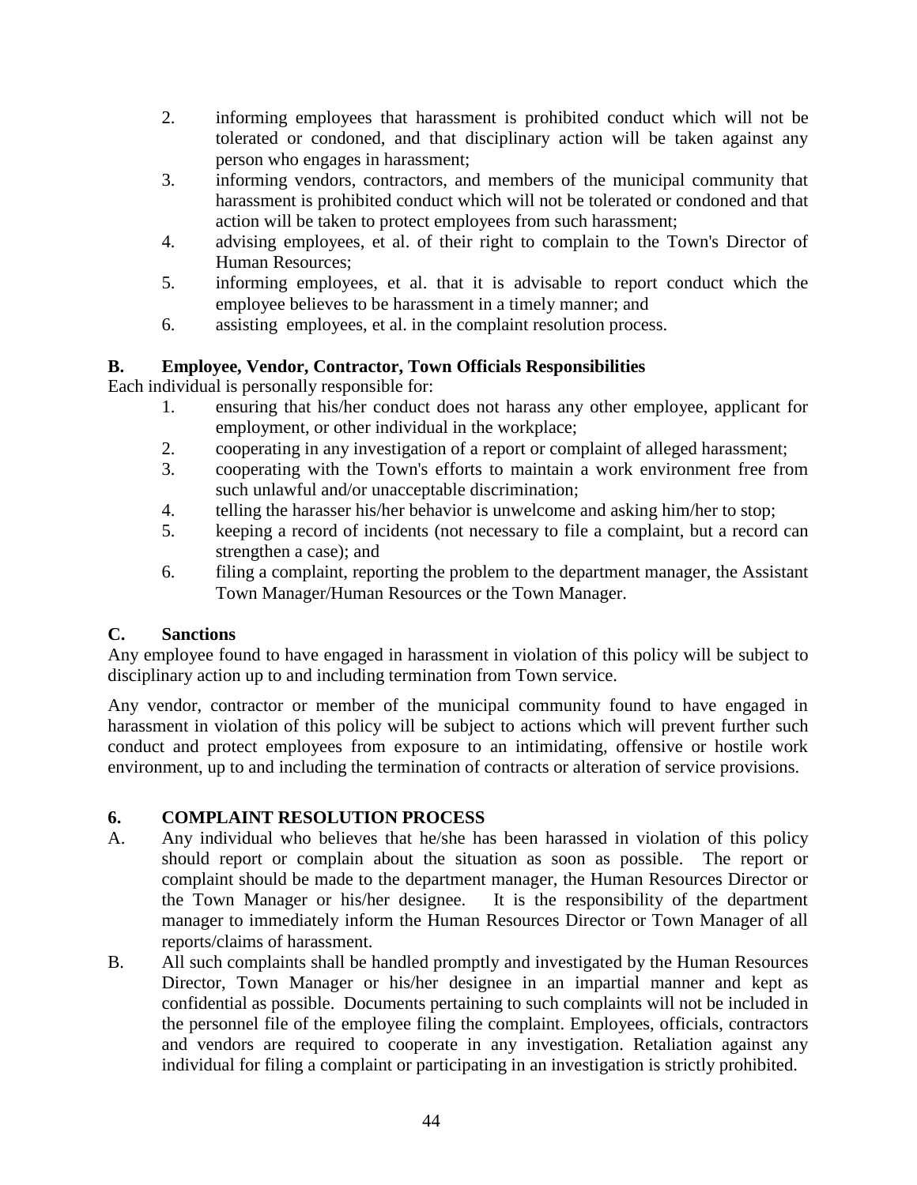2. informing employees that harassment is prohibited conduct which will not be tolerated or condoned, and that disciplinary action will be taken against any person who engages in harassment;
3. informing vendors, contractors, and members of the municipal community that harassment is prohibited conduct which will not be tolerated or condoned and that action will be taken to protect employees from such harassment;
4. advising employees, et al. of their right to complain to the Town's Director of Human Resources;
5. informing employees, et al. that it is advisable to report conduct which the employee believes to be harassment in a timely manner; and
6. assisting employees, et al. in the complaint resolution process.

**B. Employee, Vendor, Contractor, Town Officials Responsibilities**

Each individual is personally responsible for:

1. ensuring that his/her conduct does not harass any other employee, applicant for employment, or other individual in the workplace;
2. cooperating in any investigation of a report or complaint of alleged harassment;
3. cooperating with the Town's efforts to maintain a work environment free from such unlawful and/or unacceptable discrimination;
4. telling the harasser his/her behavior is unwelcome and asking him/her to stop;
5. keeping a record of incidents (not necessary to file a complaint, but a record can strengthen a case); and
6. filing a complaint, reporting the problem to the department manager, the Assistant Town Manager/Human Resources or the Town Manager.

**C. Sanctions**

Any employee found to have engaged in harassment in violation of this policy will be subject to disciplinary action up to and including termination from Town service.

Any vendor, contractor or member of the municipal community found to have engaged in harassment in violation of this policy will be subject to actions which will prevent further such conduct and protect employees from exposure to an intimidating, offensive or hostile work environment, up to and including the termination of contracts or alteration of service provisions.

## 6. COMPLAINT RESOLUTION PROCESS

A. Any individual who believes that he/she has been harassed in violation of this policy should report or complain about the situation as soon as possible. The report or complaint should be made to the department manager, the Human Resources Director or the Town Manager or his/her designee. It is the responsibility of the department manager to immediately inform the Human Resources Director or Town Manager of all reports/claims of harassment.

B. All such complaints shall be handled promptly and investigated by the Human Resources Director, Town Manager or his/her designee in an impartial manner and kept as confidential as possible. Documents pertaining to such complaints will not be included in the personnel file of the employee filing the complaint. Employees, officials, contractors and vendors are required to cooperate in any investigation. Retaliation against any individual for filing a complaint or participating in an investigation is strictly prohibited.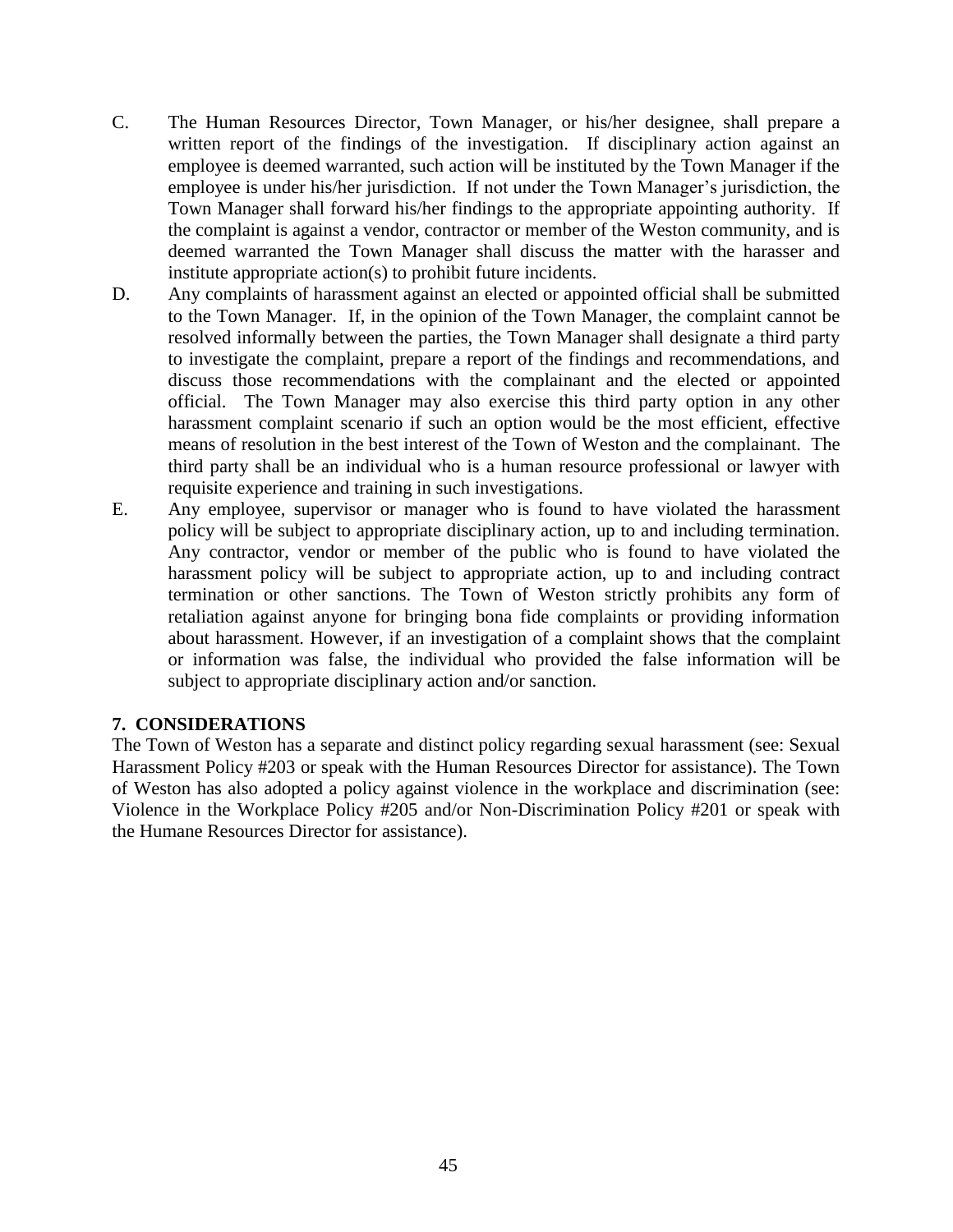C. The Human Resources Director, Town Manager, or his/her designee, shall prepare a written report of the findings of the investigation. If disciplinary action against an employee is deemed warranted, such action will be instituted by the Town Manager if the employee is under his/her jurisdiction. If not under the Town Manager's jurisdiction, the Town Manager shall forward his/her findings to the appropriate appointing authority. If the complaint is against a vendor, contractor or member of the Weston community, and is deemed warranted the Town Manager shall discuss the matter with the harasser and institute appropriate action(s) to prohibit future incidents.

D. Any complaints of harassment against an elected or appointed official shall be submitted to the Town Manager. If, in the opinion of the Town Manager, the complaint cannot be resolved informally between the parties, the Town Manager shall designate a third party to investigate the complaint, prepare a report of the findings and recommendations, and discuss those recommendations with the complainant and the elected or appointed official. The Town Manager may also exercise this third party option in any other harassment complaint scenario if such an option would be the most efficient, effective means of resolution in the best interest of the Town of Weston and the complainant. The third party shall be an individual who is a human resource professional or lawyer with requisite experience and training in such investigations.

E. Any employee, supervisor or manager who is found to have violated the harassment policy will be subject to appropriate disciplinary action, up to and including termination. Any contractor, vendor or member of the public who is found to have violated the harassment policy will be subject to appropriate action, up to and including contract termination or other sanctions. The Town of Weston strictly prohibits any form of retaliation against anyone for bringing bona fide complaints or providing information about harassment. However, if an investigation of a complaint shows that the complaint or information was false, the individual who provided the false information will be subject to appropriate disciplinary action and/or sanction.

### 7. CONSIDERATIONS

The Town of Weston has a separate and distinct policy regarding sexual harassment (see: Sexual Harassment Policy #203 or speak with the Human Resources Director for assistance). The Town of Weston has also adopted a policy against violence in the workplace and discrimination (see: Violence in the Workplace Policy #205 and/or Non-Discrimination Policy #201 or speak with the Humane Resources Director for assistance).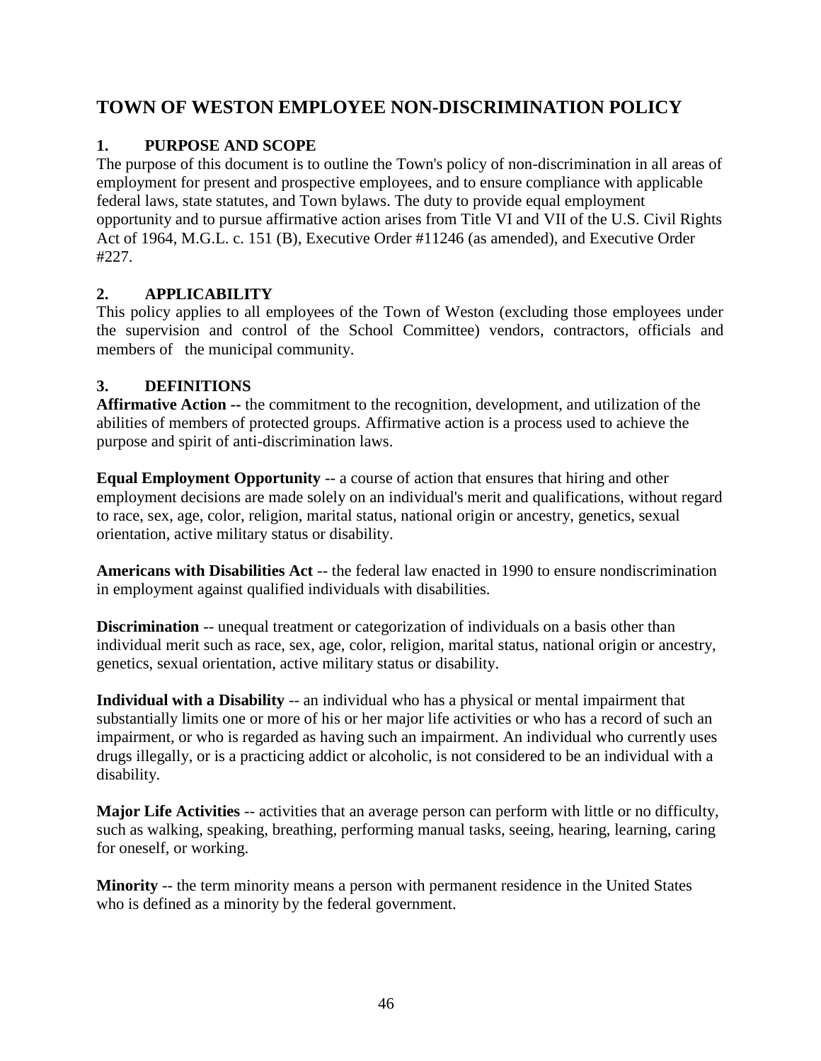# TOWN OF WESTON EMPLOYEE NON-DISCRIMINATION POLICY

## 1. PURPOSE AND SCOPE

The purpose of this document is to outline the Town's policy of non-discrimination in all areas of employment for present and prospective employees, and to ensure compliance with applicable federal laws, state statutes, and Town bylaws. The duty to provide equal employment opportunity and to pursue affirmative action arises from Title VI and VII of the U.S. Civil Rights Act of 1964, M.G.L. c. 151 (B), Executive Order #11246 (as amended), and Executive Order #227.

## 2. APPLICABILITY

This policy applies to all employees of the Town of Weston (excluding those employees under the supervision and control of the School Committee) vendors, contractors, officials and members of the municipal community.

## 3. DEFINITIONS

**Affirmative Action --** the commitment to the recognition, development, and utilization of the abilities of members of protected groups. Affirmative action is a process used to achieve the purpose and spirit of anti-discrimination laws.

**Equal Employment Opportunity** -- a course of action that ensures that hiring and other employment decisions are made solely on an individual's merit and qualifications, without regard to race, sex, age, color, religion, marital status, national origin or ancestry, genetics, sexual orientation, active military status or disability.

**Americans with Disabilities Act** -- the federal law enacted in 1990 to ensure nondiscrimination in employment against qualified individuals with disabilities.

**Discrimination** -- unequal treatment or categorization of individuals on a basis other than individual merit such as race, sex, age, color, religion, marital status, national origin or ancestry, genetics, sexual orientation, active military status or disability.

**Individual with a Disability** -- an individual who has a physical or mental impairment that substantially limits one or more of his or her major life activities or who has a record of such an impairment, or who is regarded as having such an impairment. An individual who currently uses drugs illegally, or is a practicing addict or alcoholic, is not considered to be an individual with a disability.

**Major Life Activities** -- activities that an average person can perform with little or no difficulty, such as walking, speaking, breathing, performing manual tasks, seeing, hearing, learning, caring for oneself, or working.

**Minority** -- the term minority means a person with permanent residence in the United States who is defined as a minority by the federal government.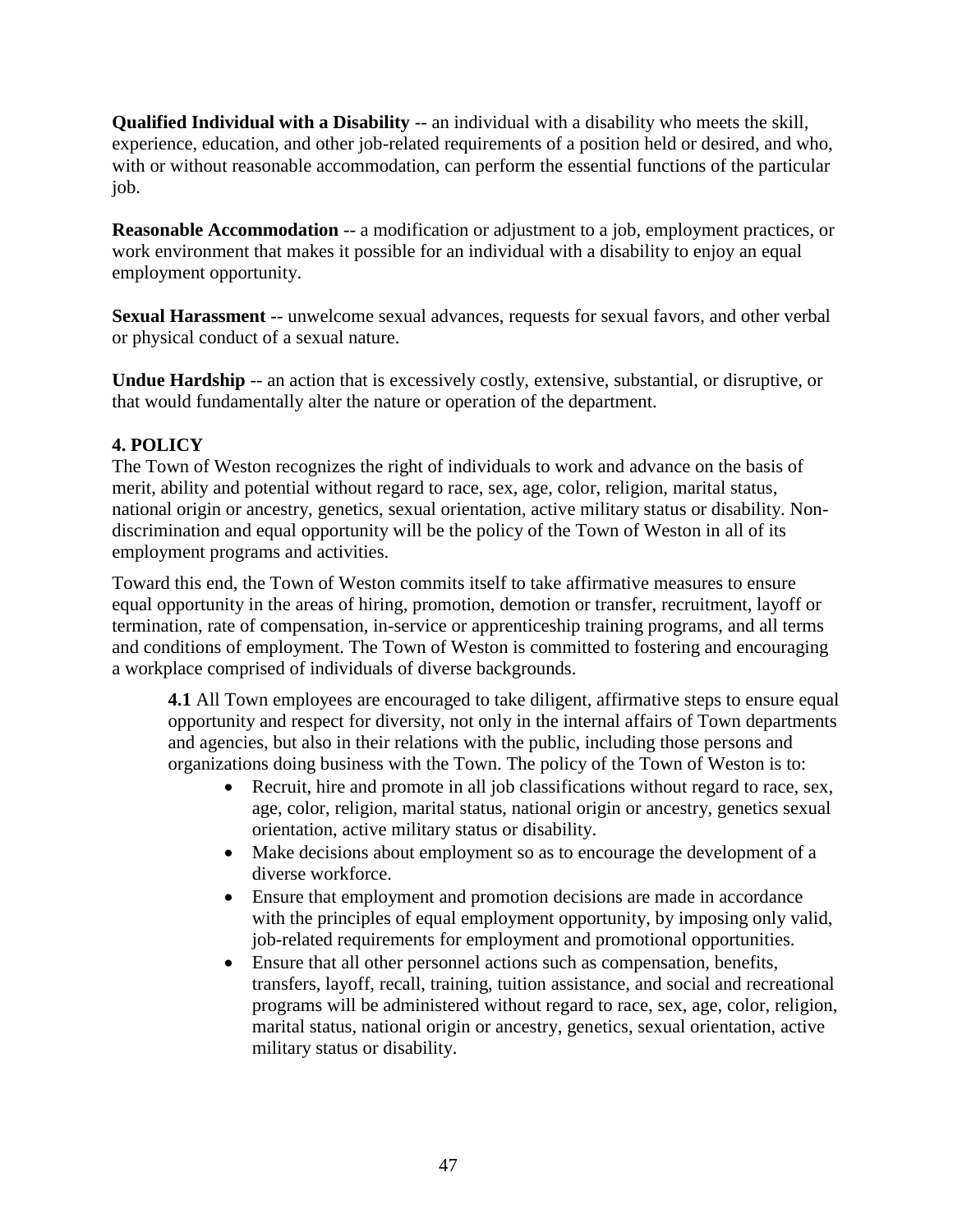**Qualified Individual with a Disability** -- an individual with a disability who meets the skill, experience, education, and other job-related requirements of a position held or desired, and who, with or without reasonable accommodation, can perform the essential functions of the particular job.

**Reasonable Accommodation** -- a modification or adjustment to a job, employment practices, or work environment that makes it possible for an individual with a disability to enjoy an equal employment opportunity.

**Sexual Harassment** -- unwelcome sexual advances, requests for sexual favors, and other verbal or physical conduct of a sexual nature.

**Undue Hardship** -- an action that is excessively costly, extensive, substantial, or disruptive, or that would fundamentally alter the nature or operation of the department.

## 4. POLICY

The Town of Weston recognizes the right of individuals to work and advance on the basis of merit, ability and potential without regard to race, sex, age, color, religion, marital status, national origin or ancestry, genetics, sexual orientation, active military status or disability. Non-discrimination and equal opportunity will be the policy of the Town of Weston in all of its employment programs and activities.

Toward this end, the Town of Weston commits itself to take affirmative measures to ensure equal opportunity in the areas of hiring, promotion, demotion or transfer, recruitment, layoff or termination, rate of compensation, in-service or apprenticeship training programs, and all terms and conditions of employment. The Town of Weston is committed to fostering and encouraging a workplace comprised of individuals of diverse backgrounds.

**4.1** All Town employees are encouraged to take diligent, affirmative steps to ensure equal opportunity and respect for diversity, not only in the internal affairs of Town departments and agencies, but also in their relations with the public, including those persons and organizations doing business with the Town. The policy of the Town of Weston is to:

- Recruit, hire and promote in all job classifications without regard to race, sex, age, color, religion, marital status, national origin or ancestry, genetics sexual orientation, active military status or disability.
- Make decisions about employment so as to encourage the development of a diverse workforce.
- Ensure that employment and promotion decisions are made in accordance with the principles of equal employment opportunity, by imposing only valid, job-related requirements for employment and promotional opportunities.
- Ensure that all other personnel actions such as compensation, benefits, transfers, layoff, recall, training, tuition assistance, and social and recreational programs will be administered without regard to race, sex, age, color, religion, marital status, national origin or ancestry, genetics, sexual orientation, active military status or disability.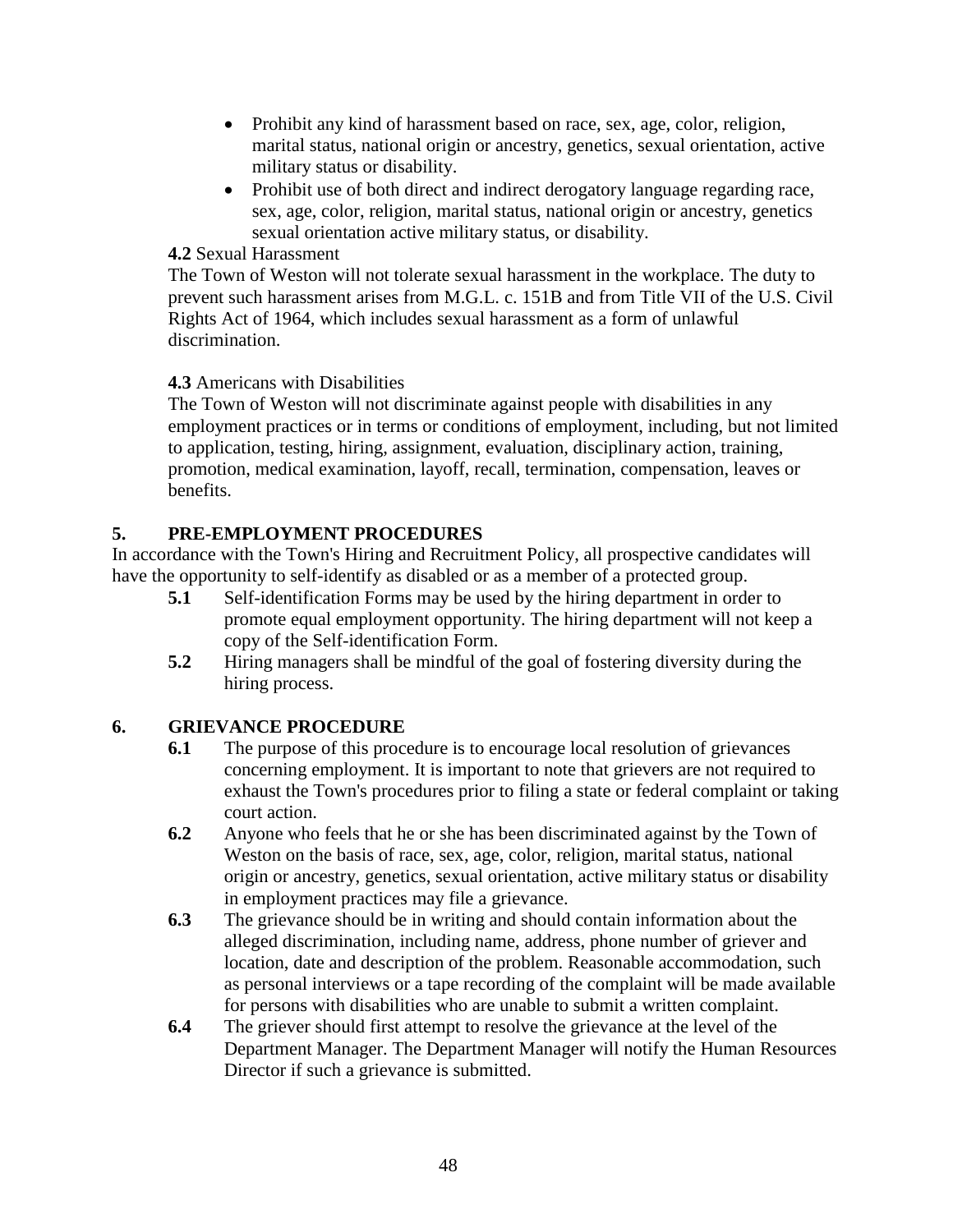- Prohibit any kind of harassment based on race, sex, age, color, religion, marital status, national origin or ancestry, genetics, sexual orientation, active military status or disability.
- Prohibit use of both direct and indirect derogatory language regarding race, sex, age, color, religion, marital status, national origin or ancestry, genetics sexual orientation active military status, or disability.

**4.2** Sexual Harassment

The Town of Weston will not tolerate sexual harassment in the workplace. The duty to prevent such harassment arises from M.G.L. c. 151B and from Title VII of the U.S. Civil Rights Act of 1964, which includes sexual harassment as a form of unlawful discrimination.

**4.3** Americans with Disabilities

The Town of Weston will not discriminate against people with disabilities in any employment practices or in terms or conditions of employment, including, but not limited to application, testing, hiring, assignment, evaluation, disciplinary action, training, promotion, medical examination, layoff, recall, termination, compensation, leaves or benefits.

## 5. PRE-EMPLOYMENT PROCEDURES

In accordance with the Town's Hiring and Recruitment Policy, all prospective candidates will have the opportunity to self-identify as disabled or as a member of a protected group.

**5.1** Self-identification Forms may be used by the hiring department in order to promote equal employment opportunity. The hiring department will not keep a copy of the Self-identification Form.

**5.2** Hiring managers shall be mindful of the goal of fostering diversity during the hiring process.

## 6. GRIEVANCE PROCEDURE

**6.1** The purpose of this procedure is to encourage local resolution of grievances concerning employment. It is important to note that grievers are not required to exhaust the Town's procedures prior to filing a state or federal complaint or taking court action.

**6.2** Anyone who feels that he or she has been discriminated against by the Town of Weston on the basis of race, sex, age, color, religion, marital status, national origin or ancestry, genetics, sexual orientation, active military status or disability in employment practices may file a grievance.

**6.3** The grievance should be in writing and should contain information about the alleged discrimination, including name, address, phone number of griever and location, date and description of the problem. Reasonable accommodation, such as personal interviews or a tape recording of the complaint will be made available for persons with disabilities who are unable to submit a written complaint.

**6.4** The griever should first attempt to resolve the grievance at the level of the Department Manager. The Department Manager will notify the Human Resources Director if such a grievance is submitted.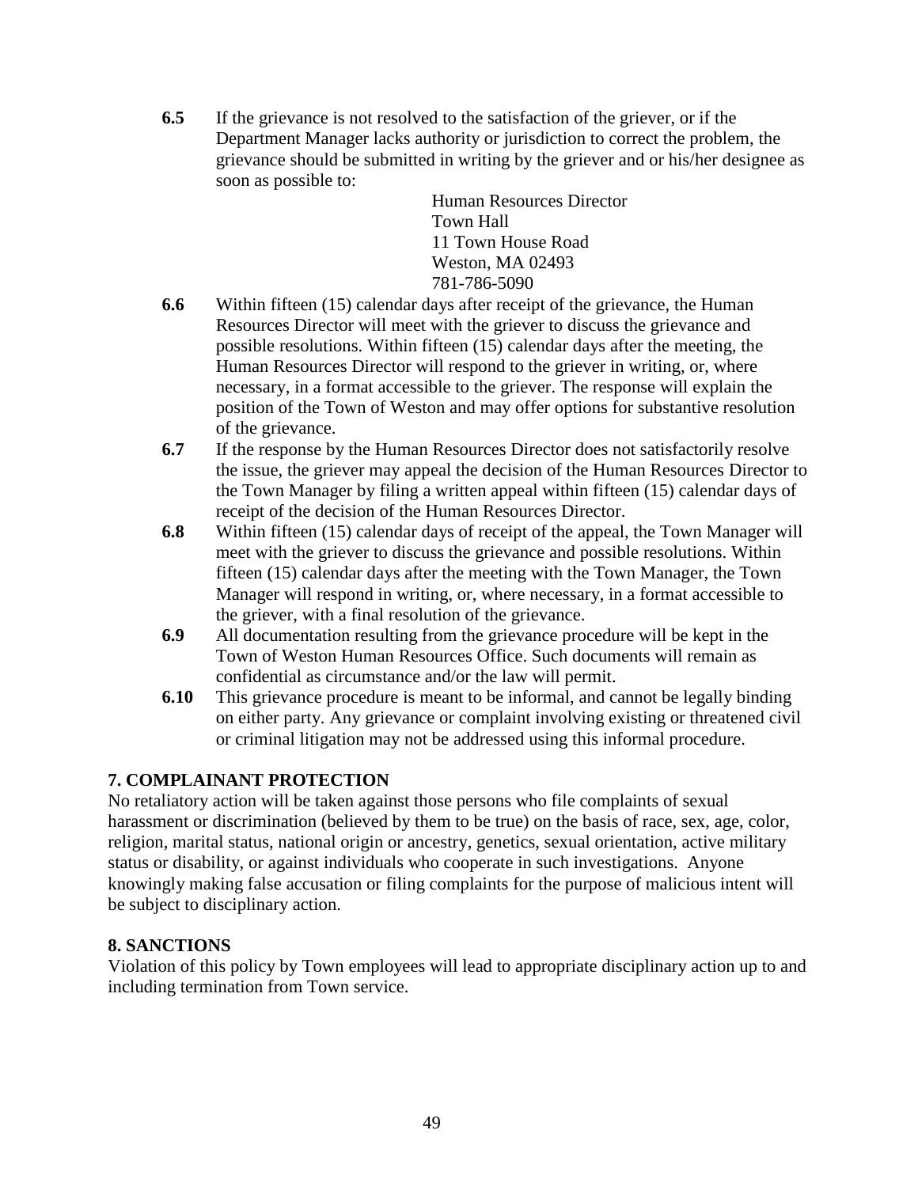**6.5** If the grievance is not resolved to the satisfaction of the griever, or if the Department Manager lacks authority or jurisdiction to correct the problem, the grievance should be submitted in writing by the griever and or his/her designee as soon as possible to:

Human Resources Director
Town Hall
11 Town House Road
Weston, MA 02493
781-786-5090

**6.6** Within fifteen (15) calendar days after receipt of the grievance, the Human Resources Director will meet with the griever to discuss the grievance and possible resolutions. Within fifteen (15) calendar days after the meeting, the Human Resources Director will respond to the griever in writing, or, where necessary, in a format accessible to the griever. The response will explain the position of the Town of Weston and may offer options for substantive resolution of the grievance.

**6.7** If the response by the Human Resources Director does not satisfactorily resolve the issue, the griever may appeal the decision of the Human Resources Director to the Town Manager by filing a written appeal within fifteen (15) calendar days of receipt of the decision of the Human Resources Director.

**6.8** Within fifteen (15) calendar days of receipt of the appeal, the Town Manager will meet with the griever to discuss the grievance and possible resolutions. Within fifteen (15) calendar days after the meeting with the Town Manager, the Town Manager will respond in writing, or, where necessary, in a format accessible to the griever, with a final resolution of the grievance.

**6.9** All documentation resulting from the grievance procedure will be kept in the Town of Weston Human Resources Office. Such documents will remain as confidential as circumstance and/or the law will permit.

**6.10** This grievance procedure is meant to be informal, and cannot be legally binding on either party. Any grievance or complaint involving existing or threatened civil or criminal litigation may not be addressed using this informal procedure.

## 7. COMPLAINANT PROTECTION

No retaliatory action will be taken against those persons who file complaints of sexual harassment or discrimination (believed by them to be true) on the basis of race, sex, age, color, religion, marital status, national origin or ancestry, genetics, sexual orientation, active military status or disability, or against individuals who cooperate in such investigations. Anyone knowingly making false accusation or filing complaints for the purpose of malicious intent will be subject to disciplinary action.

## 8. SANCTIONS

Violation of this policy by Town employees will lead to appropriate disciplinary action up to and including termination from Town service.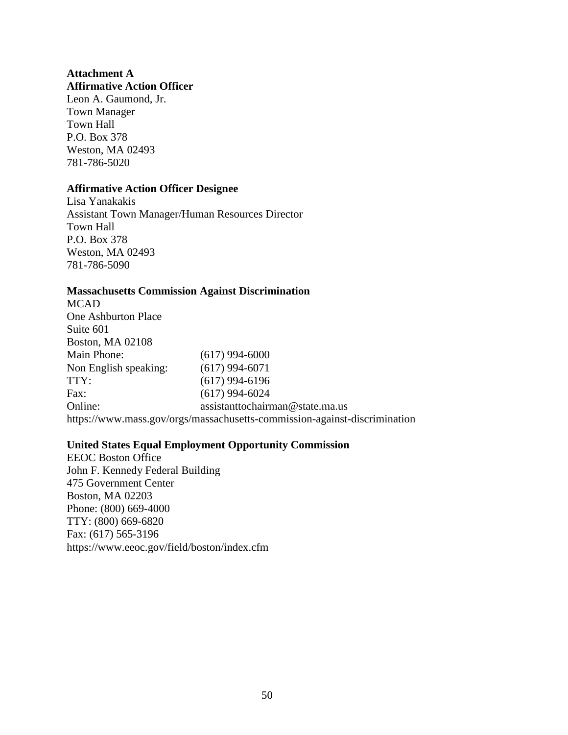**Attachment A**

**Affirmative Action Officer**

Leon A. Gaumond, Jr.
Town Manager
Town Hall
P.O. Box 378
Weston, MA 02493
781-786-5020

**Affirmative Action Officer Designee**

Lisa Yanakakis
Assistant Town Manager/Human Resources Director
Town Hall
P.O. Box 378
Weston, MA 02493
781-786-5090

**Massachusetts Commission Against Discrimination**

MCAD
One Ashburton Place
Suite 601
Boston, MA 02108

| | |
|---|---|
| Main Phone: | (617) 994-6000 |
| Non English speaking: | (617) 994-6071 |
| TTY: | (617) 994-6196 |
| Fax: | (617) 994-6024 |
| Online: | assistanttochairman@state.ma.us |

https://www.mass.gov/orgs/massachusetts-commission-against-discrimination

**United States Equal Employment Opportunity Commission**

EEOC Boston Office
John F. Kennedy Federal Building
475 Government Center
Boston, MA 02203
Phone: (800) 669-4000
TTY: (800) 669-6820
Fax: (617) 565-3196
https://www.eeoc.gov/field/boston/index.cfm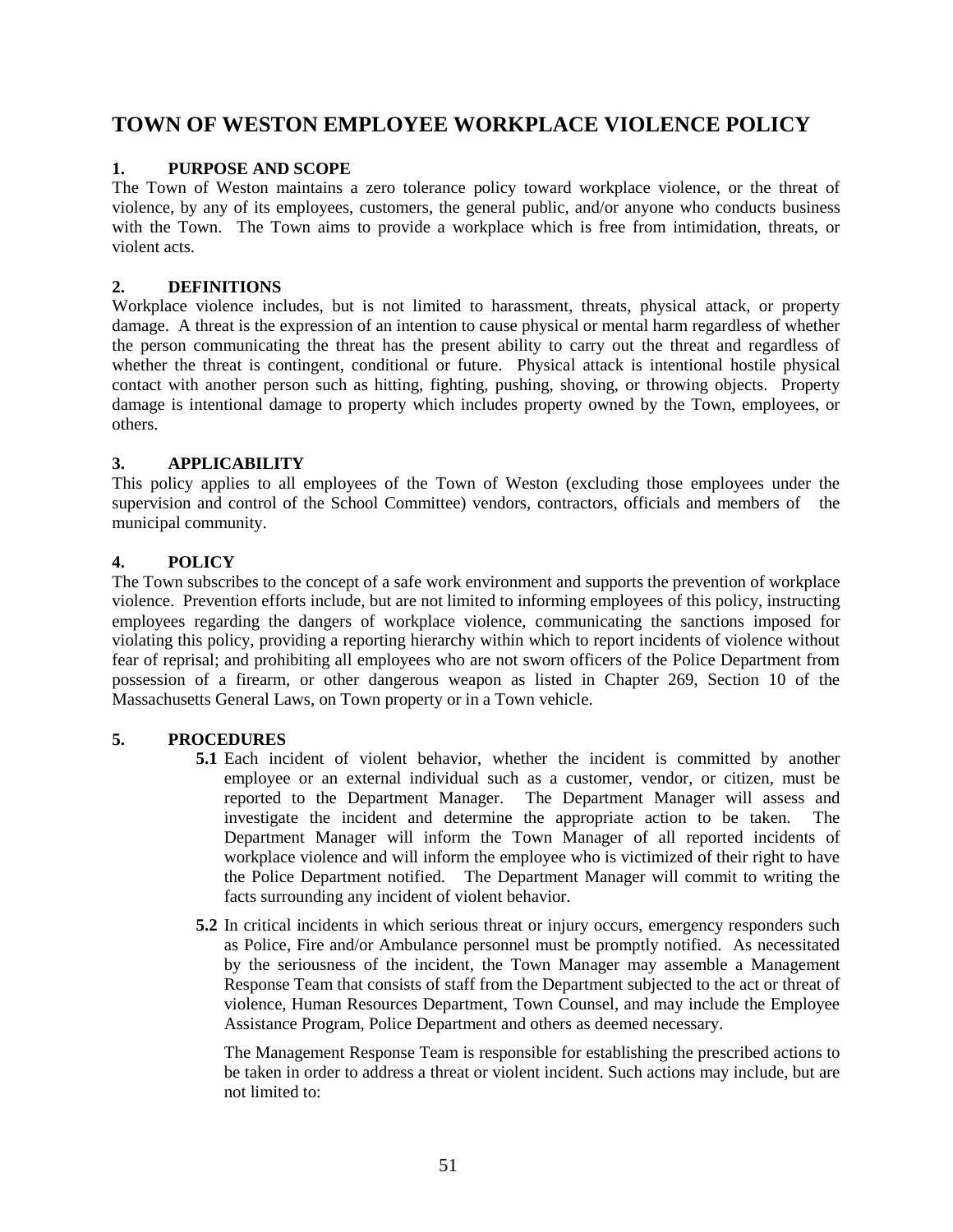# TOWN OF WESTON EMPLOYEE WORKPLACE VIOLENCE POLICY

## 1. PURPOSE AND SCOPE

The Town of Weston maintains a zero tolerance policy toward workplace violence, or the threat of violence, by any of its employees, customers, the general public, and/or anyone who conducts business with the Town. The Town aims to provide a workplace which is free from intimidation, threats, or violent acts.

## 2. DEFINITIONS

Workplace violence includes, but is not limited to harassment, threats, physical attack, or property damage. A threat is the expression of an intention to cause physical or mental harm regardless of whether the person communicating the threat has the present ability to carry out the threat and regardless of whether the threat is contingent, conditional or future. Physical attack is intentional hostile physical contact with another person such as hitting, fighting, pushing, shoving, or throwing objects. Property damage is intentional damage to property which includes property owned by the Town, employees, or others.

## 3. APPLICABILITY

This policy applies to all employees of the Town of Weston (excluding those employees under the supervision and control of the School Committee) vendors, contractors, officials and members of the municipal community.

## 4. POLICY

The Town subscribes to the concept of a safe work environment and supports the prevention of workplace violence. Prevention efforts include, but are not limited to informing employees of this policy, instructing employees regarding the dangers of workplace violence, communicating the sanctions imposed for violating this policy, providing a reporting hierarchy within which to report incidents of violence without fear of reprisal; and prohibiting all employees who are not sworn officers of the Police Department from possession of a firearm, or other dangerous weapon as listed in Chapter 269, Section 10 of the Massachusetts General Laws, on Town property or in a Town vehicle.

## 5. PROCEDURES

**5.1** Each incident of violent behavior, whether the incident is committed by another employee or an external individual such as a customer, vendor, or citizen, must be reported to the Department Manager. The Department Manager will assess and investigate the incident and determine the appropriate action to be taken. The Department Manager will inform the Town Manager of all reported incidents of workplace violence and will inform the employee who is victimized of their right to have the Police Department notified. The Department Manager will commit to writing the facts surrounding any incident of violent behavior.

**5.2** In critical incidents in which serious threat or injury occurs, emergency responders such as Police, Fire and/or Ambulance personnel must be promptly notified. As necessitated by the seriousness of the incident, the Town Manager may assemble a Management Response Team that consists of staff from the Department subjected to the act or threat of violence, Human Resources Department, Town Counsel, and may include the Employee Assistance Program, Police Department and others as deemed necessary.

The Management Response Team is responsible for establishing the prescribed actions to be taken in order to address a threat or violent incident. Such actions may include, but are not limited to: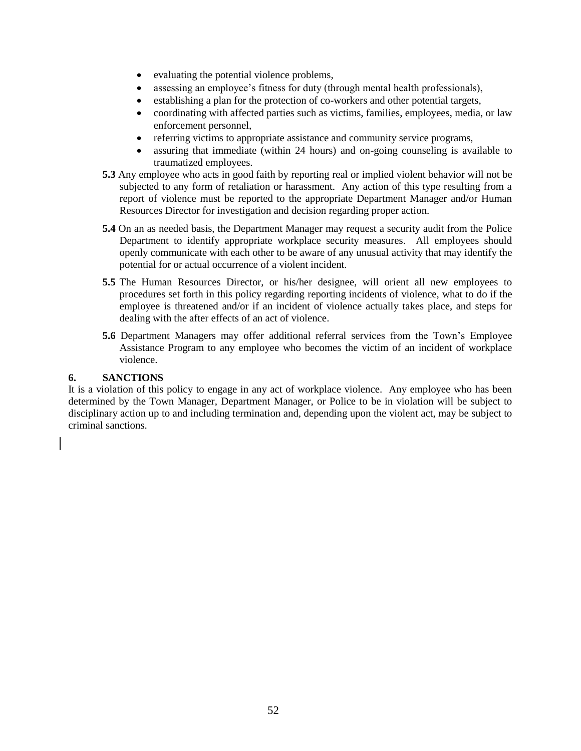- evaluating the potential violence problems,
- assessing an employee's fitness for duty (through mental health professionals),
- establishing a plan for the protection of co-workers and other potential targets,
- coordinating with affected parties such as victims, families, employees, media, or law enforcement personnel,
- referring victims to appropriate assistance and community service programs,
- assuring that immediate (within 24 hours) and on-going counseling is available to traumatized employees.

**5.3** Any employee who acts in good faith by reporting real or implied violent behavior will not be subjected to any form of retaliation or harassment. Any action of this type resulting from a report of violence must be reported to the appropriate Department Manager and/or Human Resources Director for investigation and decision regarding proper action.

**5.4** On an as needed basis, the Department Manager may request a security audit from the Police Department to identify appropriate workplace security measures. All employees should openly communicate with each other to be aware of any unusual activity that may identify the potential for or actual occurrence of a violent incident.

**5.5** The Human Resources Director, or his/her designee, will orient all new employees to procedures set forth in this policy regarding reporting incidents of violence, what to do if the employee is threatened and/or if an incident of violence actually takes place, and steps for dealing with the after effects of an act of violence.

**5.6** Department Managers may offer additional referral services from the Town's Employee Assistance Program to any employee who becomes the victim of an incident of workplace violence.

## 6. SANCTIONS

It is a violation of this policy to engage in any act of workplace violence. Any employee who has been determined by the Town Manager, Department Manager, or Police to be in violation will be subject to disciplinary action up to and including termination and, depending upon the violent act, may be subject to criminal sanctions.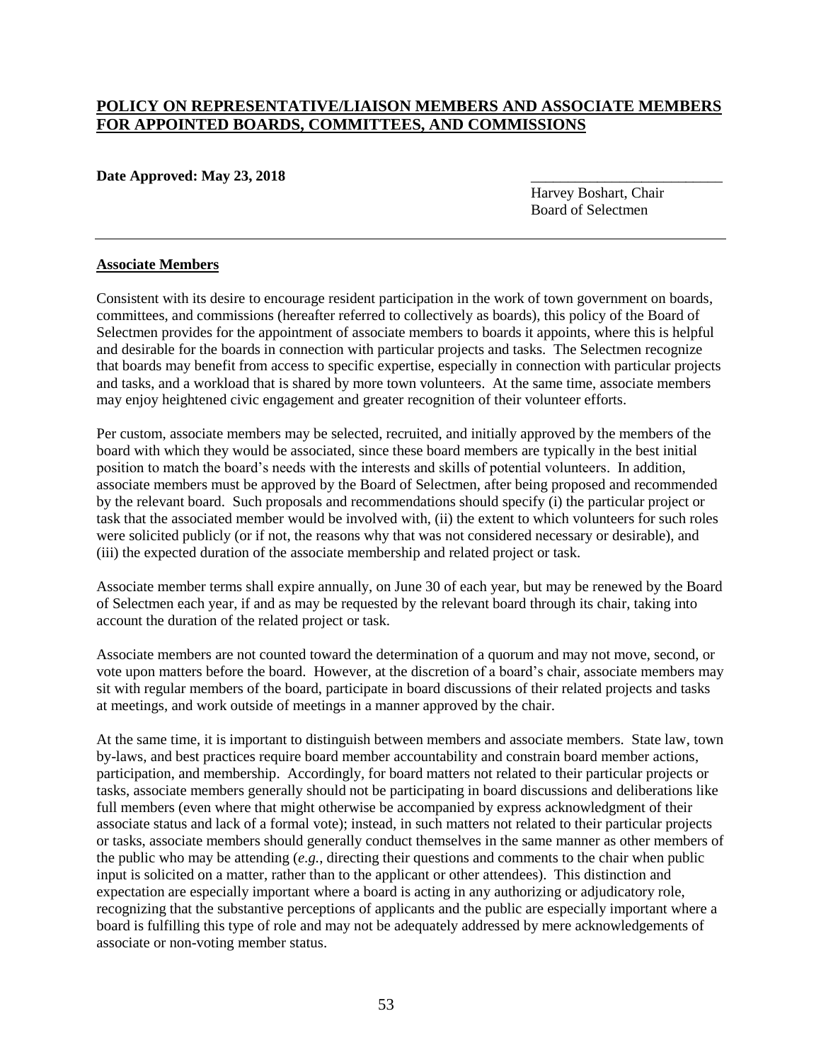# POLICY ON REPRESENTATIVE/LIAISON MEMBERS AND ASSOCIATE MEMBERS FOR APPOINTED BOARDS, COMMITTEES, AND COMMISSIONS

**Date Approved: May 23, 2018**

\_\_\_\_\_\_\_\_\_\_\_\_\_\_\_\_\_\_\_\_\_\_\_\_\_\_
Harvey Boshart, Chair
Board of Selectmen

---

**Associate Members**

Consistent with its desire to encourage resident participation in the work of town government on boards, committees, and commissions (hereafter referred to collectively as boards), this policy of the Board of Selectmen provides for the appointment of associate members to boards it appoints, where this is helpful and desirable for the boards in connection with particular projects and tasks. The Selectmen recognize that boards may benefit from access to specific expertise, especially in connection with particular projects and tasks, and a workload that is shared by more town volunteers. At the same time, associate members may enjoy heightened civic engagement and greater recognition of their volunteer efforts.

Per custom, associate members may be selected, recruited, and initially approved by the members of the board with which they would be associated, since these board members are typically in the best initial position to match the board's needs with the interests and skills of potential volunteers. In addition, associate members must be approved by the Board of Selectmen, after being proposed and recommended by the relevant board. Such proposals and recommendations should specify (i) the particular project or task that the associated member would be involved with, (ii) the extent to which volunteers for such roles were solicited publicly (or if not, the reasons why that was not considered necessary or desirable), and (iii) the expected duration of the associate membership and related project or task.

Associate member terms shall expire annually, on June 30 of each year, but may be renewed by the Board of Selectmen each year, if and as may be requested by the relevant board through its chair, taking into account the duration of the related project or task.

Associate members are not counted toward the determination of a quorum and may not move, second, or vote upon matters before the board. However, at the discretion of a board's chair, associate members may sit with regular members of the board, participate in board discussions of their related projects and tasks at meetings, and work outside of meetings in a manner approved by the chair.

At the same time, it is important to distinguish between members and associate members. State law, town by-laws, and best practices require board member accountability and constrain board member actions, participation, and membership. Accordingly, for board matters not related to their particular projects or tasks, associate members generally should not be participating in board discussions and deliberations like full members (even where that might otherwise be accompanied by express acknowledgment of their associate status and lack of a formal vote); instead, in such matters not related to their particular projects or tasks, associate members should generally conduct themselves in the same manner as other members of the public who may be attending (*e.g.*, directing their questions and comments to the chair when public input is solicited on a matter, rather than to the applicant or other attendees). This distinction and expectation are especially important where a board is acting in any authorizing or adjudicatory role, recognizing that the substantive perceptions of applicants and the public are especially important where a board is fulfilling this type of role and may not be adequately addressed by mere acknowledgements of associate or non-voting member status.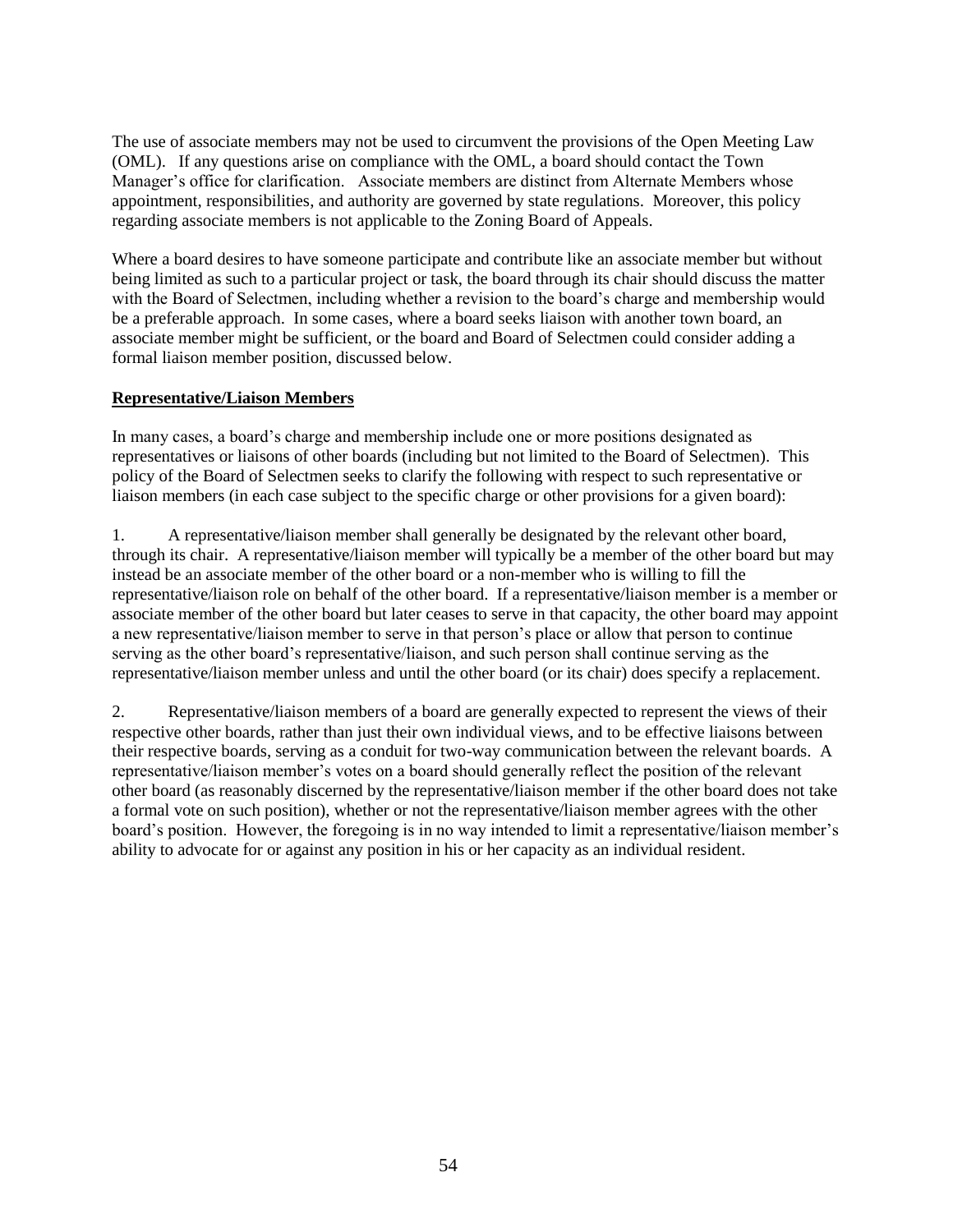The use of associate members may not be used to circumvent the provisions of the Open Meeting Law (OML). If any questions arise on compliance with the OML, a board should contact the Town Manager's office for clarification. Associate members are distinct from Alternate Members whose appointment, responsibilities, and authority are governed by state regulations. Moreover, this policy regarding associate members is not applicable to the Zoning Board of Appeals.

Where a board desires to have someone participate and contribute like an associate member but without being limited as such to a particular project or task, the board through its chair should discuss the matter with the Board of Selectmen, including whether a revision to the board's charge and membership would be a preferable approach. In some cases, where a board seeks liaison with another town board, an associate member might be sufficient, or the board and Board of Selectmen could consider adding a formal liaison member position, discussed below.

**Representative/Liaison Members**

In many cases, a board's charge and membership include one or more positions designated as representatives or liaisons of other boards (including but not limited to the Board of Selectmen). This policy of the Board of Selectmen seeks to clarify the following with respect to such representative or liaison members (in each case subject to the specific charge or other provisions for a given board):

1. A representative/liaison member shall generally be designated by the relevant other board, through its chair. A representative/liaison member will typically be a member of the other board but may instead be an associate member of the other board or a non-member who is willing to fill the representative/liaison role on behalf of the other board. If a representative/liaison member is a member or associate member of the other board but later ceases to serve in that capacity, the other board may appoint a new representative/liaison member to serve in that person's place or allow that person to continue serving as the other board's representative/liaison, and such person shall continue serving as the representative/liaison member unless and until the other board (or its chair) does specify a replacement.

2. Representative/liaison members of a board are generally expected to represent the views of their respective other boards, rather than just their own individual views, and to be effective liaisons between their respective boards, serving as a conduit for two-way communication between the relevant boards. A representative/liaison member's votes on a board should generally reflect the position of the relevant other board (as reasonably discerned by the representative/liaison member if the other board does not take a formal vote on such position), whether or not the representative/liaison member agrees with the other board's position. However, the foregoing is in no way intended to limit a representative/liaison member's ability to advocate for or against any position in his or her capacity as an individual resident.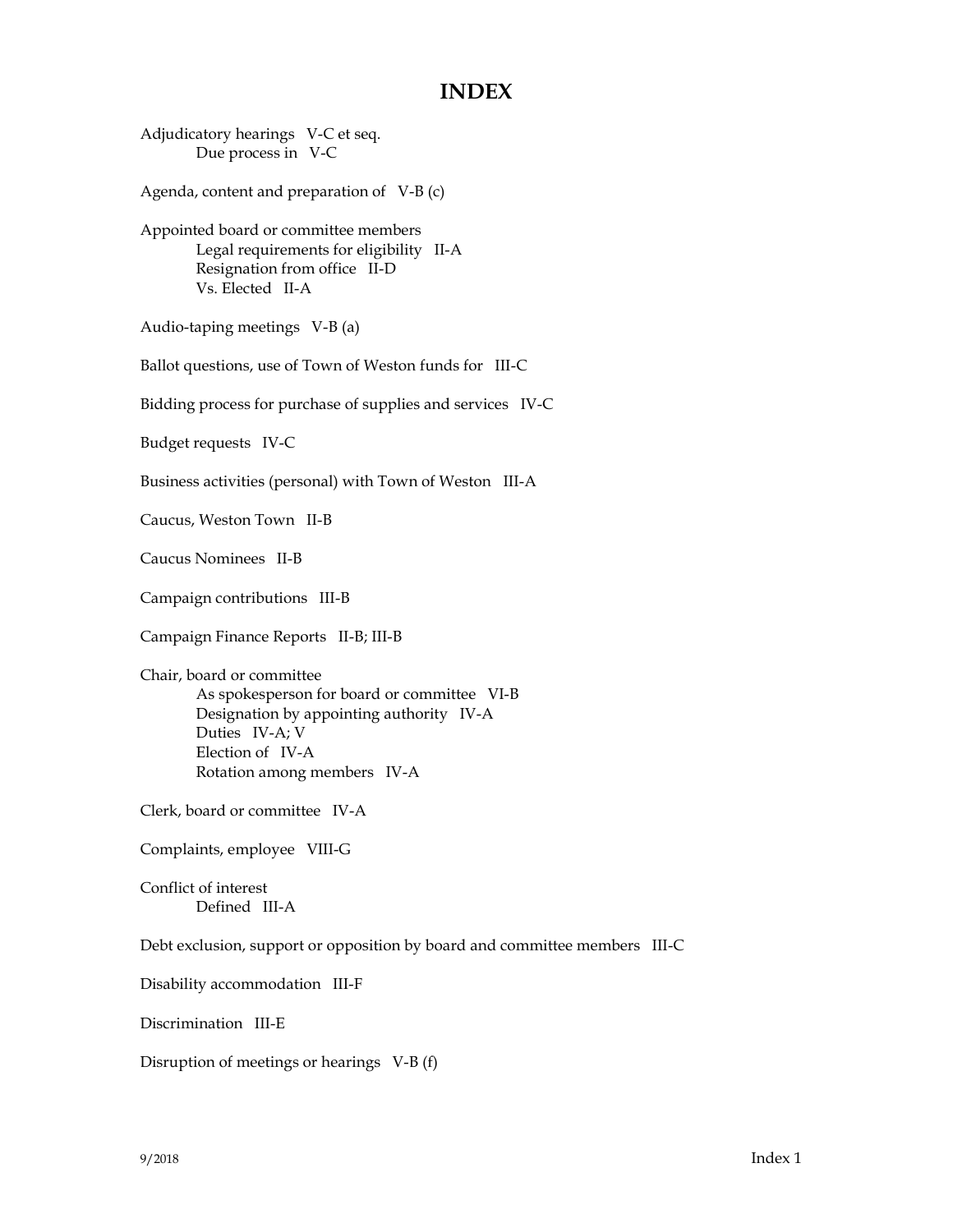# INDEX

Adjudicatory hearings V-C et seq.
  Due process in V-C

Agenda, content and preparation of V-B (c)

Appointed board or committee members
  Legal requirements for eligibility II-A
  Resignation from office II-D
  Vs. Elected II-A

Audio-taping meetings V-B (a)

Ballot questions, use of Town of Weston funds for III-C

Bidding process for purchase of supplies and services IV-C

Budget requests IV-C

Business activities (personal) with Town of Weston III-A

Caucus, Weston Town II-B

Caucus Nominees II-B

Campaign contributions III-B

Campaign Finance Reports II-B; III-B

Chair, board or committee
  As spokesperson for board or committee VI-B
  Designation by appointing authority IV-A
  Duties IV-A; V
  Election of IV-A
  Rotation among members IV-A

Clerk, board or committee IV-A

Complaints, employee VIII-G

Conflict of interest
  Defined III-A

Debt exclusion, support or opposition by board and committee members III-C

Disability accommodation III-F

Discrimination III-E

Disruption of meetings or hearings V-B (f)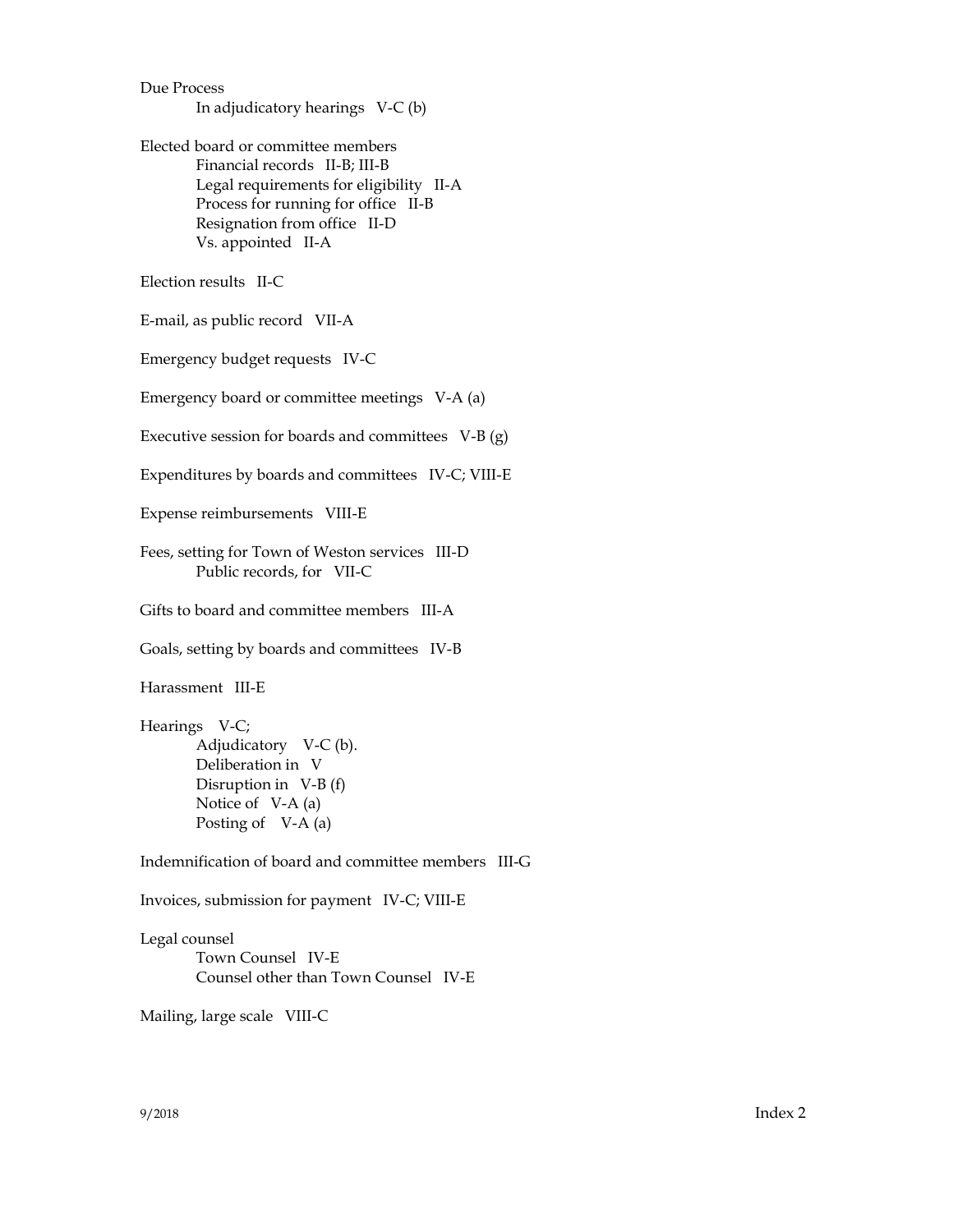Due Process
    In adjudicatory hearings   V-C (b)

Elected board or committee members
    Financial records   II-B; III-B
    Legal requirements for eligibility   II-A
    Process for running for office   II-B
    Resignation from office   II-D
    Vs. appointed   II-A

Election results   II-C

E-mail, as public record   VII-A

Emergency budget requests   IV-C

Emergency board or committee meetings   V-A (a)

Executive session for boards and committees   V-B (g)

Expenditures by boards and committees   IV-C; VIII-E

Expense reimbursements   VIII-E

Fees, setting for Town of Weston services   III-D
    Public records, for   VII-C

Gifts to board and committee members   III-A

Goals, setting by boards and committees   IV-B

Harassment   III-E

Hearings   V-C;
    Adjudicatory   V-C (b).
    Deliberation in   V
    Disruption in   V-B (f)
    Notice of   V-A (a)
    Posting of   V-A (a)

Indemnification of board and committee members   III-G

Invoices, submission for payment   IV-C; VIII-E

Legal counsel
    Town Counsel   IV-E
    Counsel other than Town Counsel   IV-E

Mailing, large scale   VIII-C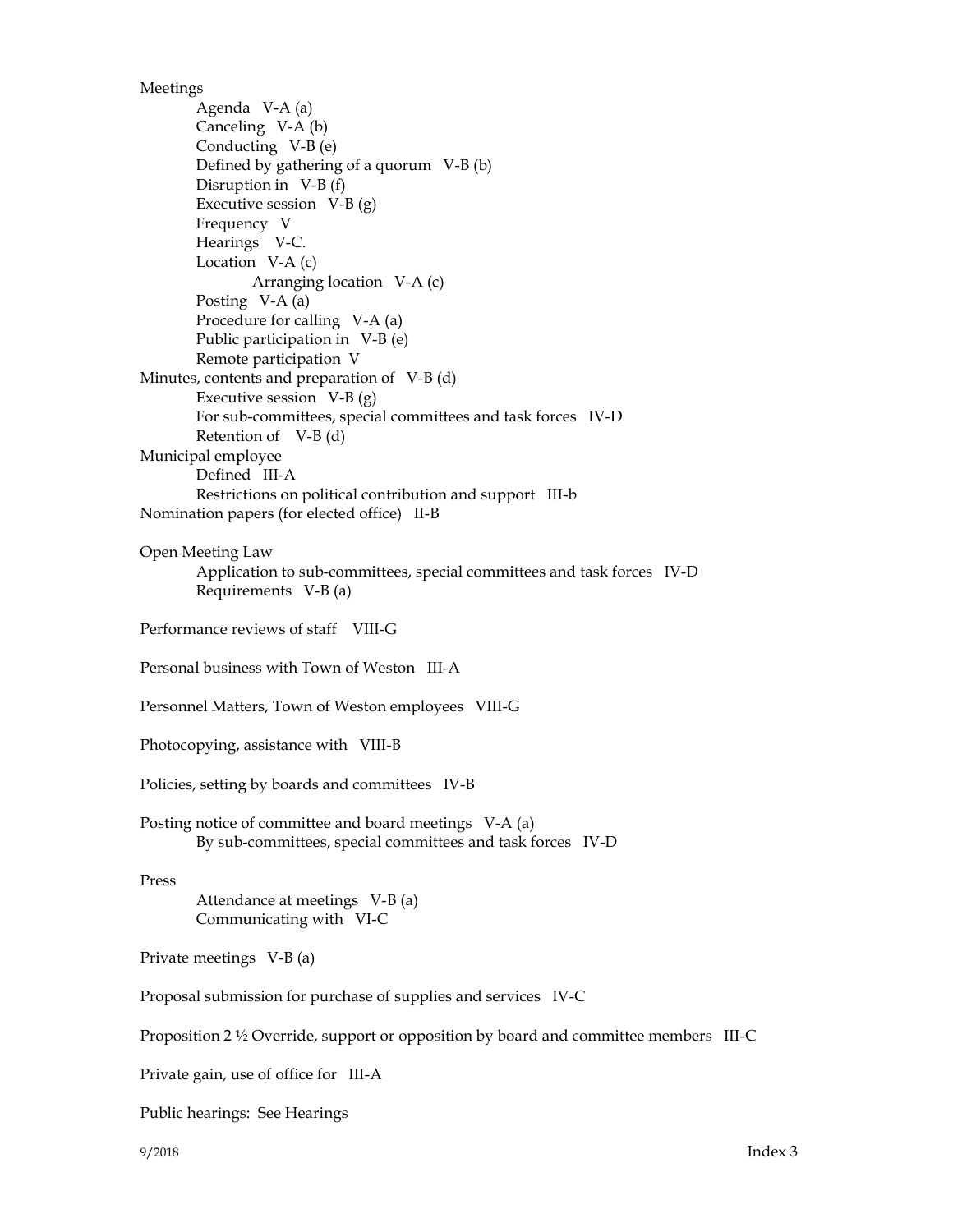Meetings
- Agenda   V-A (a)
- Canceling   V-A (b)
- Conducting   V-B (e)
- Defined by gathering of a quorum   V-B (b)
- Disruption in   V-B (f)
- Executive session   V-B (g)
- Frequency   V
- Hearings   V-C.
- Location   V-A (c)
  - Arranging location   V-A (c)
- Posting   V-A (a)
- Procedure for calling   V-A (a)
- Public participation in   V-B (e)
- Remote participation  V

Minutes, contents and preparation of   V-B (d)
- Executive session   V-B (g)
- For sub-committees, special committees and task forces   IV-D
- Retention of    V-B (d)

Municipal employee
- Defined   III-A
- Restrictions on political contribution and support   III-b

Nomination papers (for elected office)   II-B

Open Meeting Law
- Application to sub-committees, special committees and task forces   IV-D
- Requirements   V-B (a)

Performance reviews of staff    VIII-G

Personal business with Town of Weston   III-A

Personnel Matters, Town of Weston employees   VIII-G

Photocopying, assistance with   VIII-B

Policies, setting by boards and committees   IV-B

Posting notice of committee and board meetings   V-A (a)
- By sub-committees, special committees and task forces   IV-D

Press
- Attendance at meetings   V-B (a)
- Communicating with   VI-C

Private meetings   V-B (a)

Proposal submission for purchase of supplies and services   IV-C

Proposition 2 ½ Override, support or opposition by board and committee members   III-C

Private gain, use of office for   III-A

Public hearings:  See Hearings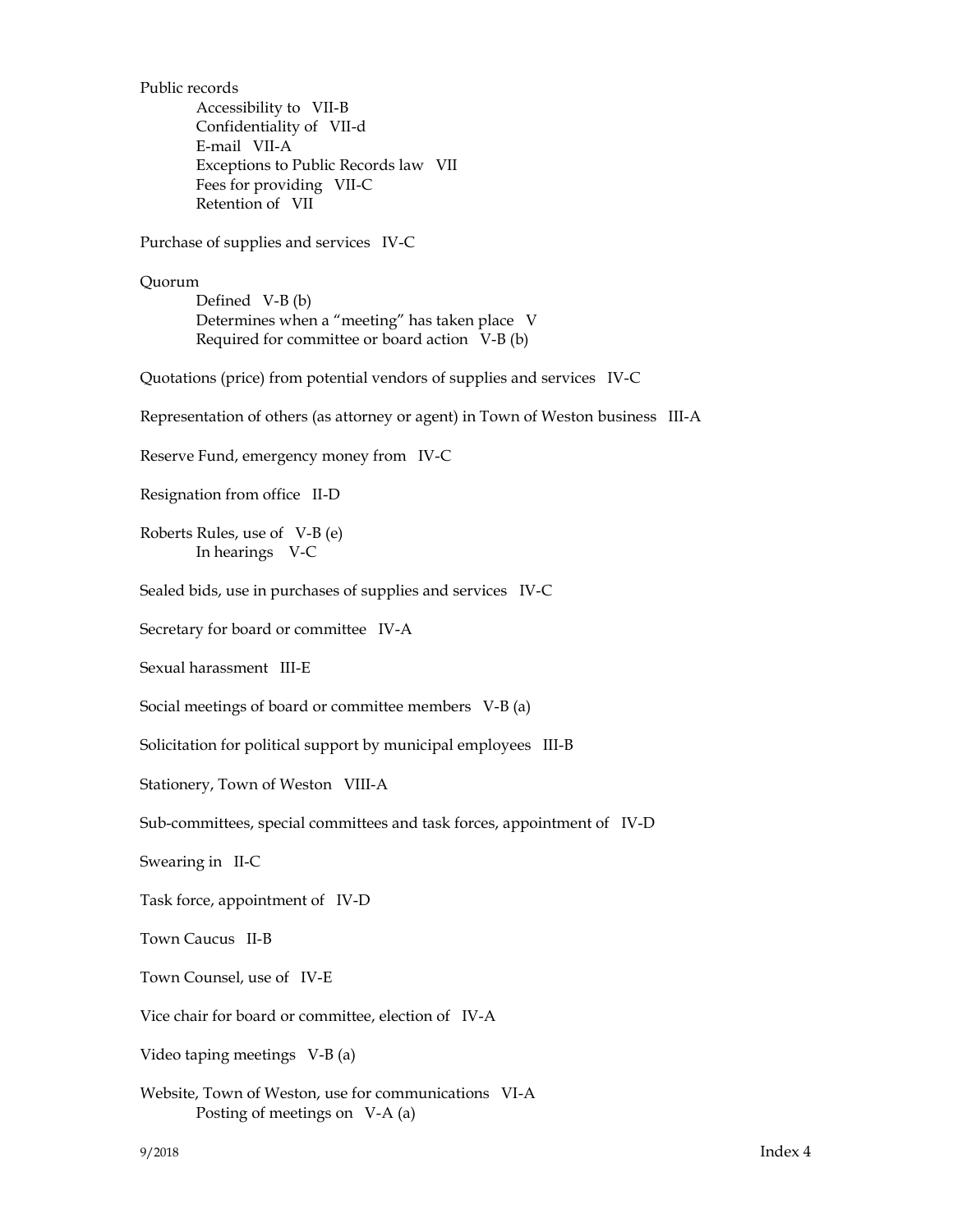Public records
- Accessibility to VII-B
- Confidentiality of VII-d
- E-mail VII-A
- Exceptions to Public Records law VII
- Fees for providing VII-C
- Retention of VII

Purchase of supplies and services IV-C

Quorum
- Defined V-B (b)
- Determines when a "meeting" has taken place V
- Required for committee or board action V-B (b)

Quotations (price) from potential vendors of supplies and services IV-C

Representation of others (as attorney or agent) in Town of Weston business III-A

Reserve Fund, emergency money from IV-C

Resignation from office II-D

Roberts Rules, use of V-B (e)
- In hearings V-C

Sealed bids, use in purchases of supplies and services IV-C

Secretary for board or committee IV-A

Sexual harassment III-E

Social meetings of board or committee members V-B (a)

Solicitation for political support by municipal employees III-B

Stationery, Town of Weston VIII-A

Sub-committees, special committees and task forces, appointment of IV-D

Swearing in II-C

Task force, appointment of IV-D

Town Caucus II-B

Town Counsel, use of IV-E

Vice chair for board or committee, election of IV-A

Video taping meetings V-B (a)

Website, Town of Weston, use for communications VI-A
- Posting of meetings on V-A (a)